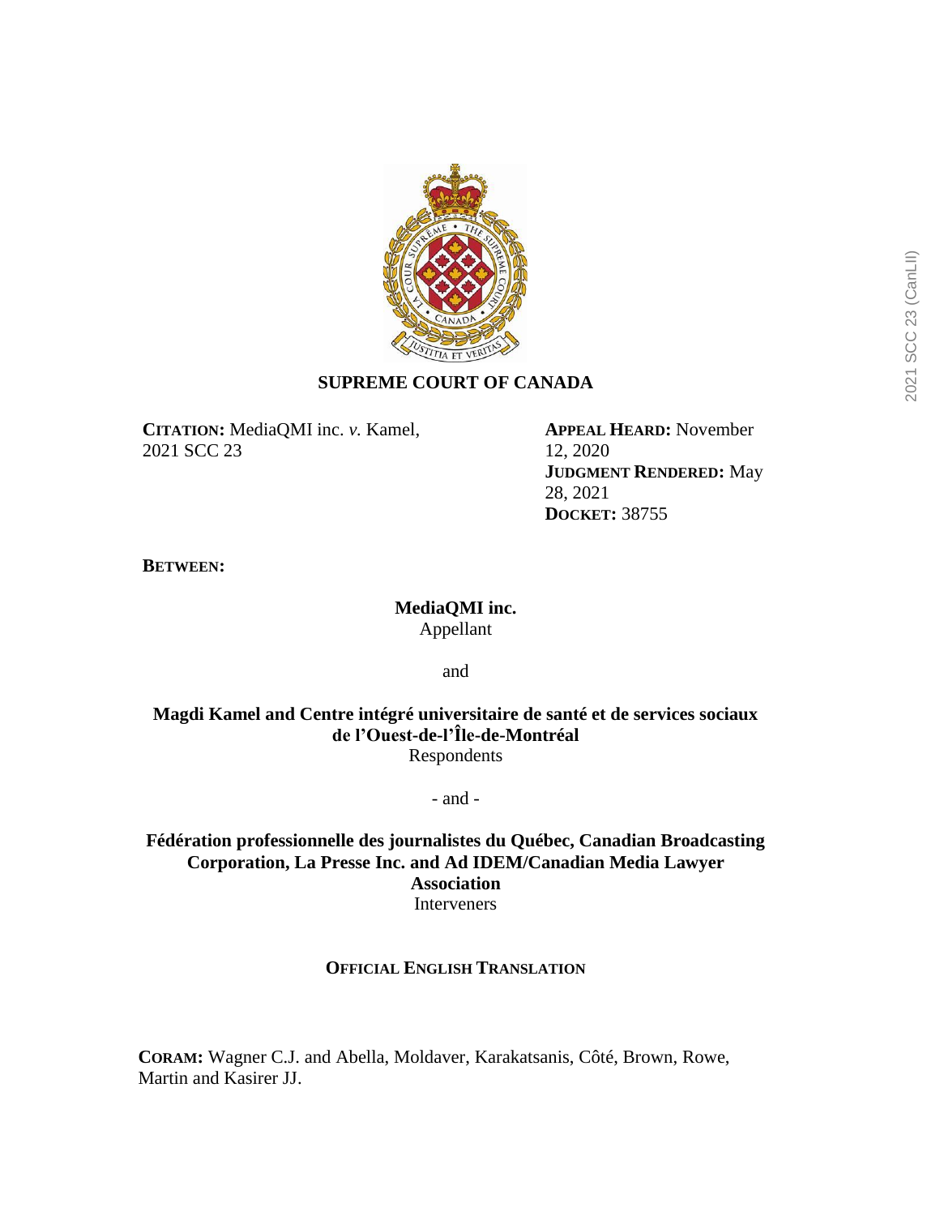# SUPREME COURT OF CANADA

**CITATION:** MediaQMI inc. *v.* Kamel, 2021 SCC 23

**APPEAL HEARD:** November 12, 2020
**JUDGMENT RENDERED:** May 28, 2021
**DOCKET:** 38755

**BETWEEN:**

**MediaQMI inc.**
Appellant

and

**Magdi Kamel and Centre intégré universitaire de santé et de services sociaux de l'Ouest-de-l'Île-de-Montréal**
Respondents

- and -

**Fédération professionnelle des journalistes du Québec, Canadian Broadcasting Corporation, La Presse Inc. and Ad IDEM/Canadian Media Lawyer Association**
Interveners

**OFFICIAL ENGLISH TRANSLATION**

**CORAM:** Wagner C.J. and Abella, Moldaver, Karakatsanis, Côté, Brown, Rowe, Martin and Kasirer JJ.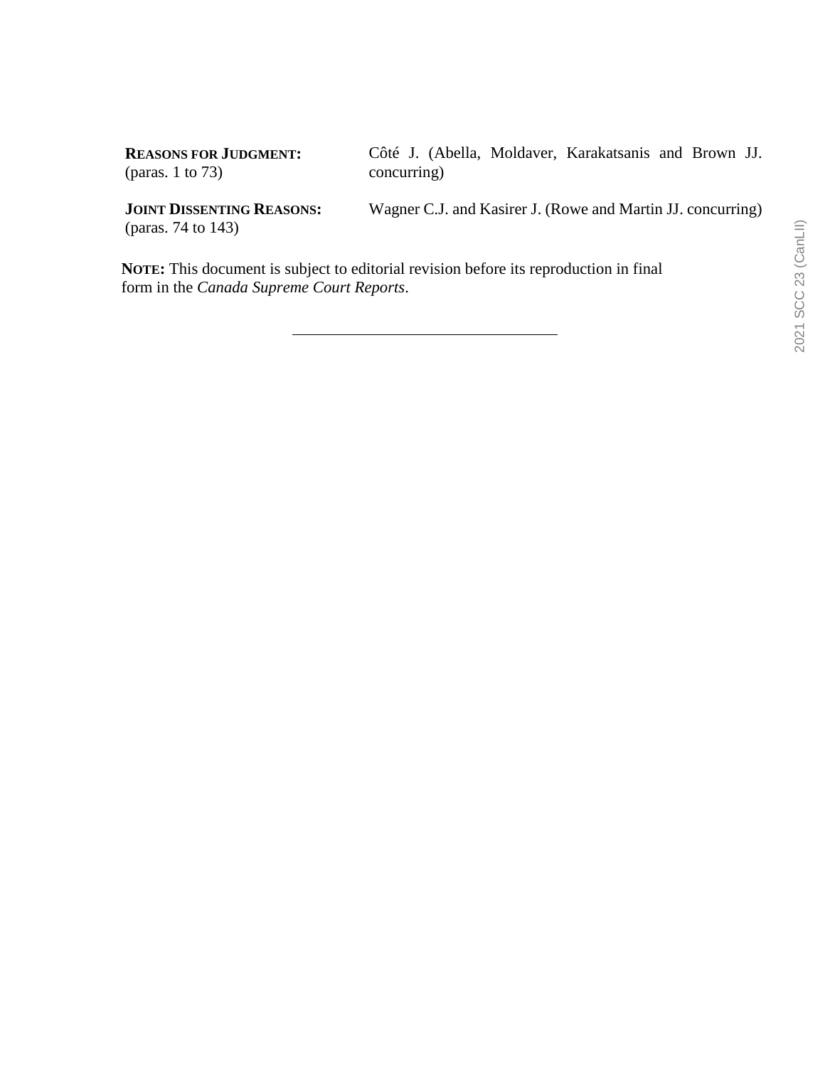| | |
|---|---|
| **REASONS FOR JUDGMENT:** (paras. 1 to 73) | Côté J. (Abella, Moldaver, Karakatsanis and Brown JJ. concurring) |
| **JOINT DISSENTING REASONS:** (paras. 74 to 143) | Wagner C.J. and Kasirer J. (Rowe and Martin JJ. concurring) |

**NOTE:** This document is subject to editorial revision before its reproduction in final form in the *Canada Supreme Court Reports*.

---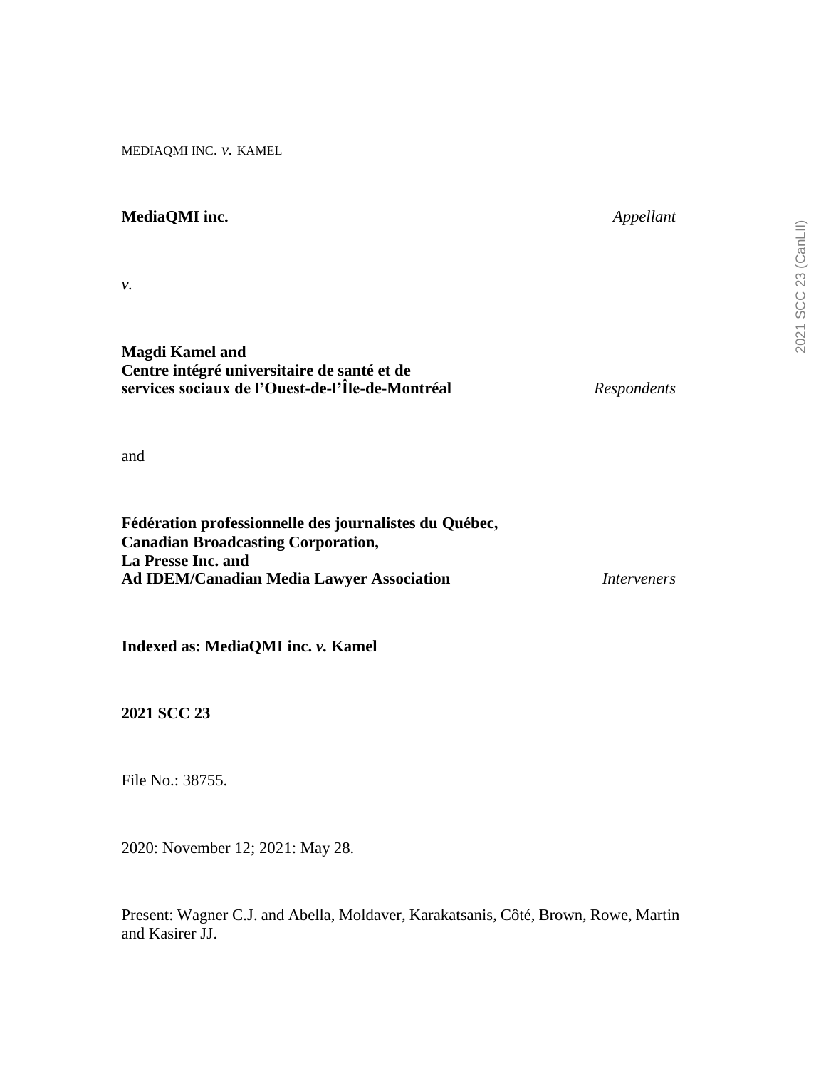MEDIAQMI INC. *v.* KAMEL

**MediaQMI inc.** *Appellant*

*v.*

**Magdi Kamel and**
**Centre intégré universitaire de santé et de services sociaux de l'Ouest-de-l'Île-de-Montréal** *Respondents*

and

**Fédération professionnelle des journalistes du Québec,**
**Canadian Broadcasting Corporation,**
**La Presse Inc. and**
**Ad IDEM/Canadian Media Lawyer Association** *Interveners*

**Indexed as: MediaQMI inc. *v.* Kamel**

**2021 SCC 23**

File No.: 38755.

2020: November 12; 2021: May 28.

Present: Wagner C.J. and Abella, Moldaver, Karakatsanis, Côté, Brown, Rowe, Martin and Kasirer JJ.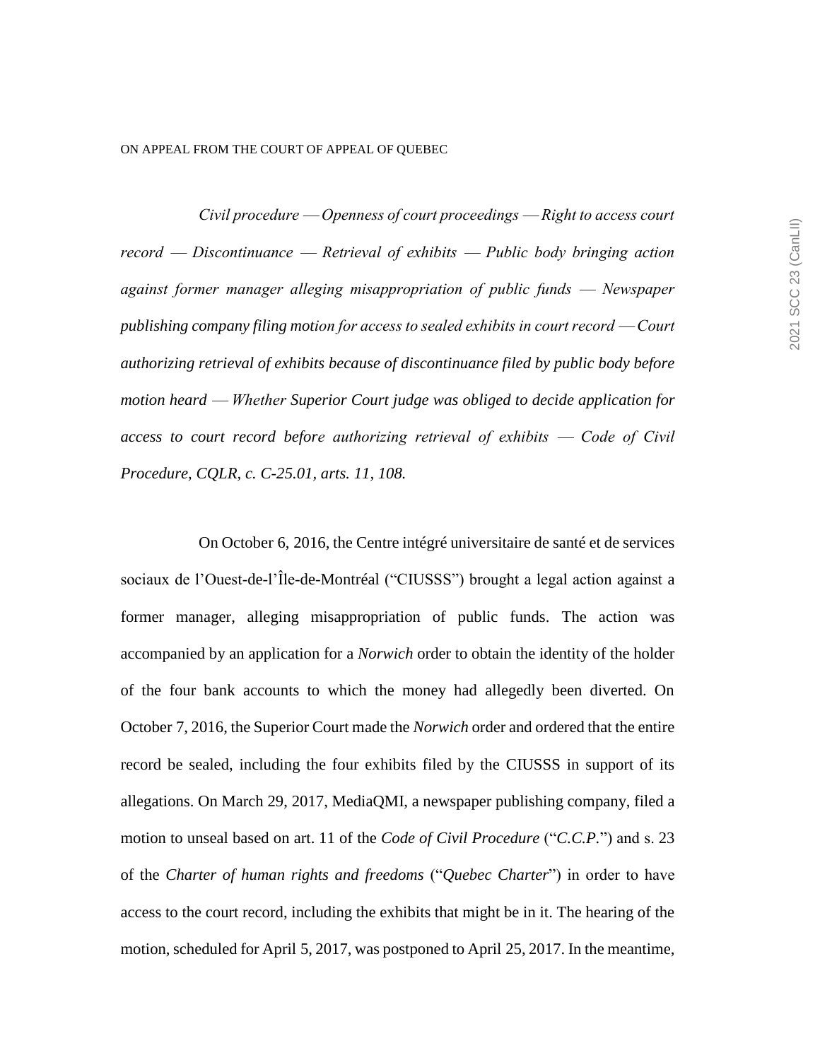ON APPEAL FROM THE COURT OF APPEAL OF QUEBEC

*Civil procedure — Openness of court proceedings — Right to access court record — Discontinuance — Retrieval of exhibits — Public body bringing action against former manager alleging misappropriation of public funds — Newspaper publishing company filing motion for access to sealed exhibits in court record — Court authorizing retrieval of exhibits because of discontinuance filed by public body before motion heard — Whether Superior Court judge was obliged to decide application for access to court record before authorizing retrieval of exhibits — Code of Civil Procedure, CQLR, c. C-25.01, arts. 11, 108.*

On October 6, 2016, the Centre intégré universitaire de santé et de services sociaux de l'Ouest-de-l'Île-de-Montréal ("CIUSSS") brought a legal action against a former manager, alleging misappropriation of public funds. The action was accompanied by an application for a *Norwich* order to obtain the identity of the holder of the four bank accounts to which the money had allegedly been diverted. On October 7, 2016, the Superior Court made the *Norwich* order and ordered that the entire record be sealed, including the four exhibits filed by the CIUSSS in support of its allegations. On March 29, 2017, MediaQMI, a newspaper publishing company, filed a motion to unseal based on art. 11 of the *Code of Civil Procedure* ("*C.C.P.*") and s. 23 of the *Charter of human rights and freedoms* ("*Quebec Charter*") in order to have access to the court record, including the exhibits that might be in it. The hearing of the motion, scheduled for April 5, 2017, was postponed to April 25, 2017. In the meantime,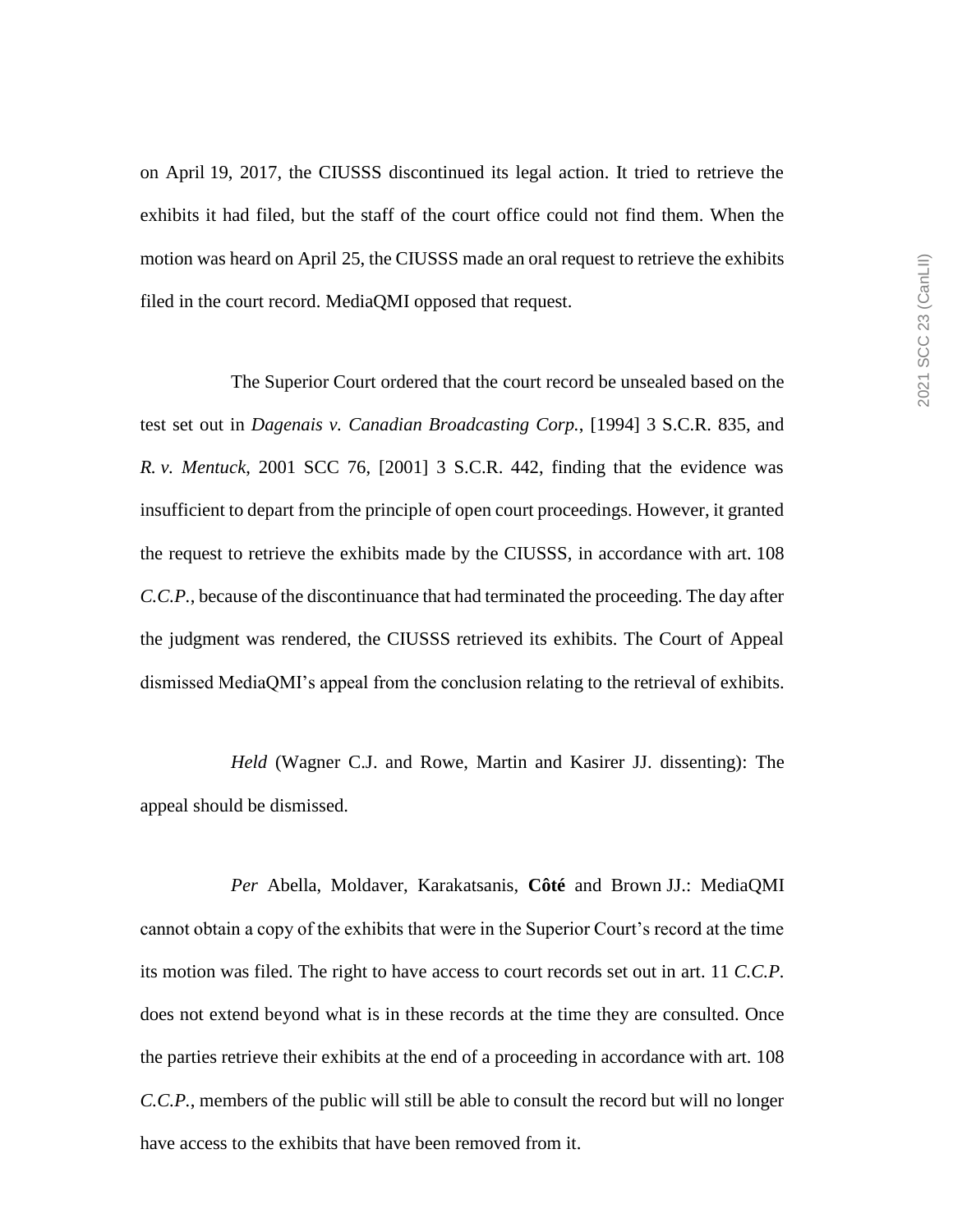on April 19, 2017, the CIUSSS discontinued its legal action. It tried to retrieve the exhibits it had filed, but the staff of the court office could not find them. When the motion was heard on April 25, the CIUSSS made an oral request to retrieve the exhibits filed in the court record. MediaQMI opposed that request.

The Superior Court ordered that the court record be unsealed based on the test set out in *Dagenais v. Canadian Broadcasting Corp.*, [1994] 3 S.C.R. 835, and *R. v. Mentuck*, 2001 SCC 76, [2001] 3 S.C.R. 442, finding that the evidence was insufficient to depart from the principle of open court proceedings. However, it granted the request to retrieve the exhibits made by the CIUSSS, in accordance with art. 108 *C.C.P.*, because of the discontinuance that had terminated the proceeding. The day after the judgment was rendered, the CIUSSS retrieved its exhibits. The Court of Appeal dismissed MediaQMI's appeal from the conclusion relating to the retrieval of exhibits.

*Held* (Wagner C.J. and Rowe, Martin and Kasirer JJ. dissenting): The appeal should be dismissed.

*Per* Abella, Moldaver, Karakatsanis, **Côté** and Brown JJ.: MediaQMI cannot obtain a copy of the exhibits that were in the Superior Court's record at the time its motion was filed. The right to have access to court records set out in art. 11 *C.C.P.* does not extend beyond what is in these records at the time they are consulted. Once the parties retrieve their exhibits at the end of a proceeding in accordance with art. 108 *C.C.P.*, members of the public will still be able to consult the record but will no longer have access to the exhibits that have been removed from it.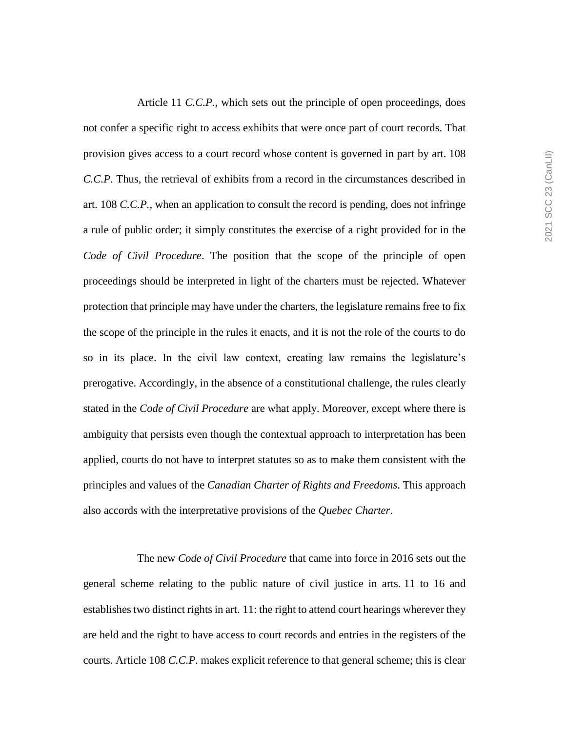Article 11 *C.C.P.*, which sets out the principle of open proceedings, does not confer a specific right to access exhibits that were once part of court records. That provision gives access to a court record whose content is governed in part by art. 108 *C.C.P*. Thus, the retrieval of exhibits from a record in the circumstances described in art. 108 *C.C.P.*, when an application to consult the record is pending, does not infringe a rule of public order; it simply constitutes the exercise of a right provided for in the *Code of Civil Procedure*. The position that the scope of the principle of open proceedings should be interpreted in light of the charters must be rejected. Whatever protection that principle may have under the charters, the legislature remains free to fix the scope of the principle in the rules it enacts, and it is not the role of the courts to do so in its place. In the civil law context, creating law remains the legislature's prerogative. Accordingly, in the absence of a constitutional challenge, the rules clearly stated in the *Code of Civil Procedure* are what apply. Moreover, except where there is ambiguity that persists even though the contextual approach to interpretation has been applied, courts do not have to interpret statutes so as to make them consistent with the principles and values of the *Canadian Charter of Rights and Freedoms*. This approach also accords with the interpretative provisions of the *Quebec Charter*.

The new *Code of Civil Procedure* that came into force in 2016 sets out the general scheme relating to the public nature of civil justice in arts. 11 to 16 and establishes two distinct rights in art. 11: the right to attend court hearings wherever they are held and the right to have access to court records and entries in the registers of the courts. Article 108 *C.C.P*. makes explicit reference to that general scheme; this is clear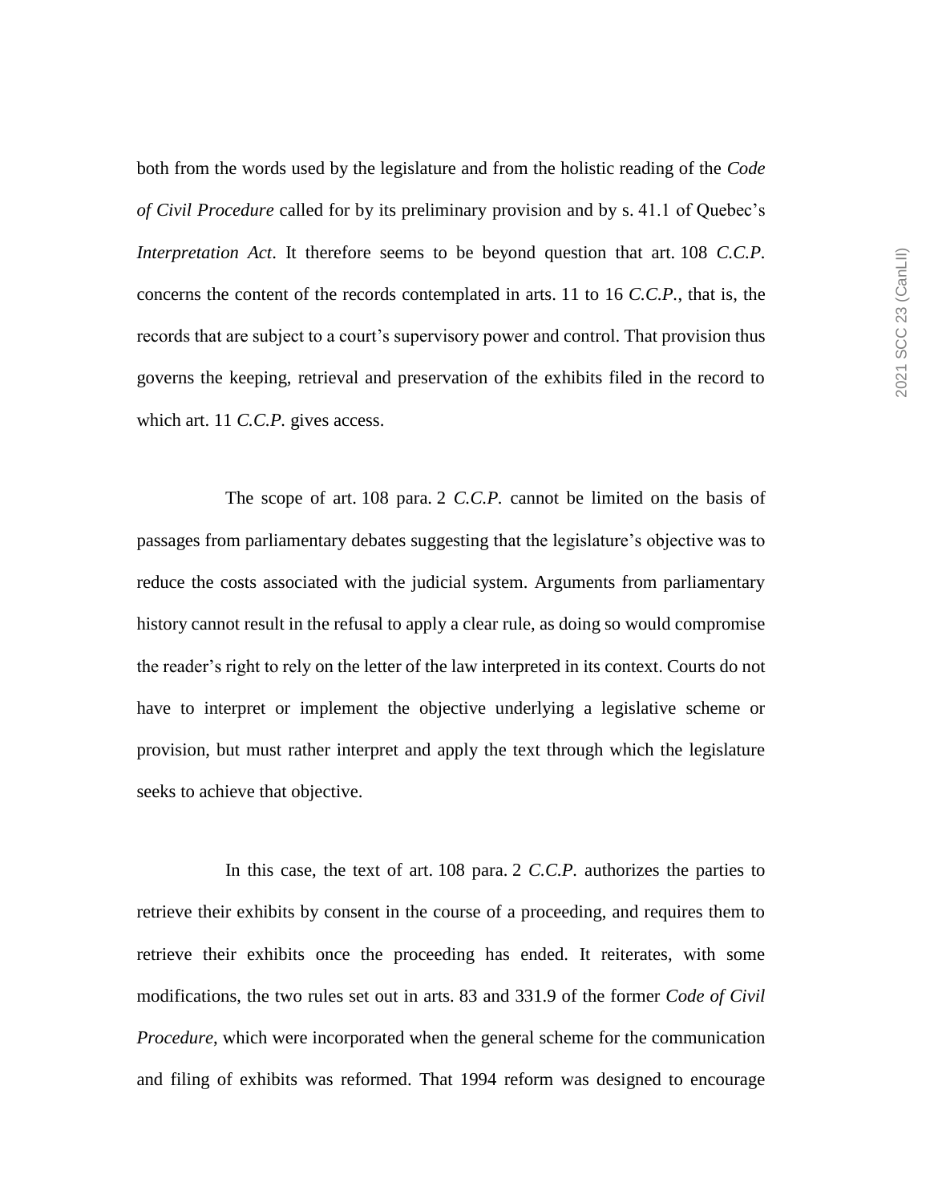both from the words used by the legislature and from the holistic reading of the *Code of Civil Procedure* called for by its preliminary provision and by s. 41.1 of Quebec's *Interpretation Act*. It therefore seems to be beyond question that art. 108 *C.C.P.* concerns the content of the records contemplated in arts. 11 to 16 *C.C.P.*, that is, the records that are subject to a court's supervisory power and control. That provision thus governs the keeping, retrieval and preservation of the exhibits filed in the record to which art. 11 *C.C.P.* gives access.

The scope of art. 108 para. 2 *C.C.P.* cannot be limited on the basis of passages from parliamentary debates suggesting that the legislature's objective was to reduce the costs associated with the judicial system. Arguments from parliamentary history cannot result in the refusal to apply a clear rule, as doing so would compromise the reader's right to rely on the letter of the law interpreted in its context. Courts do not have to interpret or implement the objective underlying a legislative scheme or provision, but must rather interpret and apply the text through which the legislature seeks to achieve that objective.

In this case, the text of art. 108 para. 2 *C.C.P.* authorizes the parties to retrieve their exhibits by consent in the course of a proceeding, and requires them to retrieve their exhibits once the proceeding has ended. It reiterates, with some modifications, the two rules set out in arts. 83 and 331.9 of the former *Code of Civil Procedure*, which were incorporated when the general scheme for the communication and filing of exhibits was reformed. That 1994 reform was designed to encourage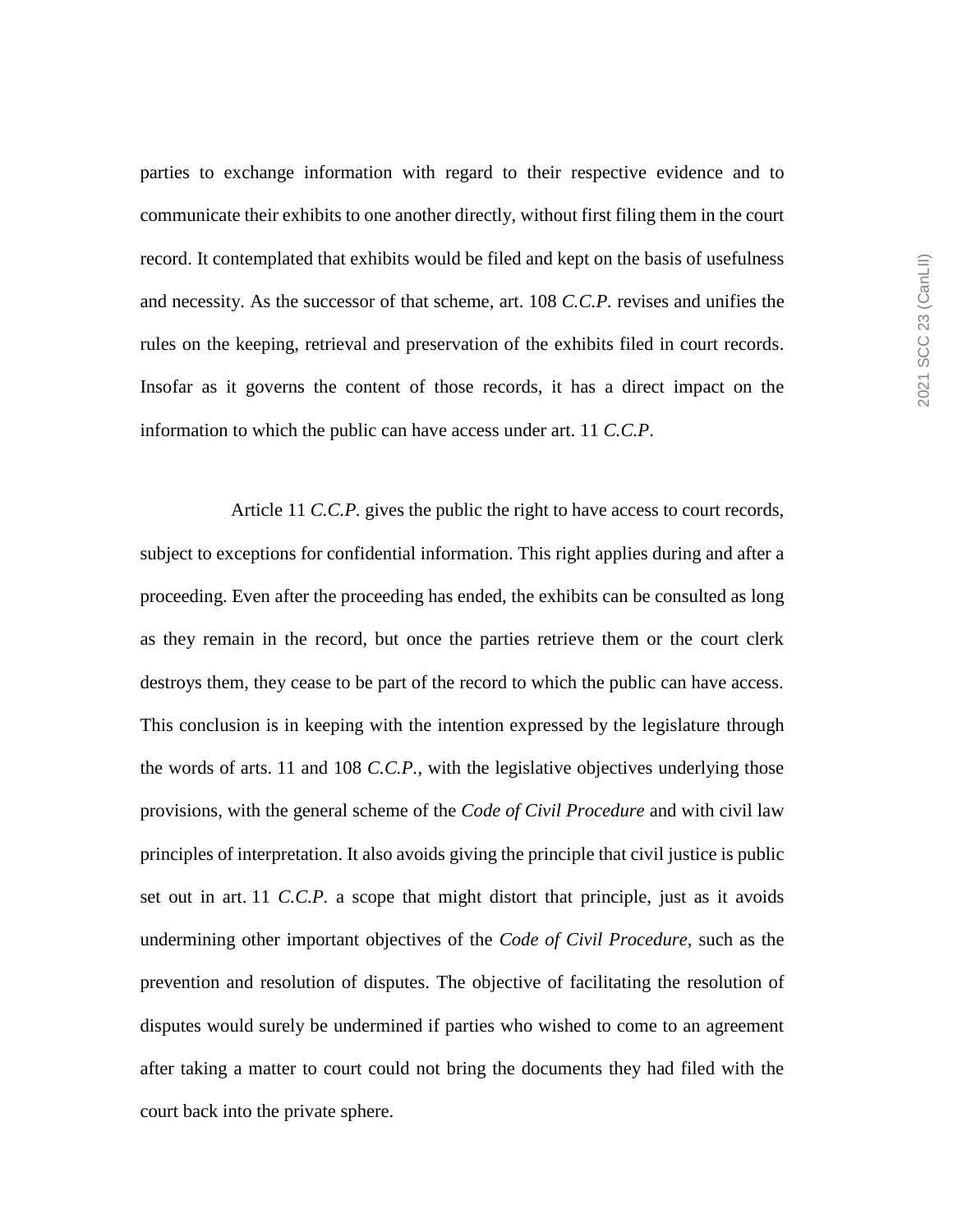parties to exchange information with regard to their respective evidence and to communicate their exhibits to one another directly, without first filing them in the court record. It contemplated that exhibits would be filed and kept on the basis of usefulness and necessity. As the successor of that scheme, art. 108 *C.C.P.* revises and unifies the rules on the keeping, retrieval and preservation of the exhibits filed in court records. Insofar as it governs the content of those records, it has a direct impact on the information to which the public can have access under art. 11 *C.C.P*.

Article 11 *C.C.P.* gives the public the right to have access to court records, subject to exceptions for confidential information. This right applies during and after a proceeding. Even after the proceeding has ended, the exhibits can be consulted as long as they remain in the record, but once the parties retrieve them or the court clerk destroys them, they cease to be part of the record to which the public can have access. This conclusion is in keeping with the intention expressed by the legislature through the words of arts. 11 and 108 *C.C.P.*, with the legislative objectives underlying those provisions, with the general scheme of the *Code of Civil Procedure* and with civil law principles of interpretation. It also avoids giving the principle that civil justice is public set out in art. 11 *C.C.P.* a scope that might distort that principle, just as it avoids undermining other important objectives of the *Code of Civil Procedure*, such as the prevention and resolution of disputes. The objective of facilitating the resolution of disputes would surely be undermined if parties who wished to come to an agreement after taking a matter to court could not bring the documents they had filed with the court back into the private sphere.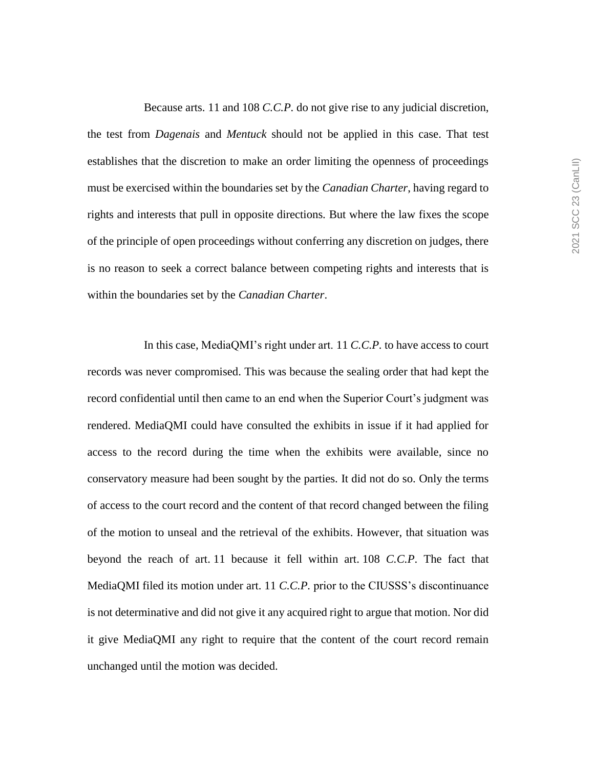Because arts. 11 and 108 *C.C.P.* do not give rise to any judicial discretion, the test from *Dagenais* and *Mentuck* should not be applied in this case. That test establishes that the discretion to make an order limiting the openness of proceedings must be exercised within the boundaries set by the *Canadian Charter*, having regard to rights and interests that pull in opposite directions. But where the law fixes the scope of the principle of open proceedings without conferring any discretion on judges, there is no reason to seek a correct balance between competing rights and interests that is within the boundaries set by the *Canadian Charter*.

In this case, MediaQMI's right under art. 11 *C.C.P.* to have access to court records was never compromised. This was because the sealing order that had kept the record confidential until then came to an end when the Superior Court's judgment was rendered. MediaQMI could have consulted the exhibits in issue if it had applied for access to the record during the time when the exhibits were available, since no conservatory measure had been sought by the parties. It did not do so. Only the terms of access to the court record and the content of that record changed between the filing of the motion to unseal and the retrieval of the exhibits. However, that situation was beyond the reach of art. 11 because it fell within art. 108 *C.C.P.* The fact that MediaQMI filed its motion under art. 11 *C.C.P.* prior to the CIUSSS's discontinuance is not determinative and did not give it any acquired right to argue that motion. Nor did it give MediaQMI any right to require that the content of the court record remain unchanged until the motion was decided.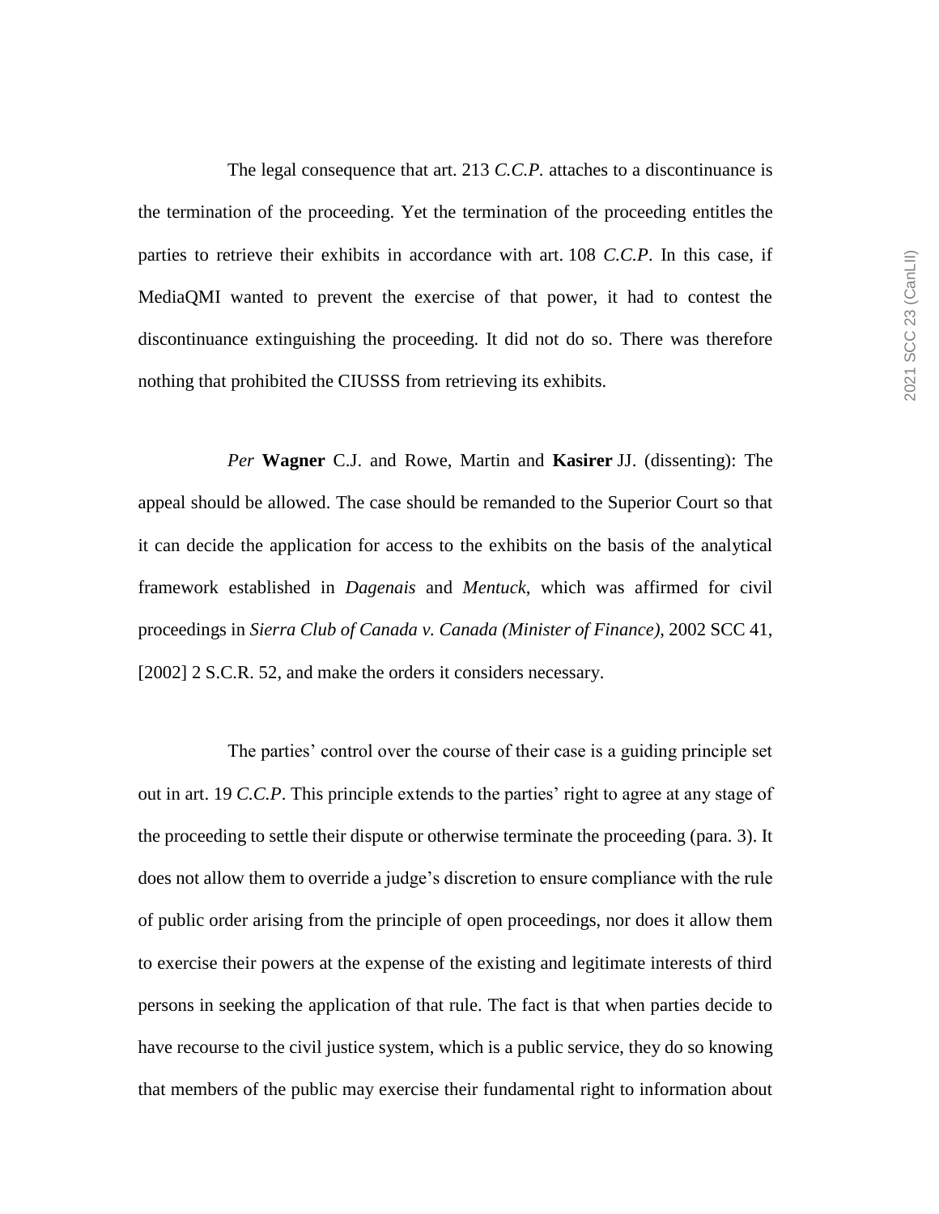The legal consequence that art. 213 *C.C.P.* attaches to a discontinuance is the termination of the proceeding. Yet the termination of the proceeding entitles the parties to retrieve their exhibits in accordance with art. 108 *C.C.P*. In this case, if MediaQMI wanted to prevent the exercise of that power, it had to contest the discontinuance extinguishing the proceeding. It did not do so. There was therefore nothing that prohibited the CIUSSS from retrieving its exhibits.

*Per* **Wagner** C.J. and Rowe, Martin and **Kasirer** JJ. (dissenting): The appeal should be allowed. The case should be remanded to the Superior Court so that it can decide the application for access to the exhibits on the basis of the analytical framework established in *Dagenais* and *Mentuck*, which was affirmed for civil proceedings in *Sierra Club of Canada v. Canada (Minister of Finance)*, 2002 SCC 41, [2002] 2 S.C.R. 52, and make the orders it considers necessary.

The parties' control over the course of their case is a guiding principle set out in art. 19 *C.C.P*. This principle extends to the parties' right to agree at any stage of the proceeding to settle their dispute or otherwise terminate the proceeding (para. 3). It does not allow them to override a judge's discretion to ensure compliance with the rule of public order arising from the principle of open proceedings, nor does it allow them to exercise their powers at the expense of the existing and legitimate interests of third persons in seeking the application of that rule. The fact is that when parties decide to have recourse to the civil justice system, which is a public service, they do so knowing that members of the public may exercise their fundamental right to information about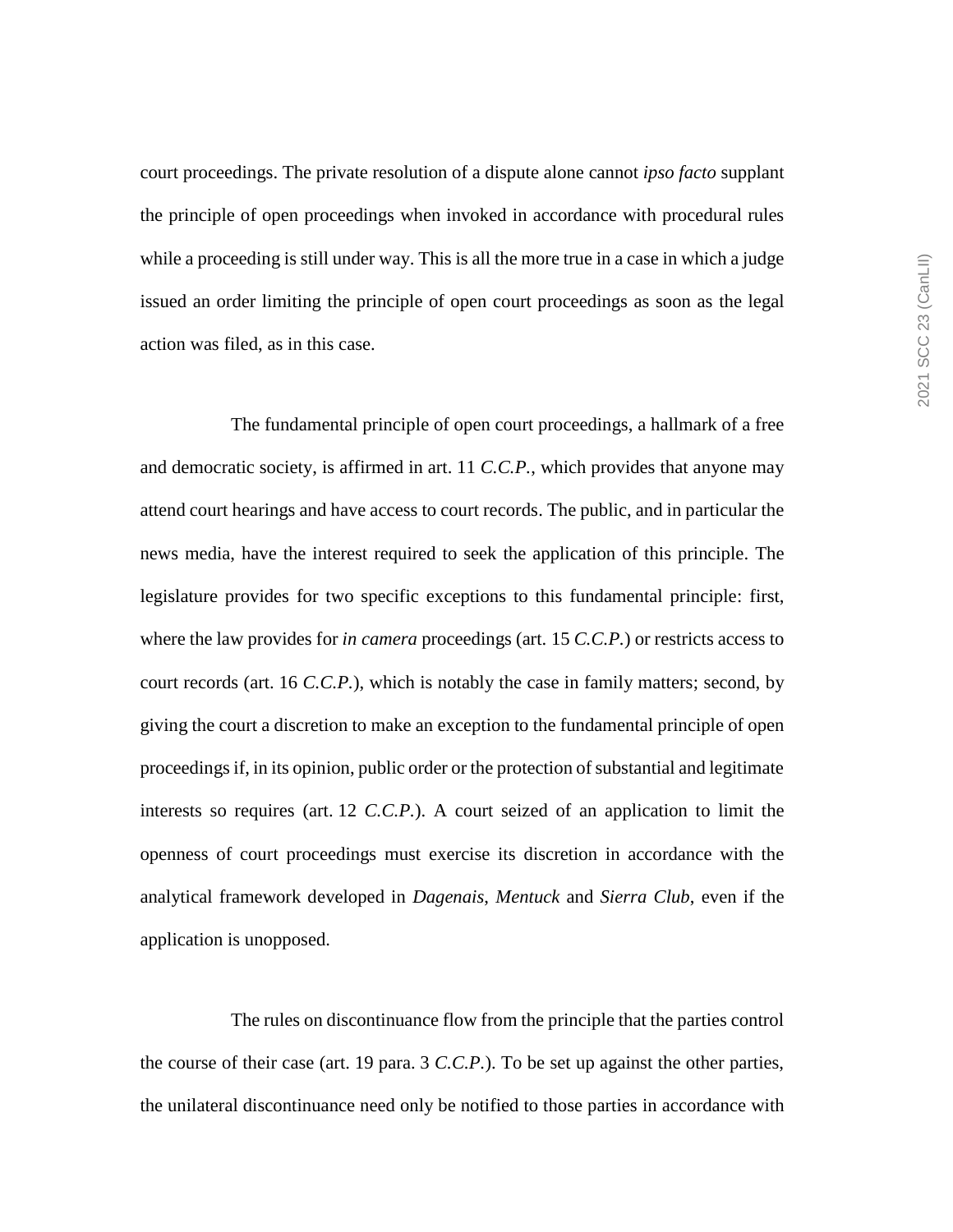court proceedings. The private resolution of a dispute alone cannot *ipso facto* supplant the principle of open proceedings when invoked in accordance with procedural rules while a proceeding is still under way. This is all the more true in a case in which a judge issued an order limiting the principle of open court proceedings as soon as the legal action was filed, as in this case.

The fundamental principle of open court proceedings, a hallmark of a free and democratic society, is affirmed in art. 11 *C.C.P.*, which provides that anyone may attend court hearings and have access to court records. The public, and in particular the news media, have the interest required to seek the application of this principle. The legislature provides for two specific exceptions to this fundamental principle: first, where the law provides for *in camera* proceedings (art. 15 *C.C.P.*) or restricts access to court records (art. 16 *C.C.P.*), which is notably the case in family matters; second, by giving the court a discretion to make an exception to the fundamental principle of open proceedings if, in its opinion, public order or the protection of substantial and legitimate interests so requires (art. 12 *C.C.P.*). A court seized of an application to limit the openness of court proceedings must exercise its discretion in accordance with the analytical framework developed in *Dagenais*, *Mentuck* and *Sierra Club*, even if the application is unopposed.

The rules on discontinuance flow from the principle that the parties control the course of their case (art. 19 para. 3 *C.C.P.*). To be set up against the other parties, the unilateral discontinuance need only be notified to those parties in accordance with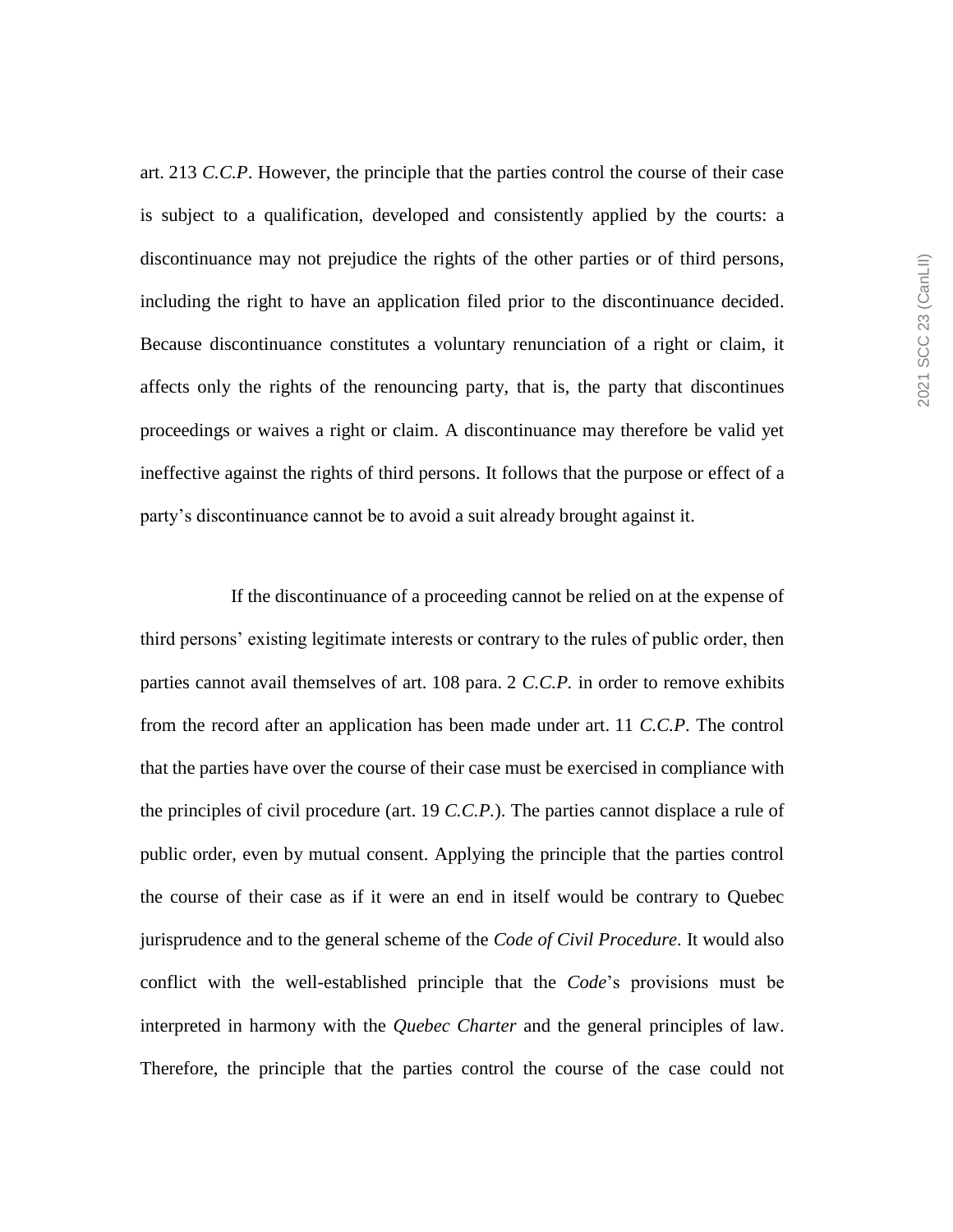art. 213 *C.C.P*. However, the principle that the parties control the course of their case is subject to a qualification, developed and consistently applied by the courts: a discontinuance may not prejudice the rights of the other parties or of third persons, including the right to have an application filed prior to the discontinuance decided. Because discontinuance constitutes a voluntary renunciation of a right or claim, it affects only the rights of the renouncing party, that is, the party that discontinues proceedings or waives a right or claim. A discontinuance may therefore be valid yet ineffective against the rights of third persons. It follows that the purpose or effect of a party's discontinuance cannot be to avoid a suit already brought against it.

If the discontinuance of a proceeding cannot be relied on at the expense of third persons' existing legitimate interests or contrary to the rules of public order, then parties cannot avail themselves of art. 108 para. 2 *C.C.P.* in order to remove exhibits from the record after an application has been made under art. 11 *C.C.P*. The control that the parties have over the course of their case must be exercised in compliance with the principles of civil procedure (art. 19 *C.C.P.*). The parties cannot displace a rule of public order, even by mutual consent. Applying the principle that the parties control the course of their case as if it were an end in itself would be contrary to Quebec jurisprudence and to the general scheme of the *Code of Civil Procedure*. It would also conflict with the well-established principle that the *Code*'s provisions must be interpreted in harmony with the *Quebec Charter* and the general principles of law. Therefore, the principle that the parties control the course of the case could not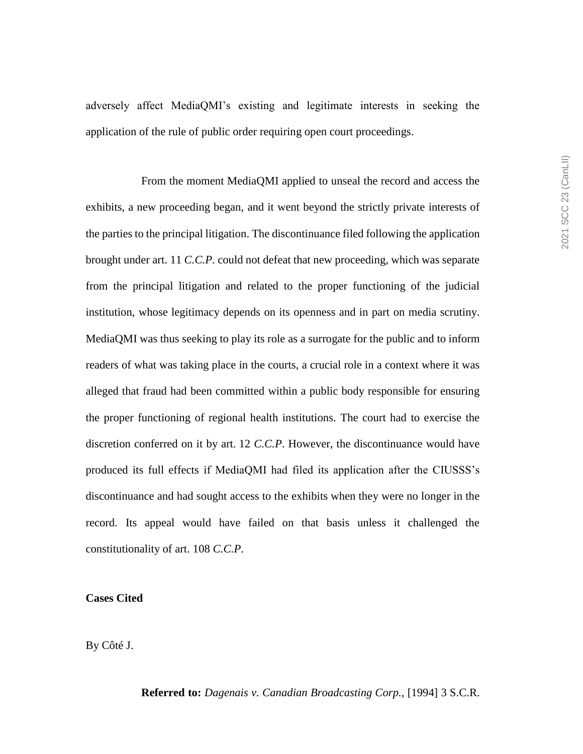adversely affect MediaQMI's existing and legitimate interests in seeking the application of the rule of public order requiring open court proceedings.

From the moment MediaQMI applied to unseal the record and access the exhibits, a new proceeding began, and it went beyond the strictly private interests of the parties to the principal litigation. The discontinuance filed following the application brought under art. 11 *C.C.P.* could not defeat that new proceeding, which was separate from the principal litigation and related to the proper functioning of the judicial institution, whose legitimacy depends on its openness and in part on media scrutiny. MediaQMI was thus seeking to play its role as a surrogate for the public and to inform readers of what was taking place in the courts, a crucial role in a context where it was alleged that fraud had been committed within a public body responsible for ensuring the proper functioning of regional health institutions. The court had to exercise the discretion conferred on it by art. 12 *C.C.P*. However, the discontinuance would have produced its full effects if MediaQMI had filed its application after the CIUSSS's discontinuance and had sought access to the exhibits when they were no longer in the record. Its appeal would have failed on that basis unless it challenged the constitutionality of art. 108 *C.C.P*.

**Cases Cited**

By Côté J.

**Referred to:** *Dagenais v. Canadian Broadcasting Corp.*, [1994] 3 S.C.R.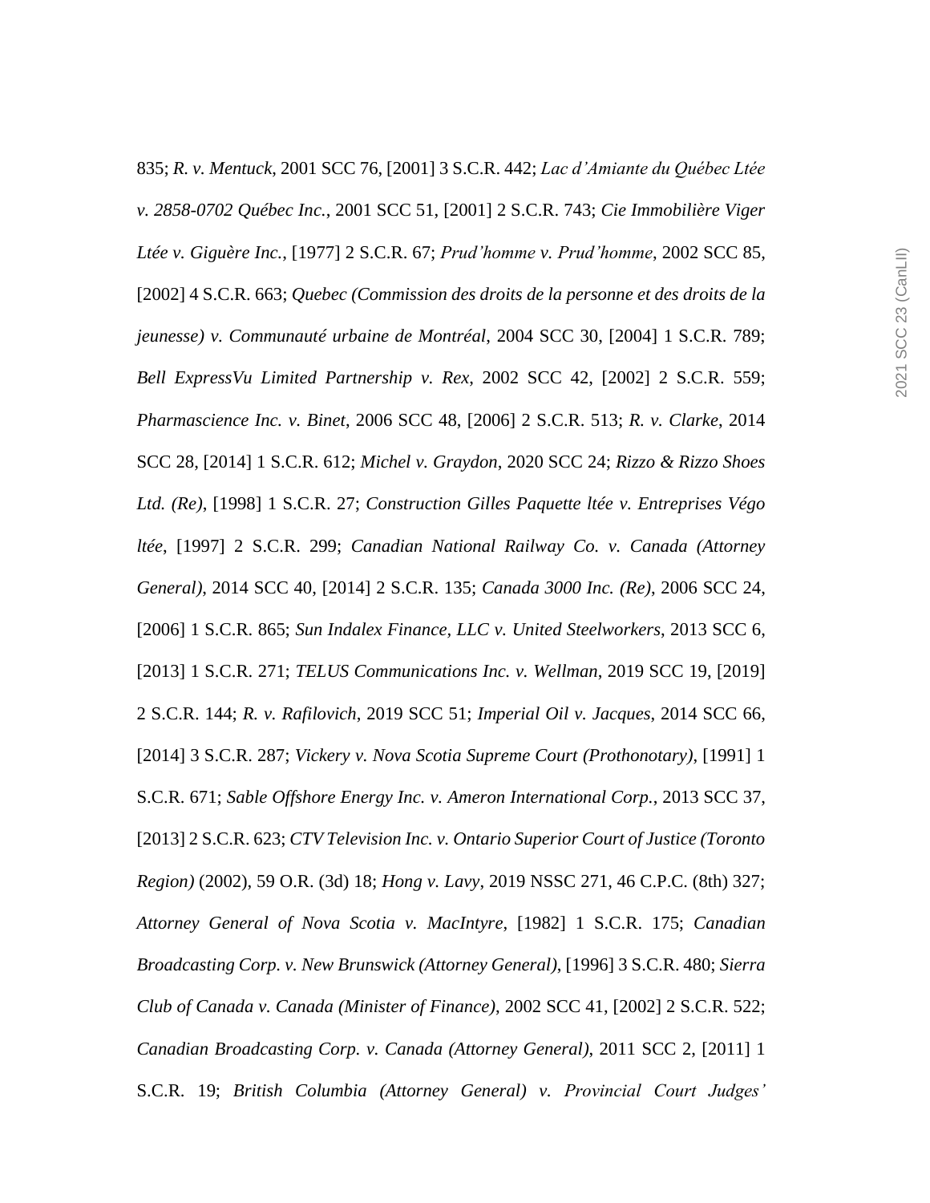835; *R. v. Mentuck*, 2001 SCC 76, [2001] 3 S.C.R. 442; *Lac d'Amiante du Québec Ltée v. 2858-0702 Québec Inc.*, 2001 SCC 51, [2001] 2 S.C.R. 743; *Cie Immobilière Viger Ltée v. Giguère Inc.*, [1977] 2 S.C.R. 67; *Prud'homme v. Prud'homme*, 2002 SCC 85, [2002] 4 S.C.R. 663; *Quebec (Commission des droits de la personne et des droits de la jeunesse) v. Communauté urbaine de Montréal*, 2004 SCC 30, [2004] 1 S.C.R. 789; *Bell ExpressVu Limited Partnership v. Rex*, 2002 SCC 42, [2002] 2 S.C.R. 559; *Pharmascience Inc. v. Binet*, 2006 SCC 48, [2006] 2 S.C.R. 513; *R. v. Clarke*, 2014 SCC 28, [2014] 1 S.C.R. 612; *Michel v. Graydon*, 2020 SCC 24; *Rizzo & Rizzo Shoes Ltd. (Re)*, [1998] 1 S.C.R. 27; *Construction Gilles Paquette ltée v. Entreprises Végo ltée*, [1997] 2 S.C.R. 299; *Canadian National Railway Co. v. Canada (Attorney General)*, 2014 SCC 40, [2014] 2 S.C.R. 135; *Canada 3000 Inc. (Re)*, 2006 SCC 24, [2006] 1 S.C.R. 865; *Sun Indalex Finance, LLC v. United Steelworkers*, 2013 SCC 6, [2013] 1 S.C.R. 271; *TELUS Communications Inc. v. Wellman*, 2019 SCC 19, [2019] 2 S.C.R. 144; *R. v. Rafilovich*, 2019 SCC 51; *Imperial Oil v. Jacques*, 2014 SCC 66, [2014] 3 S.C.R. 287; *Vickery v. Nova Scotia Supreme Court (Prothonotary)*, [1991] 1 S.C.R. 671; *Sable Offshore Energy Inc. v. Ameron International Corp.*, 2013 SCC 37, [2013] 2 S.C.R. 623; *CTV Television Inc. v. Ontario Superior Court of Justice (Toronto Region)* (2002), 59 O.R. (3d) 18; *Hong v. Lavy*, 2019 NSSC 271, 46 C.P.C. (8th) 327; *Attorney General of Nova Scotia v. MacIntyre*, [1982] 1 S.C.R. 175; *Canadian Broadcasting Corp. v. New Brunswick (Attorney General)*, [1996] 3 S.C.R. 480; *Sierra Club of Canada v. Canada (Minister of Finance)*, 2002 SCC 41, [2002] 2 S.C.R. 522; *Canadian Broadcasting Corp. v. Canada (Attorney General)*, 2011 SCC 2, [2011] 1 S.C.R. 19; *British Columbia (Attorney General) v. Provincial Court Judges'*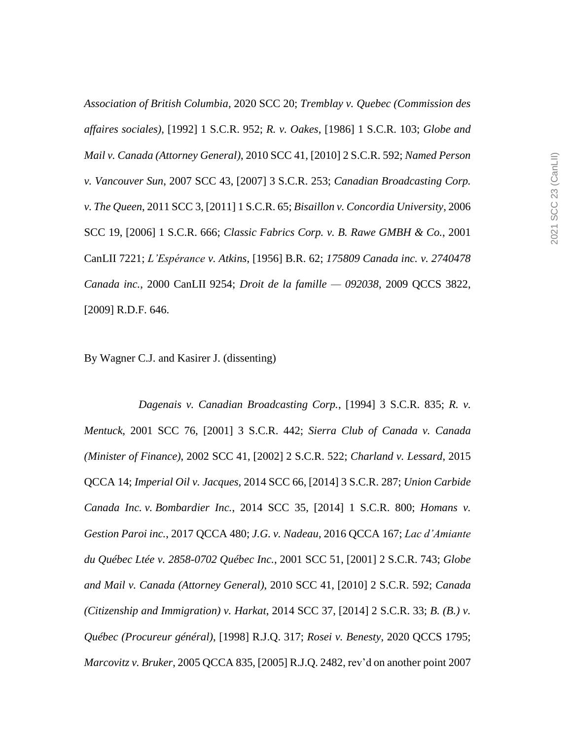*Association of British Columbia*, 2020 SCC 20; *Tremblay v. Quebec (Commission des affaires sociales)*, [1992] 1 S.C.R. 952; *R. v. Oakes*, [1986] 1 S.C.R. 103; *Globe and Mail v. Canada (Attorney General)*, 2010 SCC 41, [2010] 2 S.C.R. 592; *Named Person v. Vancouver Sun*, 2007 SCC 43, [2007] 3 S.C.R. 253; *Canadian Broadcasting Corp. v. The Queen*, 2011 SCC 3, [2011] 1 S.C.R. 65; *Bisaillon v. Concordia University*, 2006 SCC 19, [2006] 1 S.C.R. 666; *Classic Fabrics Corp. v. B. Rawe GMBH & Co.*, 2001 CanLII 7221; *L'Espérance v. Atkins*, [1956] B.R. 62; *175809 Canada inc. v. 2740478 Canada inc.*, 2000 CanLII 9254; *Droit de la famille — 092038*, 2009 QCCS 3822, [2009] R.D.F. 646.

By Wagner C.J. and Kasirer J. (dissenting)

*Dagenais v. Canadian Broadcasting Corp.*, [1994] 3 S.C.R. 835; *R. v. Mentuck*, 2001 SCC 76, [2001] 3 S.C.R. 442; *Sierra Club of Canada v. Canada (Minister of Finance)*, 2002 SCC 41, [2002] 2 S.C.R. 522; *Charland v. Lessard*, 2015 QCCA 14; *Imperial Oil v. Jacques*, 2014 SCC 66, [2014] 3 S.C.R. 287; *Union Carbide Canada Inc. v. Bombardier Inc.*, 2014 SCC 35, [2014] 1 S.C.R. 800; *Homans v. Gestion Paroi inc.*, 2017 QCCA 480; *J.G. v. Nadeau*, 2016 QCCA 167; *Lac d'Amiante du Québec Ltée v. 2858-0702 Québec Inc.*, 2001 SCC 51, [2001] 2 S.C.R. 743; *Globe and Mail v. Canada (Attorney General)*, 2010 SCC 41, [2010] 2 S.C.R. 592; *Canada (Citizenship and Immigration) v. Harkat*, 2014 SCC 37, [2014] 2 S.C.R. 33; *B. (B.) v. Québec (Procureur général)*, [1998] R.J.Q. 317; *Rosei v. Benesty*, 2020 QCCS 1795; *Marcovitz v. Bruker*, 2005 QCCA 835, [2005] R.J.Q. 2482, rev'd on another point 2007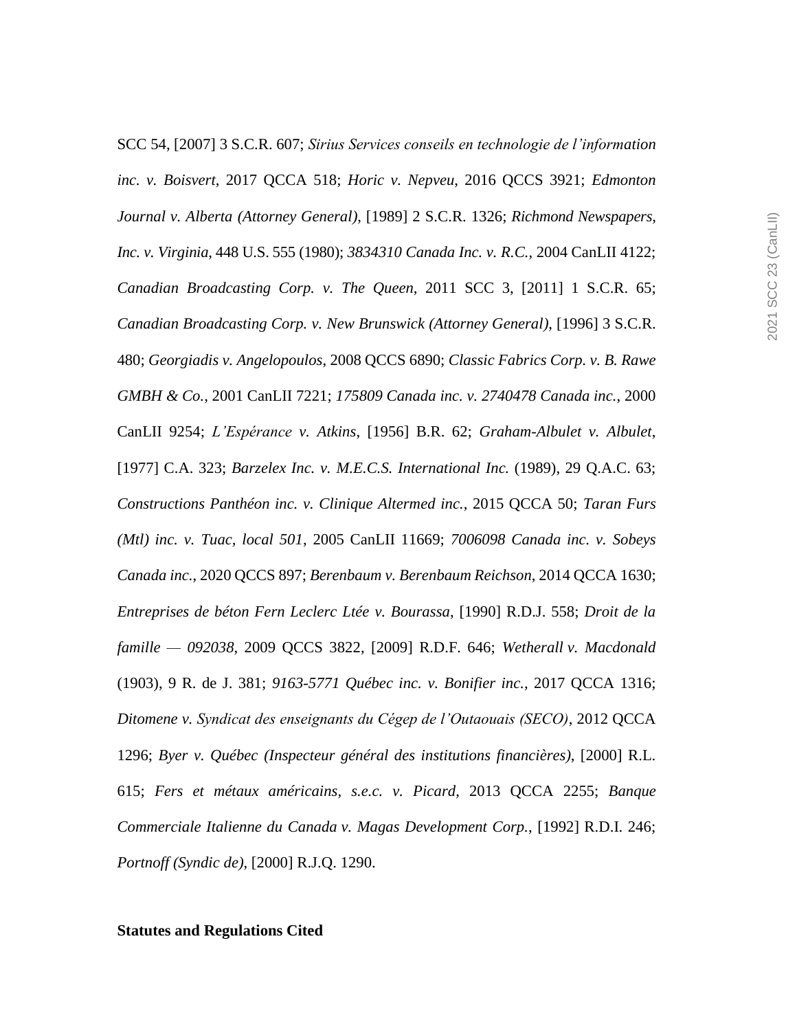SCC 54, [2007] 3 S.C.R. 607; *Sirius Services conseils en technologie de l'information inc. v. Boisvert*, 2017 QCCA 518; *Horic v. Nepveu*, 2016 QCCS 3921; *Edmonton Journal v. Alberta (Attorney General)*, [1989] 2 S.C.R. 1326; *Richmond Newspapers, Inc. v. Virginia*, 448 U.S. 555 (1980); *3834310 Canada Inc. v. R.C.*, 2004 CanLII 4122; *Canadian Broadcasting Corp. v. The Queen*, 2011 SCC 3, [2011] 1 S.C.R. 65; *Canadian Broadcasting Corp. v. New Brunswick (Attorney General)*, [1996] 3 S.C.R. 480; *Georgiadis v. Angelopoulos*, 2008 QCCS 6890; *Classic Fabrics Corp. v. B. Rawe GMBH & Co.*, 2001 CanLII 7221; *175809 Canada inc. v. 2740478 Canada inc.*, 2000 CanLII 9254; *L'Espérance v. Atkins*, [1956] B.R. 62; *Graham-Albulet v. Albulet*, [1977] C.A. 323; *Barzelex Inc. v. M.E.C.S. International Inc.* (1989), 29 Q.A.C. 63; *Constructions Panthéon inc. v. Clinique Altermed inc.*, 2015 QCCA 50; *Taran Furs (Mtl) inc. v. Tuac, local 501*, 2005 CanLII 11669; *7006098 Canada inc. v. Sobeys Canada inc.*, 2020 QCCS 897; *Berenbaum v. Berenbaum Reichson*, 2014 QCCA 1630; *Entreprises de béton Fern Leclerc Ltée v. Bourassa*, [1990] R.D.J. 558; *Droit de la famille — 092038*, 2009 QCCS 3822, [2009] R.D.F. 646; *Wetherall v. Macdonald* (1903), 9 R. de J. 381; *9163-5771 Québec inc. v. Bonifier inc.*, 2017 QCCA 1316; *Ditomene v. Syndicat des enseignants du Cégep de l'Outaouais (SECO)*, 2012 QCCA 1296; *Byer v. Québec (Inspecteur général des institutions financières)*, [2000] R.L. 615; *Fers et métaux américains, s.e.c. v. Picard*, 2013 QCCA 2255; *Banque Commerciale Italienne du Canada v. Magas Development Corp.*, [1992] R.D.I. 246; *Portnoff (Syndic de)*, [2000] R.J.Q. 1290.

**Statutes and Regulations Cited**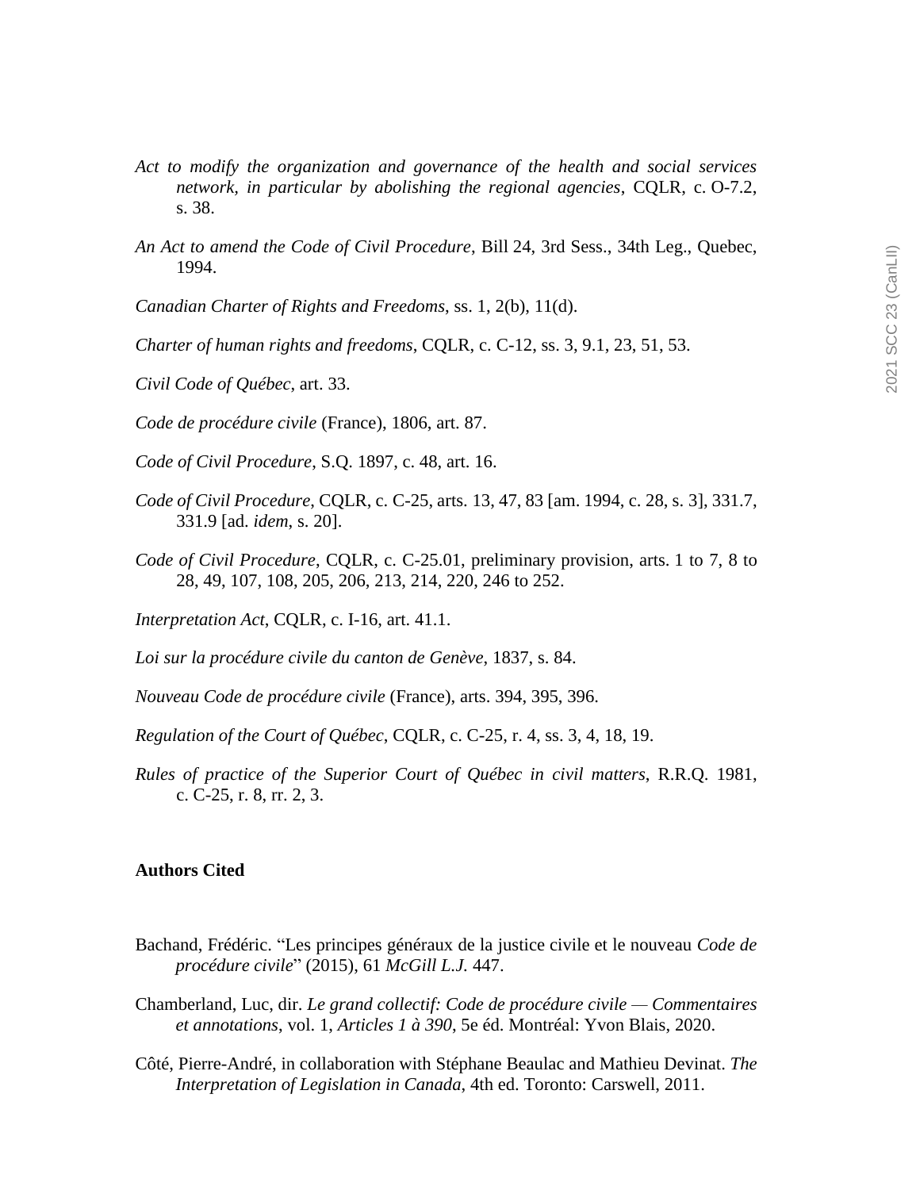*Act to modify the organization and governance of the health and social services network, in particular by abolishing the regional agencies*, CQLR, c. O-7.2, s. 38.

*An Act to amend the Code of Civil Procedure*, Bill 24, 3rd Sess., 34th Leg., Quebec, 1994.

*Canadian Charter of Rights and Freedoms*, ss. 1, 2(b), 11(d).

*Charter of human rights and freedoms*, CQLR, c. C-12, ss. 3, 9.1, 23, 51, 53.

*Civil Code of Québec*, art. 33.

*Code de procédure civile* (France), 1806, art. 87.

*Code of Civil Procedure*, S.Q. 1897, c. 48, art. 16.

*Code of Civil Procedure*, CQLR, c. C-25, arts. 13, 47, 83 [am. 1994, c. 28, s. 3], 331.7, 331.9 [ad. *idem*, s. 20].

*Code of Civil Procedure*, CQLR, c. C-25.01, preliminary provision, arts. 1 to 7, 8 to 28, 49, 107, 108, 205, 206, 213, 214, 220, 246 to 252.

*Interpretation Act*, CQLR, c. I-16, art. 41.1.

*Loi sur la procédure civile du canton de Genève*, 1837, s. 84.

*Nouveau Code de procédure civile* (France), arts. 394, 395, 396.

*Regulation of the Court of Québec*, CQLR, c. C-25, r. 4, ss. 3, 4, 18, 19.

*Rules of practice of the Superior Court of Québec in civil matters*, R.R.Q. 1981, c. C-25, r. 8, rr. 2, 3.

**Authors Cited**

Bachand, Frédéric. "Les principes généraux de la justice civile et le nouveau *Code de procédure civile*" (2015), 61 *McGill L.J.* 447.

Chamberland, Luc, dir. *Le grand collectif: Code de procédure civile — Commentaires et annotations*, vol. 1, *Articles 1 à 390*, 5e éd. Montréal: Yvon Blais, 2020.

Côté, Pierre-André, in collaboration with Stéphane Beaulac and Mathieu Devinat. *The Interpretation of Legislation in Canada*, 4th ed. Toronto: Carswell, 2011.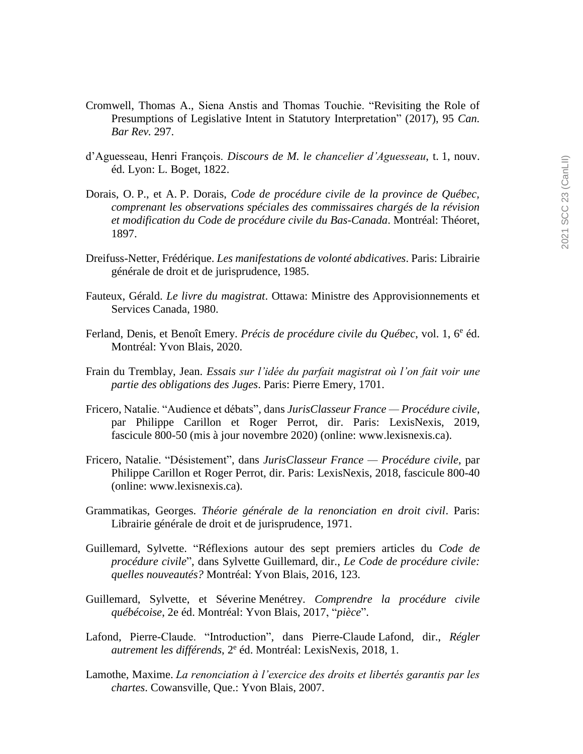Cromwell, Thomas A., Siena Anstis and Thomas Touchie. "Revisiting the Role of Presumptions of Legislative Intent in Statutory Interpretation" (2017), 95 *Can. Bar Rev.* 297.

d'Aguesseau, Henri François. *Discours de M. le chancelier d'Aguesseau*, t. 1, nouv. éd. Lyon: L. Boget, 1822.

Dorais, O. P., et A. P. Dorais, *Code de procédure civile de la province de Québec, comprenant les observations spéciales des commissaires chargés de la révision et modification du Code de procédure civile du Bas-Canada*. Montréal: Théoret, 1897.

Dreifuss-Netter, Frédérique. *Les manifestations de volonté abdicatives*. Paris: Librairie générale de droit et de jurisprudence, 1985.

Fauteux, Gérald. *Le livre du magistrat*. Ottawa: Ministre des Approvisionnements et Services Canada, 1980.

Ferland, Denis, et Benoît Emery. *Précis de procédure civile du Québec*, vol. 1, 6e éd. Montréal: Yvon Blais, 2020.

Frain du Tremblay, Jean. *Essais sur l'idée du parfait magistrat où l'on fait voir une partie des obligations des Juges*. Paris: Pierre Emery, 1701.

Fricero, Natalie. "Audience et débats", dans *JurisClasseur France — Procédure civile*, par Philippe Carillon et Roger Perrot, dir. Paris: LexisNexis, 2019, fascicule 800-50 (mis à jour novembre 2020) (online: www.lexisnexis.ca).

Fricero, Natalie. "Désistement", dans *JurisClasseur France — Procédure civile*, par Philippe Carillon et Roger Perrot, dir. Paris: LexisNexis, 2018, fascicule 800-40 (online: www.lexisnexis.ca).

Grammatikas, Georges. *Théorie générale de la renonciation en droit civil*. Paris: Librairie générale de droit et de jurisprudence, 1971.

Guillemard, Sylvette. "Réflexions autour des sept premiers articles du *Code de procédure civile*", dans Sylvette Guillemard, dir., *Le Code de procédure civile: quelles nouveautés?* Montréal: Yvon Blais, 2016, 123.

Guillemard, Sylvette, et Séverine Menétrey. *Comprendre la procédure civile québécoise*, 2e éd. Montréal: Yvon Blais, 2017, "*pièce*".

Lafond, Pierre-Claude. "Introduction", dans Pierre-Claude Lafond, dir., *Régler autrement les différends*, 2e éd. Montréal: LexisNexis, 2018, 1.

Lamothe, Maxime. *La renonciation à l'exercice des droits et libertés garantis par les chartes*. Cowansville, Que.: Yvon Blais, 2007.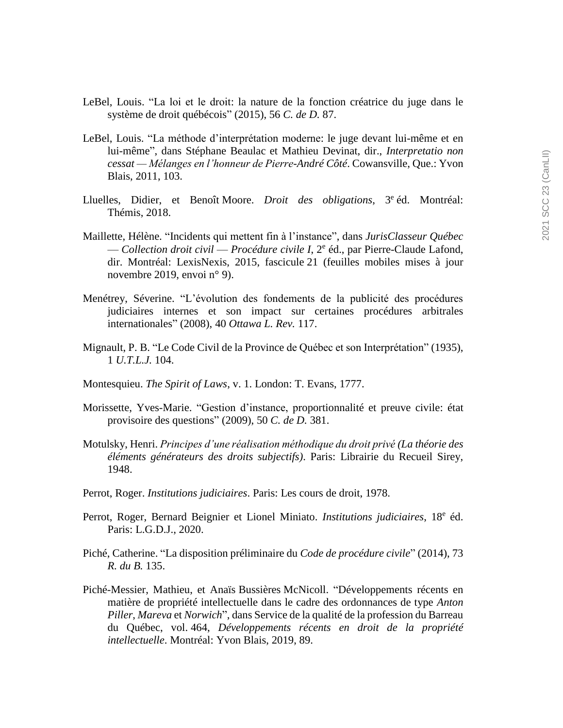LeBel, Louis. "La loi et le droit: la nature de la fonction créatrice du juge dans le système de droit québécois" (2015), 56 *C. de D.* 87.

LeBel, Louis. "La méthode d'interprétation moderne: le juge devant lui-même et en lui-même", dans Stéphane Beaulac et Mathieu Devinat, dir., *Interpretatio non cessat — Mélanges en l'honneur de Pierre-André Côté*. Cowansville, Que.: Yvon Blais, 2011, 103.

Lluelles, Didier, et Benoît Moore. *Droit des obligations*, 3e éd. Montréal: Thémis, 2018.

Maillette, Hélène. "Incidents qui mettent fin à l'instance", dans *JurisClasseur Québec — Collection droit civil — Procédure civile I*, 2e éd., par Pierre-Claude Lafond, dir. Montréal: LexisNexis, 2015, fascicule 21 (feuilles mobiles mises à jour novembre 2019, envoi n° 9).

Menétrey, Séverine. "L'évolution des fondements de la publicité des procédures judiciaires internes et son impact sur certaines procédures arbitrales internationales" (2008), 40 *Ottawa L. Rev.* 117.

Mignault, P. B. "Le Code Civil de la Province de Québec et son Interprétation" (1935), 1 *U.T.L.J.* 104.

Montesquieu. *The Spirit of Laws*, v. 1. London: T. Evans, 1777.

Morissette, Yves-Marie. "Gestion d'instance, proportionnalité et preuve civile: état provisoire des questions" (2009), 50 *C. de D.* 381.

Motulsky, Henri. *Principes d'une réalisation méthodique du droit privé (La théorie des éléments générateurs des droits subjectifs)*. Paris: Librairie du Recueil Sirey, 1948.

Perrot, Roger. *Institutions judiciaires*. Paris: Les cours de droit, 1978.

Perrot, Roger, Bernard Beignier et Lionel Miniato. *Institutions judiciaires*, 18e éd. Paris: L.G.D.J., 2020.

Piché, Catherine. "La disposition préliminaire du *Code de procédure civile*" (2014), 73 *R. du B.* 135.

Piché-Messier, Mathieu, et Anaïs Bussières McNicoll. "Développements récents en matière de propriété intellectuelle dans le cadre des ordonnances de type *Anton Piller*, *Mareva* et *Norwich*", dans Service de la qualité de la profession du Barreau du Québec, vol. 464, *Développements récents en droit de la propriété intellectuelle*. Montréal: Yvon Blais, 2019, 89.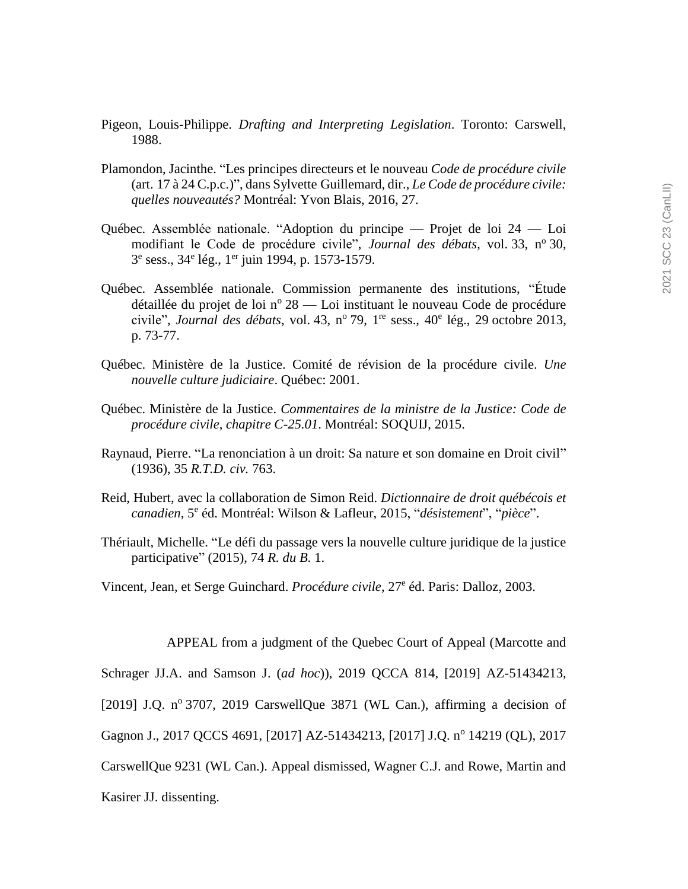Pigeon, Louis-Philippe. *Drafting and Interpreting Legislation*. Toronto: Carswell, 1988.

Plamondon, Jacinthe. "Les principes directeurs et le nouveau *Code de procédure civile* (art. 17 à 24 C.p.c.)", dans Sylvette Guillemard, dir., *Le Code de procédure civile: quelles nouveautés?* Montréal: Yvon Blais, 2016, 27.

Québec. Assemblée nationale. "Adoption du principe — Projet de loi 24 — Loi modifiant le Code de procédure civile", *Journal des débats*, vol. 33, n[o] 30, 3[e] sess., 34[e] lég., 1[er] juin 1994, p. 1573-1579.

Québec. Assemblée nationale. Commission permanente des institutions, "Étude détaillée du projet de loi n[o] 28 — Loi instituant le nouveau Code de procédure civile", *Journal des débats*, vol. 43, n[o] 79, 1[re] sess., 40[e] lég., 29 octobre 2013, p. 73-77.

Québec. Ministère de la Justice. Comité de révision de la procédure civile. *Une nouvelle culture judiciaire*. Québec: 2001.

Québec. Ministère de la Justice. *Commentaires de la ministre de la Justice: Code de procédure civile, chapitre C-25.01*. Montréal: SOQUIJ, 2015.

Raynaud, Pierre. "La renonciation à un droit: Sa nature et son domaine en Droit civil" (1936), 35 *R.T.D. civ.* 763.

Reid, Hubert, avec la collaboration de Simon Reid. *Dictionnaire de droit québécois et canadien*, 5[e] éd. Montréal: Wilson & Lafleur, 2015, "*désistement*", "*pièce*".

Thériault, Michelle. "Le défi du passage vers la nouvelle culture juridique de la justice participative" (2015), 74 *R. du B.* 1.

Vincent, Jean, et Serge Guinchard. *Procédure civile*, 27[e] éd. Paris: Dalloz, 2003.

APPEAL from a judgment of the Quebec Court of Appeal (Marcotte and Schrager JJ.A. and Samson J. (*ad hoc*)), 2019 QCCA 814, [2019] AZ-51434213, [2019] J.Q. n[o] 3707, 2019 CarswellQue 3871 (WL Can.), affirming a decision of Gagnon J., 2017 QCCS 4691, [2017] AZ-51434213, [2017] J.Q. n[o] 14219 (QL), 2017 CarswellQue 9231 (WL Can.). Appeal dismissed, Wagner C.J. and Rowe, Martin and Kasirer JJ. dissenting.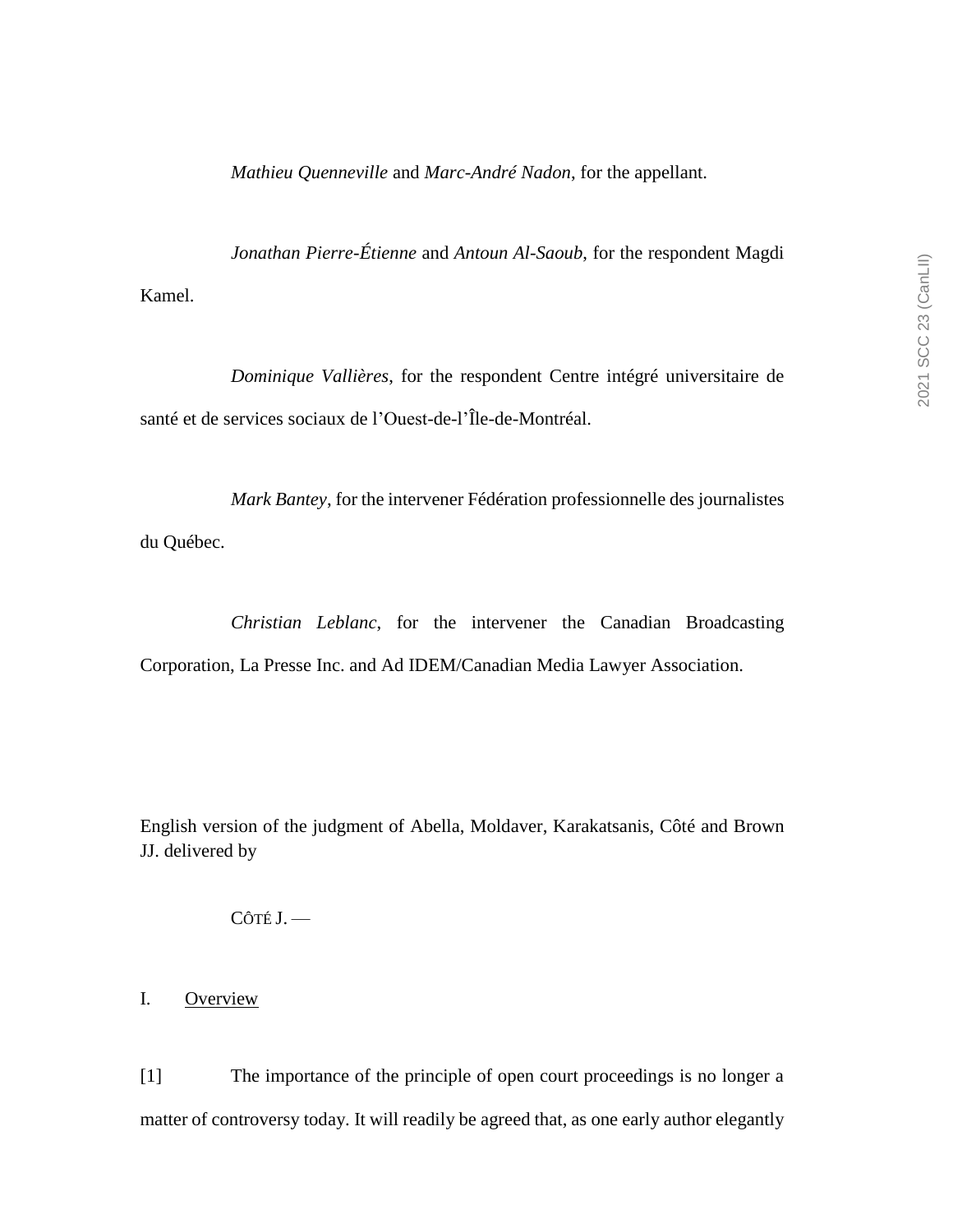*Mathieu Quenneville* and *Marc-André Nadon*, for the appellant.

*Jonathan Pierre-Étienne* and *Antoun Al-Saoub*, for the respondent Magdi Kamel.

*Dominique Vallières*, for the respondent Centre intégré universitaire de santé et de services sociaux de l'Ouest-de-l'Île-de-Montréal.

*Mark Bantey*, for the intervener Fédération professionnelle des journalistes du Québec.

*Christian Leblanc*, for the intervener the Canadian Broadcasting Corporation, La Presse Inc. and Ad IDEM/Canadian Media Lawyer Association.

English version of the judgment of Abella, Moldaver, Karakatsanis, Côté and Brown JJ. delivered by

CÔTÉ J. —

I. Overview

[1] The importance of the principle of open court proceedings is no longer a matter of controversy today. It will readily be agreed that, as one early author elegantly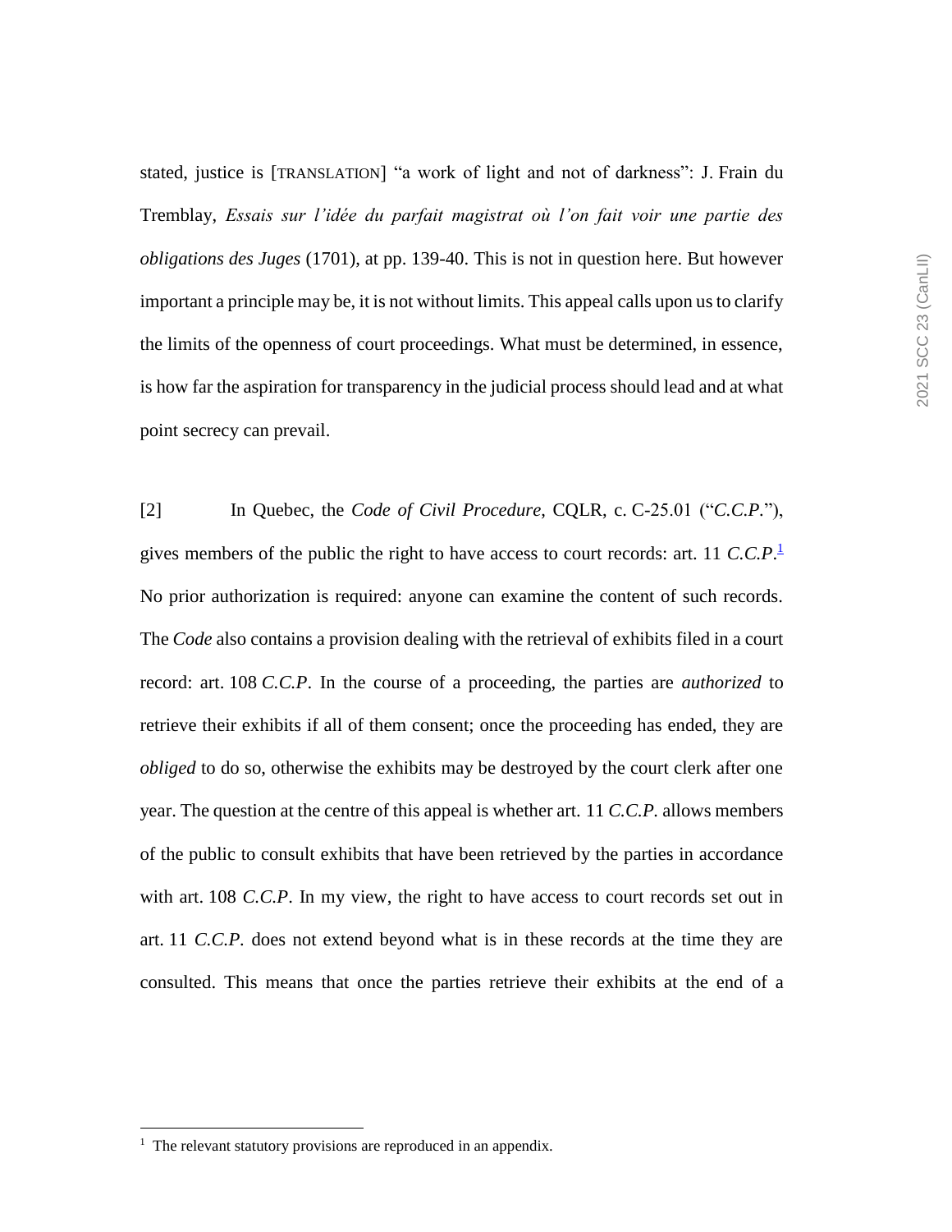stated, justice is [TRANSLATION] "a work of light and not of darkness": J. Frain du Tremblay, *Essais sur l'idée du parfait magistrat où l'on fait voir une partie des obligations des Juges* (1701), at pp. 139-40. This is not in question here. But however important a principle may be, it is not without limits. This appeal calls upon us to clarify the limits of the openness of court proceedings. What must be determined, in essence, is how far the aspiration for transparency in the judicial process should lead and at what point secrecy can prevail.

[2] In Quebec, the *Code of Civil Procedure*, CQLR, c. C-25.01 ("*C.C.P.*"), gives members of the public the right to have access to court records: art. 11 *C.C.P.*[1] No prior authorization is required: anyone can examine the content of such records. The *Code* also contains a provision dealing with the retrieval of exhibits filed in a court record: art. 108 *C.C.P*. In the course of a proceeding, the parties are *authorized* to retrieve their exhibits if all of them consent; once the proceeding has ended, they are *obliged* to do so, otherwise the exhibits may be destroyed by the court clerk after one year. The question at the centre of this appeal is whether art. 11 *C.C.P.* allows members of the public to consult exhibits that have been retrieved by the parties in accordance with art. 108 *C.C.P*. In my view, the right to have access to court records set out in art. 11 *C.C.P.* does not extend beyond what is in these records at the time they are consulted. This means that once the parties retrieve their exhibits at the end of a

[1] The relevant statutory provisions are reproduced in an appendix.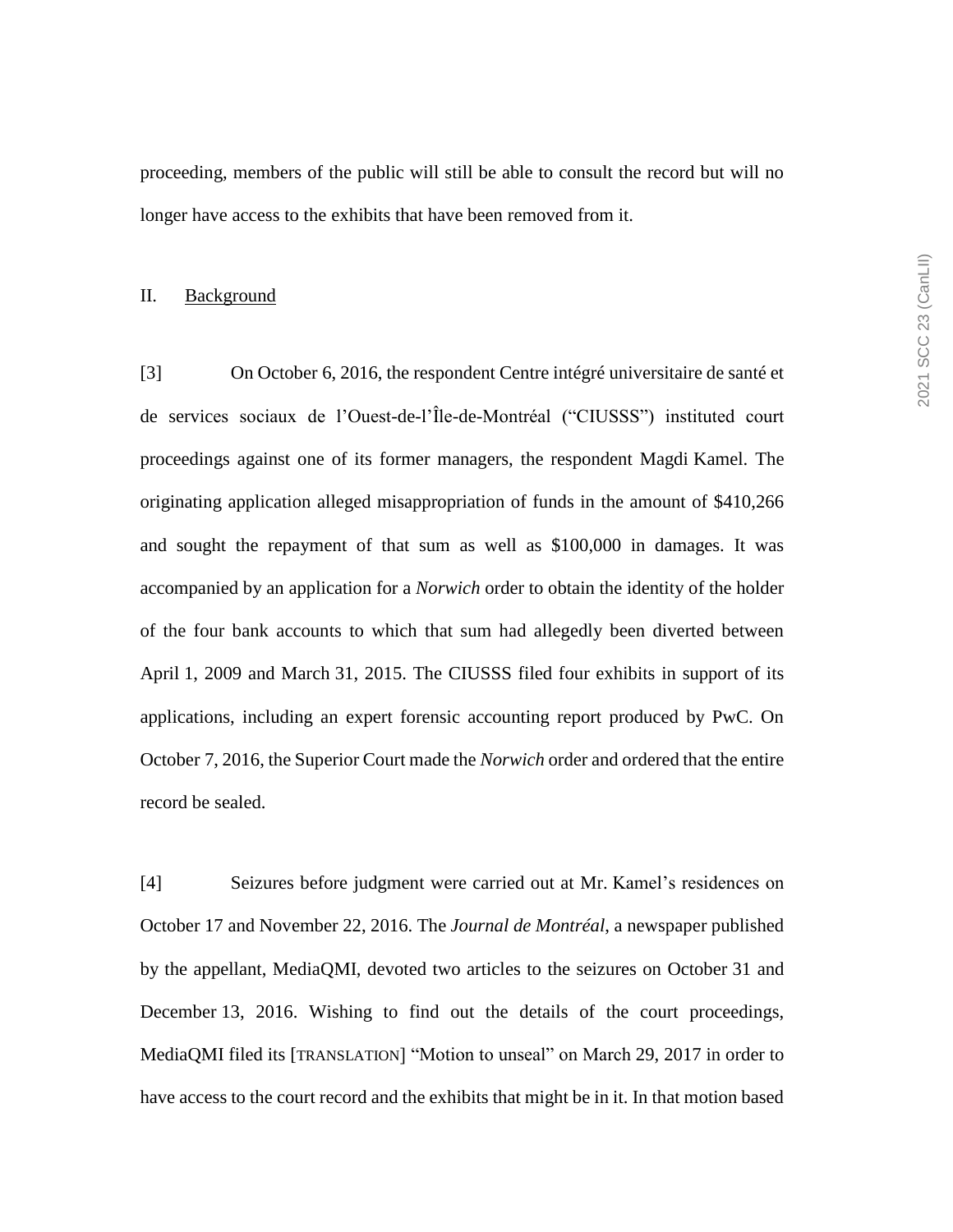proceeding, members of the public will still be able to consult the record but will no longer have access to the exhibits that have been removed from it.

## II. Background

[3] On October 6, 2016, the respondent Centre intégré universitaire de santé et de services sociaux de l'Ouest-de-l'Île-de-Montréal ("CIUSSS") instituted court proceedings against one of its former managers, the respondent Magdi Kamel. The originating application alleged misappropriation of funds in the amount of $410,266 and sought the repayment of that sum as well as $100,000 in damages. It was accompanied by an application for a *Norwich* order to obtain the identity of the holder of the four bank accounts to which that sum had allegedly been diverted between April 1, 2009 and March 31, 2015. The CIUSSS filed four exhibits in support of its applications, including an expert forensic accounting report produced by PwC. On October 7, 2016, the Superior Court made the *Norwich* order and ordered that the entire record be sealed.

[4] Seizures before judgment were carried out at Mr. Kamel's residences on October 17 and November 22, 2016. The *Journal de Montréal*, a newspaper published by the appellant, MediaQMI, devoted two articles to the seizures on October 31 and December 13, 2016. Wishing to find out the details of the court proceedings, MediaQMI filed its [TRANSLATION] "Motion to unseal" on March 29, 2017 in order to have access to the court record and the exhibits that might be in it. In that motion based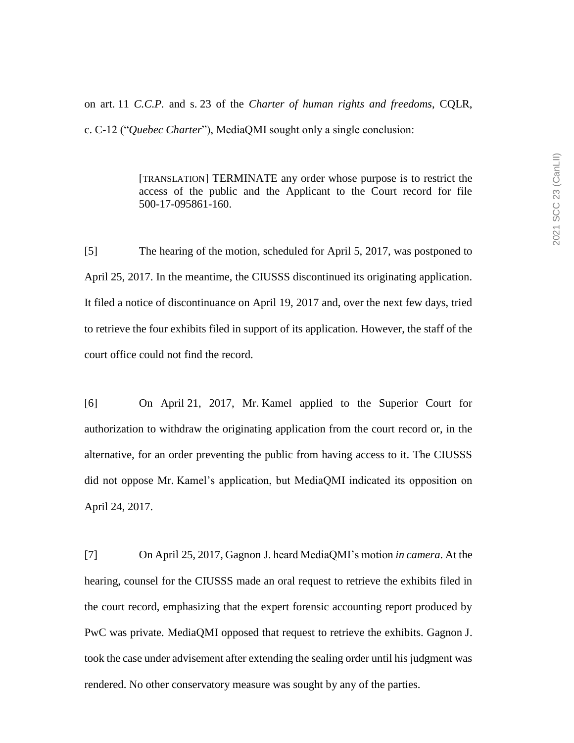on art. 11 *C.C.P.* and s. 23 of the *Charter of human rights and freedoms*, CQLR, c. C-12 ("*Quebec Charter*"), MediaQMI sought only a single conclusion:

> [TRANSLATION] TERMINATE any order whose purpose is to restrict the access of the public and the Applicant to the Court record for file 500-17-095861-160.

[5] The hearing of the motion, scheduled for April 5, 2017, was postponed to April 25, 2017. In the meantime, the CIUSSS discontinued its originating application. It filed a notice of discontinuance on April 19, 2017 and, over the next few days, tried to retrieve the four exhibits filed in support of its application. However, the staff of the court office could not find the record.

[6] On April 21, 2017, Mr. Kamel applied to the Superior Court for authorization to withdraw the originating application from the court record or, in the alternative, for an order preventing the public from having access to it. The CIUSSS did not oppose Mr. Kamel's application, but MediaQMI indicated its opposition on April 24, 2017.

[7] On April 25, 2017, Gagnon J. heard MediaQMI's motion *in camera*. At the hearing, counsel for the CIUSSS made an oral request to retrieve the exhibits filed in the court record, emphasizing that the expert forensic accounting report produced by PwC was private. MediaQMI opposed that request to retrieve the exhibits. Gagnon J. took the case under advisement after extending the sealing order until his judgment was rendered. No other conservatory measure was sought by any of the parties.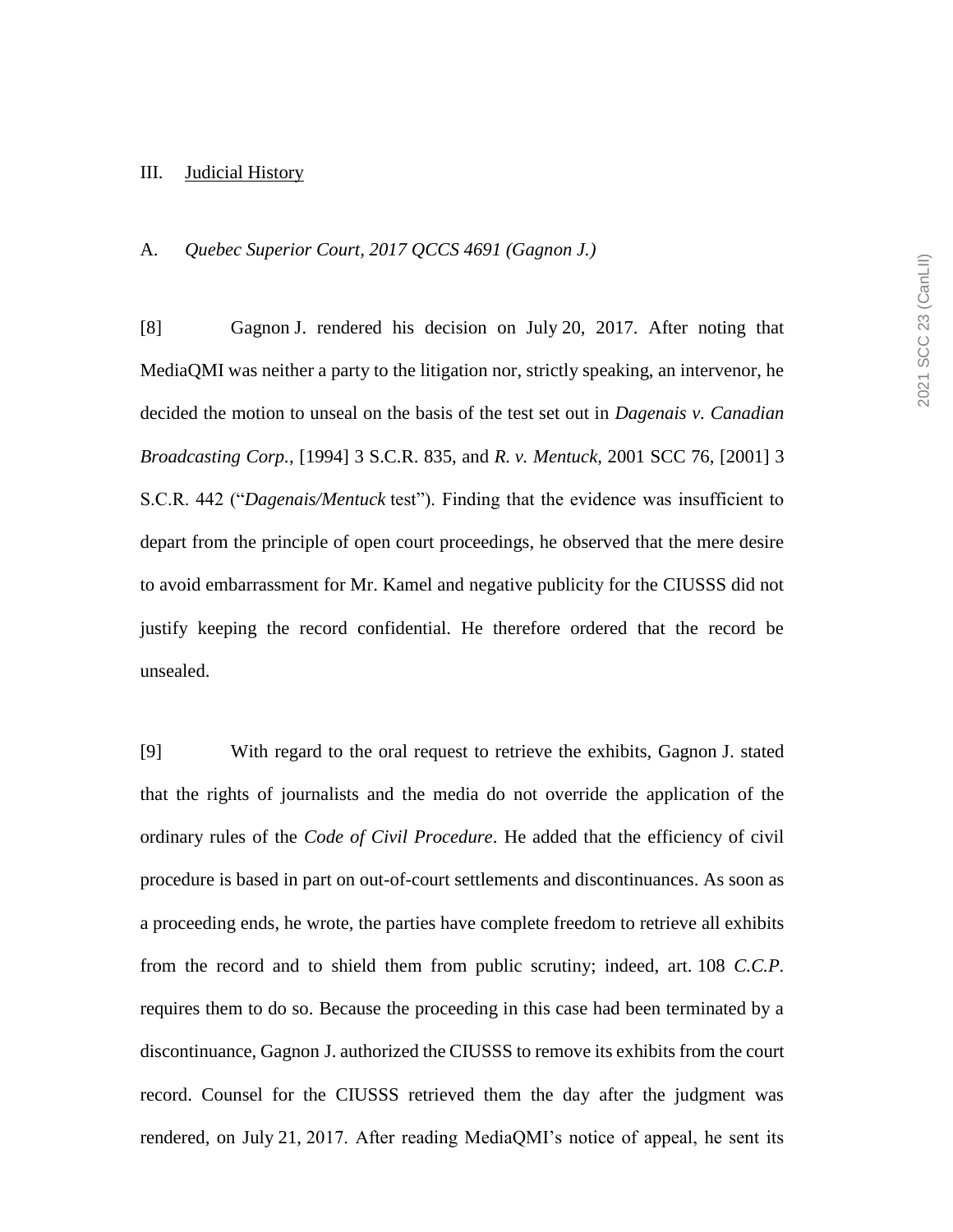## III. Judicial History

### A. *Quebec Superior Court, 2017 QCCS 4691 (Gagnon J.)*

[8] Gagnon J. rendered his decision on July 20, 2017. After noting that MediaQMI was neither a party to the litigation nor, strictly speaking, an intervenor, he decided the motion to unseal on the basis of the test set out in *Dagenais v. Canadian Broadcasting Corp.*, [1994] 3 S.C.R. 835, and *R. v. Mentuck*, 2001 SCC 76, [2001] 3 S.C.R. 442 ("*Dagenais/Mentuck* test"). Finding that the evidence was insufficient to depart from the principle of open court proceedings, he observed that the mere desire to avoid embarrassment for Mr. Kamel and negative publicity for the CIUSSS did not justify keeping the record confidential. He therefore ordered that the record be unsealed.

[9] With regard to the oral request to retrieve the exhibits, Gagnon J. stated that the rights of journalists and the media do not override the application of the ordinary rules of the *Code of Civil Procedure*. He added that the efficiency of civil procedure is based in part on out-of-court settlements and discontinuances. As soon as a proceeding ends, he wrote, the parties have complete freedom to retrieve all exhibits from the record and to shield them from public scrutiny; indeed, art. 108 *C.C.P.* requires them to do so. Because the proceeding in this case had been terminated by a discontinuance, Gagnon J. authorized the CIUSSS to remove its exhibits from the court record. Counsel for the CIUSSS retrieved them the day after the judgment was rendered, on July 21, 2017. After reading MediaQMI's notice of appeal, he sent its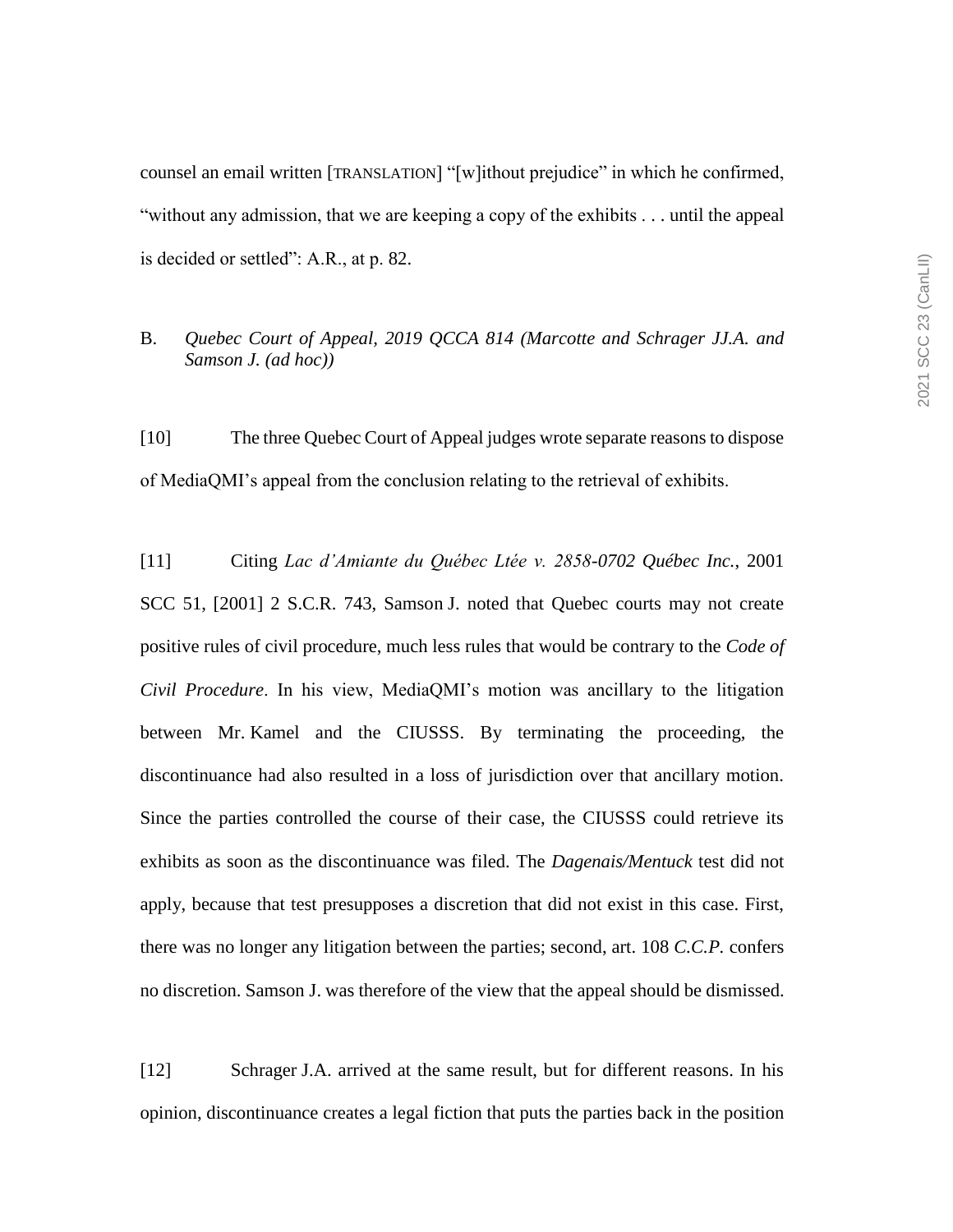counsel an email written [TRANSLATION] "[w]ithout prejudice" in which he confirmed, "without any admission, that we are keeping a copy of the exhibits . . . until the appeal is decided or settled": A.R., at p. 82.

B. *Quebec Court of Appeal, 2019 QCCA 814 (Marcotte and Schrager JJ.A. and Samson J. (ad hoc))*

[10] The three Quebec Court of Appeal judges wrote separate reasons to dispose of MediaQMI's appeal from the conclusion relating to the retrieval of exhibits.

[11] Citing *Lac d'Amiante du Québec Ltée v. 2858-0702 Québec Inc.*, 2001 SCC 51, [2001] 2 S.C.R. 743, Samson J. noted that Quebec courts may not create positive rules of civil procedure, much less rules that would be contrary to the *Code of Civil Procedure*. In his view, MediaQMI's motion was ancillary to the litigation between Mr. Kamel and the CIUSSS. By terminating the proceeding, the discontinuance had also resulted in a loss of jurisdiction over that ancillary motion. Since the parties controlled the course of their case, the CIUSSS could retrieve its exhibits as soon as the discontinuance was filed. The *Dagenais/Mentuck* test did not apply, because that test presupposes a discretion that did not exist in this case. First, there was no longer any litigation between the parties; second, art. 108 *C.C.P.* confers no discretion. Samson J. was therefore of the view that the appeal should be dismissed.

[12] Schrager J.A. arrived at the same result, but for different reasons. In his opinion, discontinuance creates a legal fiction that puts the parties back in the position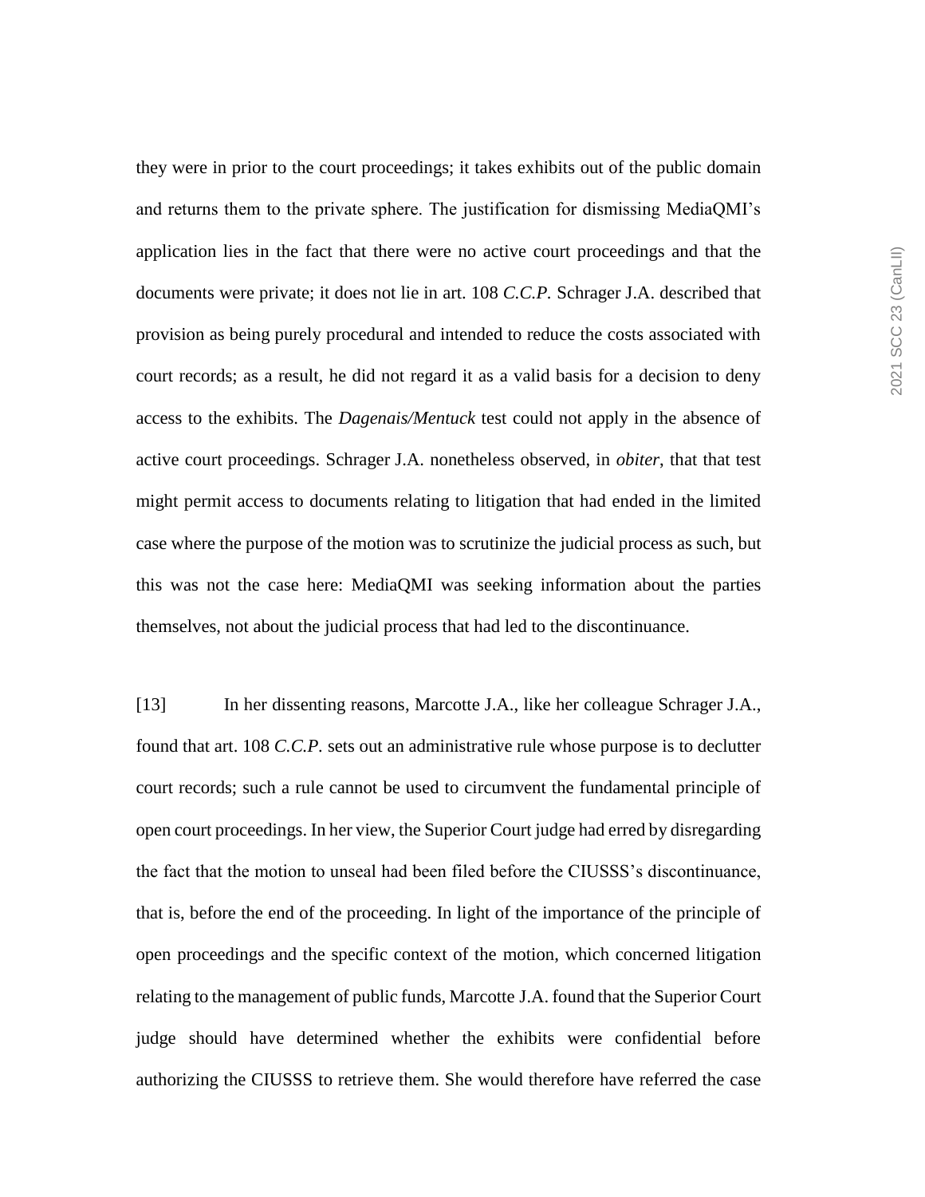they were in prior to the court proceedings; it takes exhibits out of the public domain and returns them to the private sphere. The justification for dismissing MediaQMI's application lies in the fact that there were no active court proceedings and that the documents were private; it does not lie in art. 108 *C.C.P.* Schrager J.A. described that provision as being purely procedural and intended to reduce the costs associated with court records; as a result, he did not regard it as a valid basis for a decision to deny access to the exhibits. The *Dagenais/Mentuck* test could not apply in the absence of active court proceedings. Schrager J.A. nonetheless observed, in *obiter*, that that test might permit access to documents relating to litigation that had ended in the limited case where the purpose of the motion was to scrutinize the judicial process as such, but this was not the case here: MediaQMI was seeking information about the parties themselves, not about the judicial process that had led to the discontinuance.

[13] In her dissenting reasons, Marcotte J.A., like her colleague Schrager J.A., found that art. 108 *C.C.P.* sets out an administrative rule whose purpose is to declutter court records; such a rule cannot be used to circumvent the fundamental principle of open court proceedings. In her view, the Superior Court judge had erred by disregarding the fact that the motion to unseal had been filed before the CIUSSS's discontinuance, that is, before the end of the proceeding. In light of the importance of the principle of open proceedings and the specific context of the motion, which concerned litigation relating to the management of public funds, Marcotte J.A. found that the Superior Court judge should have determined whether the exhibits were confidential before authorizing the CIUSSS to retrieve them. She would therefore have referred the case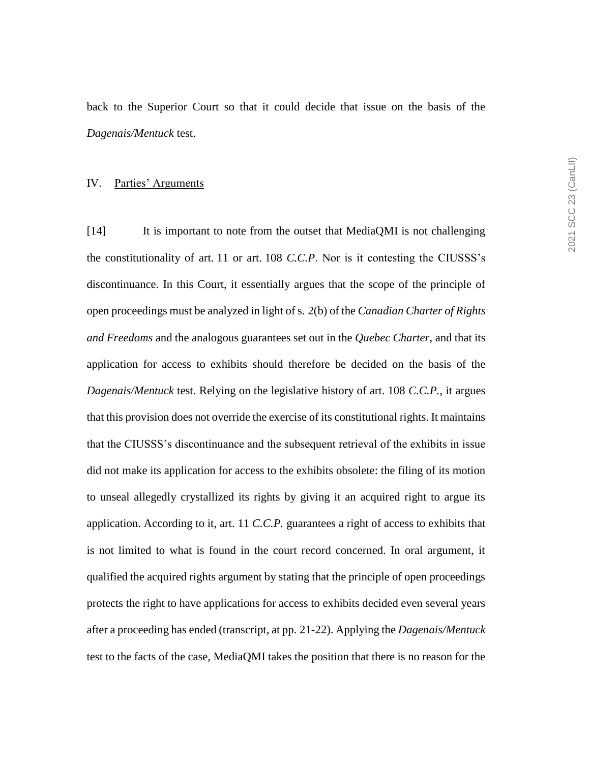back to the Superior Court so that it could decide that issue on the basis of the *Dagenais/Mentuck* test.

## IV. Parties' Arguments

[14] It is important to note from the outset that MediaQMI is not challenging the constitutionality of art. 11 or art. 108 *C.C.P*. Nor is it contesting the CIUSSS's discontinuance. In this Court, it essentially argues that the scope of the principle of open proceedings must be analyzed in light of s. 2(b) of the *Canadian Charter of Rights and Freedoms* and the analogous guarantees set out in the *Quebec Charter*, and that its application for access to exhibits should therefore be decided on the basis of the *Dagenais/Mentuck* test. Relying on the legislative history of art. 108 *C.C.P.*, it argues that this provision does not override the exercise of its constitutional rights. It maintains that the CIUSSS's discontinuance and the subsequent retrieval of the exhibits in issue did not make its application for access to the exhibits obsolete: the filing of its motion to unseal allegedly crystallized its rights by giving it an acquired right to argue its application. According to it, art. 11 *C.C.P.* guarantees a right of access to exhibits that is not limited to what is found in the court record concerned. In oral argument, it qualified the acquired rights argument by stating that the principle of open proceedings protects the right to have applications for access to exhibits decided even several years after a proceeding has ended (transcript, at pp. 21-22). Applying the *Dagenais/Mentuck* test to the facts of the case, MediaQMI takes the position that there is no reason for the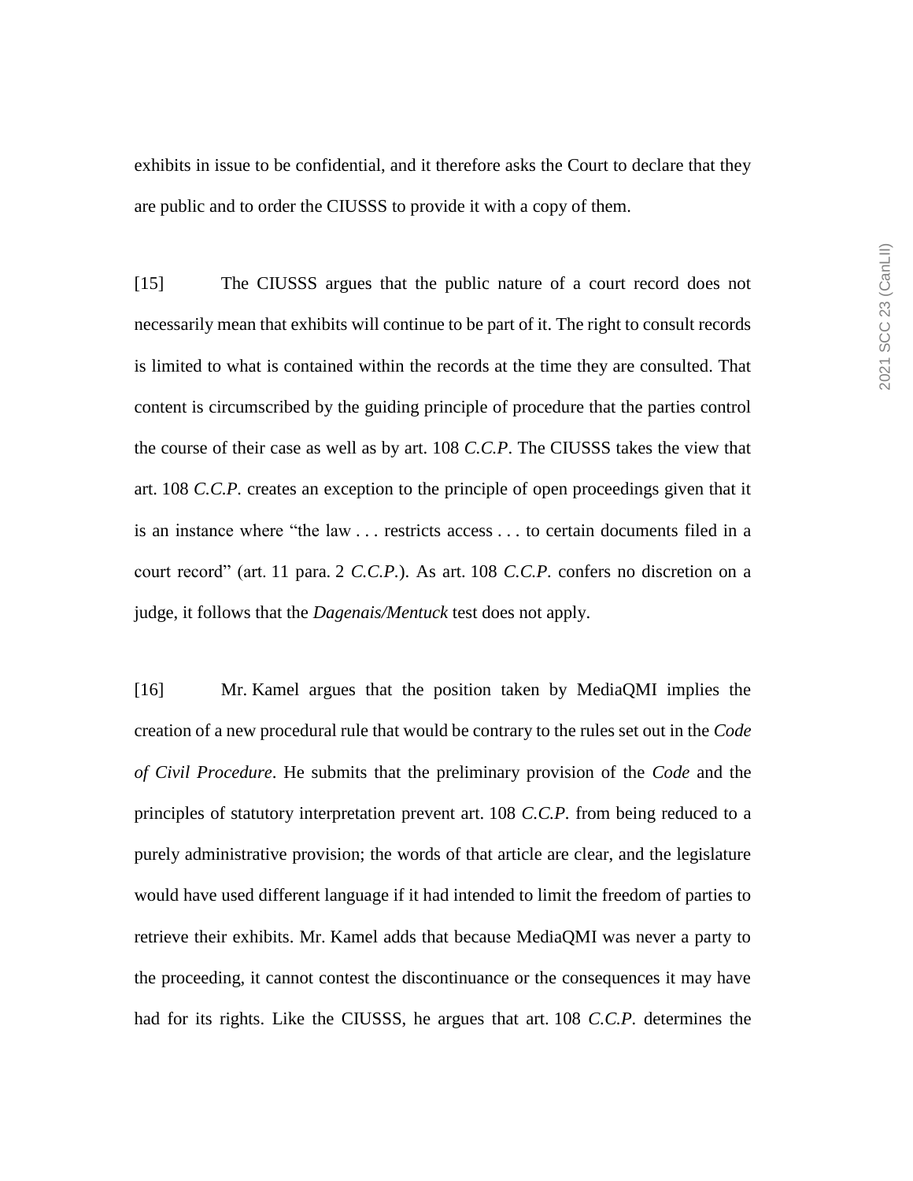exhibits in issue to be confidential, and it therefore asks the Court to declare that they are public and to order the CIUSSS to provide it with a copy of them.

[15] The CIUSSS argues that the public nature of a court record does not necessarily mean that exhibits will continue to be part of it. The right to consult records is limited to what is contained within the records at the time they are consulted. That content is circumscribed by the guiding principle of procedure that the parties control the course of their case as well as by art. 108 *C.C.P*. The CIUSSS takes the view that art. 108 *C.C.P.* creates an exception to the principle of open proceedings given that it is an instance where "the law . . . restricts access . . . to certain documents filed in a court record" (art. 11 para. 2 *C.C.P.*). As art. 108 *C.C.P.* confers no discretion on a judge, it follows that the *Dagenais/Mentuck* test does not apply.

[16] Mr. Kamel argues that the position taken by MediaQMI implies the creation of a new procedural rule that would be contrary to the rules set out in the *Code of Civil Procedure*. He submits that the preliminary provision of the *Code* and the principles of statutory interpretation prevent art. 108 *C.C.P.* from being reduced to a purely administrative provision; the words of that article are clear, and the legislature would have used different language if it had intended to limit the freedom of parties to retrieve their exhibits. Mr. Kamel adds that because MediaQMI was never a party to the proceeding, it cannot contest the discontinuance or the consequences it may have had for its rights. Like the CIUSSS, he argues that art. 108 *C.C.P.* determines the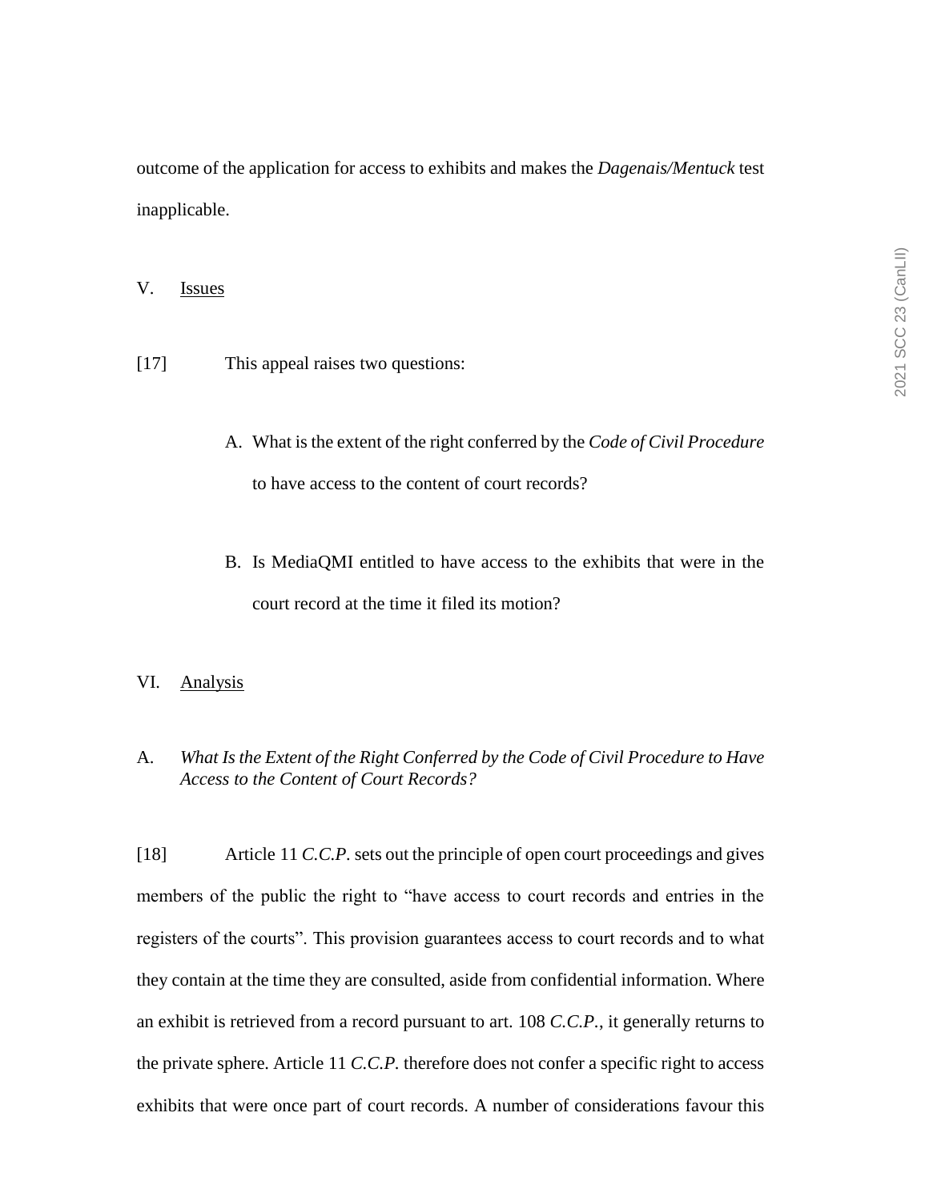outcome of the application for access to exhibits and makes the *Dagenais/Mentuck* test inapplicable.

## V. Issues

[17] This appeal raises two questions:

A. What is the extent of the right conferred by the *Code of Civil Procedure* to have access to the content of court records?

B. Is MediaQMI entitled to have access to the exhibits that were in the court record at the time it filed its motion?

## VI. Analysis

### A. *What Is the Extent of the Right Conferred by the Code of Civil Procedure to Have Access to the Content of Court Records?*

[18] Article 11 *C.C.P.* sets out the principle of open court proceedings and gives members of the public the right to "have access to court records and entries in the registers of the courts". This provision guarantees access to court records and to what they contain at the time they are consulted, aside from confidential information. Where an exhibit is retrieved from a record pursuant to art. 108 *C.C.P.*, it generally returns to the private sphere. Article 11 *C.C.P.* therefore does not confer a specific right to access exhibits that were once part of court records. A number of considerations favour this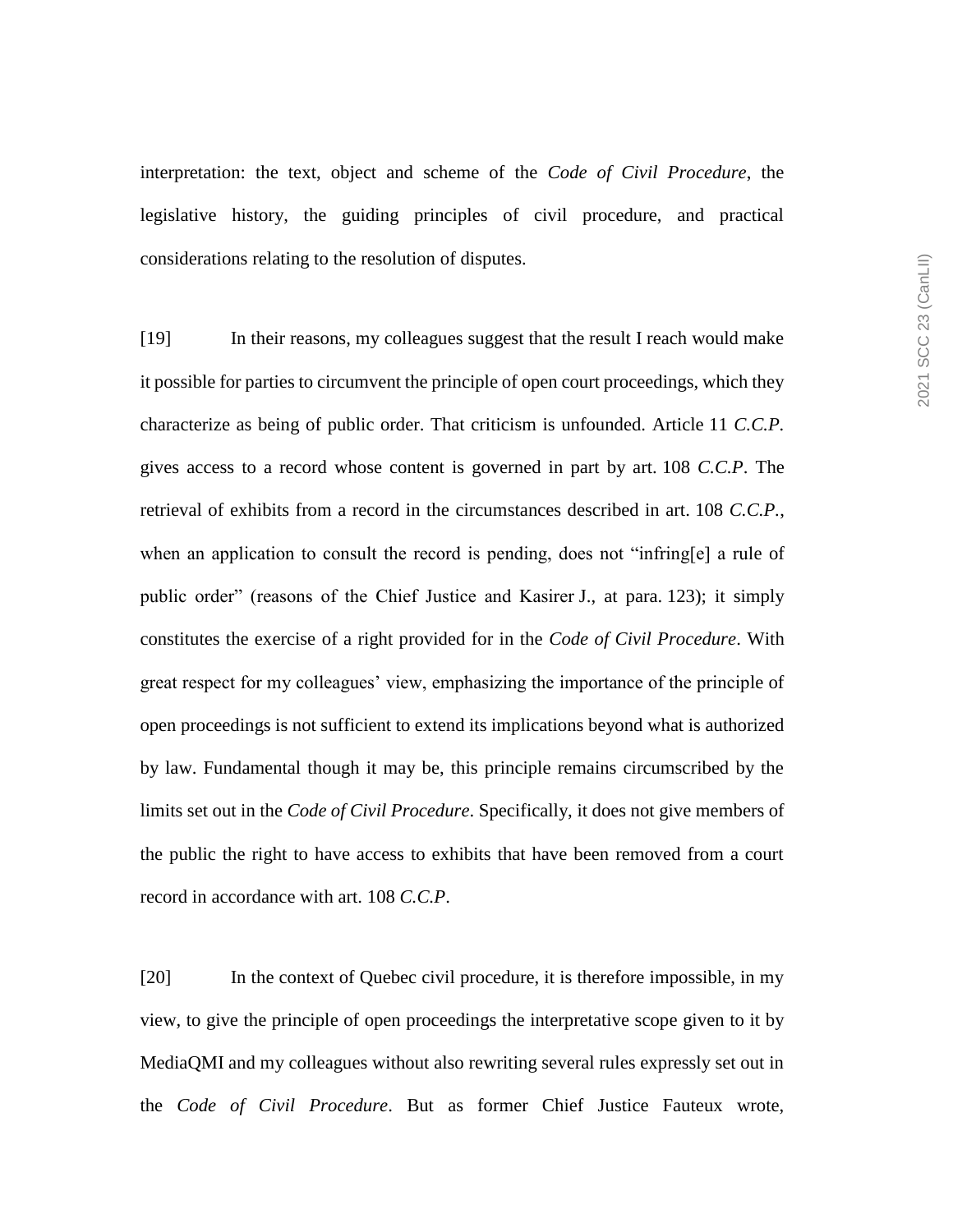interpretation: the text, object and scheme of the *Code of Civil Procedure*, the legislative history, the guiding principles of civil procedure, and practical considerations relating to the resolution of disputes.

[19] In their reasons, my colleagues suggest that the result I reach would make it possible for parties to circumvent the principle of open court proceedings, which they characterize as being of public order. That criticism is unfounded. Article 11 *C.C.P.* gives access to a record whose content is governed in part by art. 108 *C.C.P*. The retrieval of exhibits from a record in the circumstances described in art. 108 *C.C.P.*, when an application to consult the record is pending, does not "infring[e] a rule of public order" (reasons of the Chief Justice and Kasirer J., at para. 123); it simply constitutes the exercise of a right provided for in the *Code of Civil Procedure*. With great respect for my colleagues' view, emphasizing the importance of the principle of open proceedings is not sufficient to extend its implications beyond what is authorized by law. Fundamental though it may be, this principle remains circumscribed by the limits set out in the *Code of Civil Procedure*. Specifically, it does not give members of the public the right to have access to exhibits that have been removed from a court record in accordance with art. 108 *C.C.P*.

[20] In the context of Quebec civil procedure, it is therefore impossible, in my view, to give the principle of open proceedings the interpretative scope given to it by MediaQMI and my colleagues without also rewriting several rules expressly set out in the *Code of Civil Procedure*. But as former Chief Justice Fauteux wrote,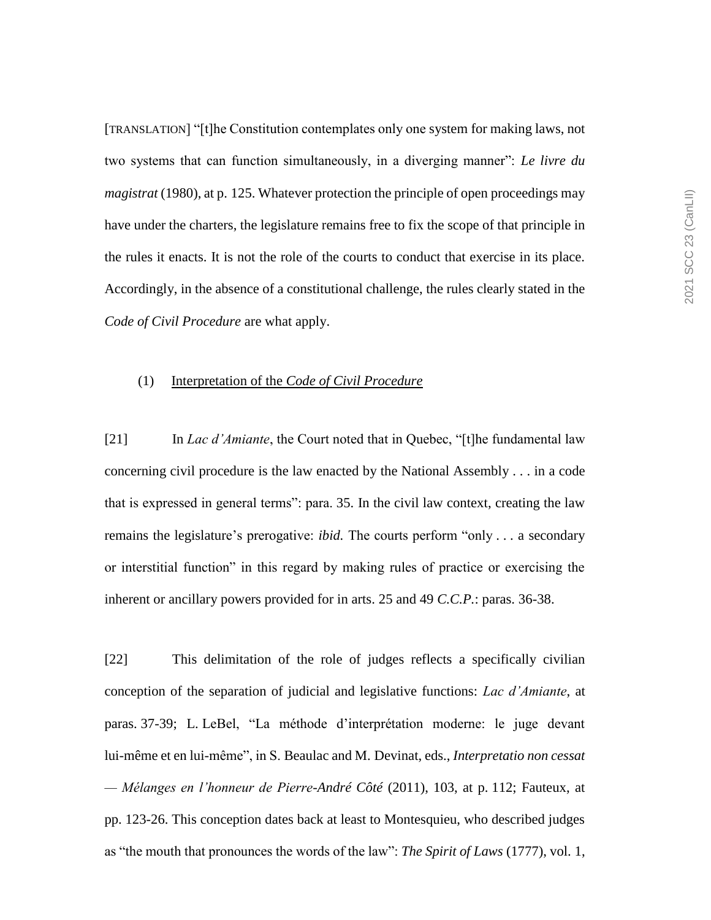[TRANSLATION] "[t]he Constitution contemplates only one system for making laws, not two systems that can function simultaneously, in a diverging manner": *Le livre du magistrat* (1980), at p. 125. Whatever protection the principle of open proceedings may have under the charters, the legislature remains free to fix the scope of that principle in the rules it enacts. It is not the role of the courts to conduct that exercise in its place. Accordingly, in the absence of a constitutional challenge, the rules clearly stated in the *Code of Civil Procedure* are what apply.

(1) Interpretation of the *Code of Civil Procedure*

[21] In *Lac d'Amiante*, the Court noted that in Quebec, "[t]he fundamental law concerning civil procedure is the law enacted by the National Assembly . . . in a code that is expressed in general terms": para. 35. In the civil law context, creating the law remains the legislature's prerogative: *ibid.* The courts perform "only . . . a secondary or interstitial function" in this regard by making rules of practice or exercising the inherent or ancillary powers provided for in arts. 25 and 49 *C.C.P.*: paras. 36-38.

[22] This delimitation of the role of judges reflects a specifically civilian conception of the separation of judicial and legislative functions: *Lac d'Amiante*, at paras. 37-39; L. LeBel, "La méthode d'interprétation moderne: le juge devant lui-même et en lui-même", in S. Beaulac and M. Devinat, eds., *Interpretatio non cessat — Mélanges en l'honneur de Pierre-André Côté* (2011), 103, at p. 112; Fauteux, at pp. 123-26. This conception dates back at least to Montesquieu, who described judges as "the mouth that pronounces the words of the law": *The Spirit of Laws* (1777), vol. 1,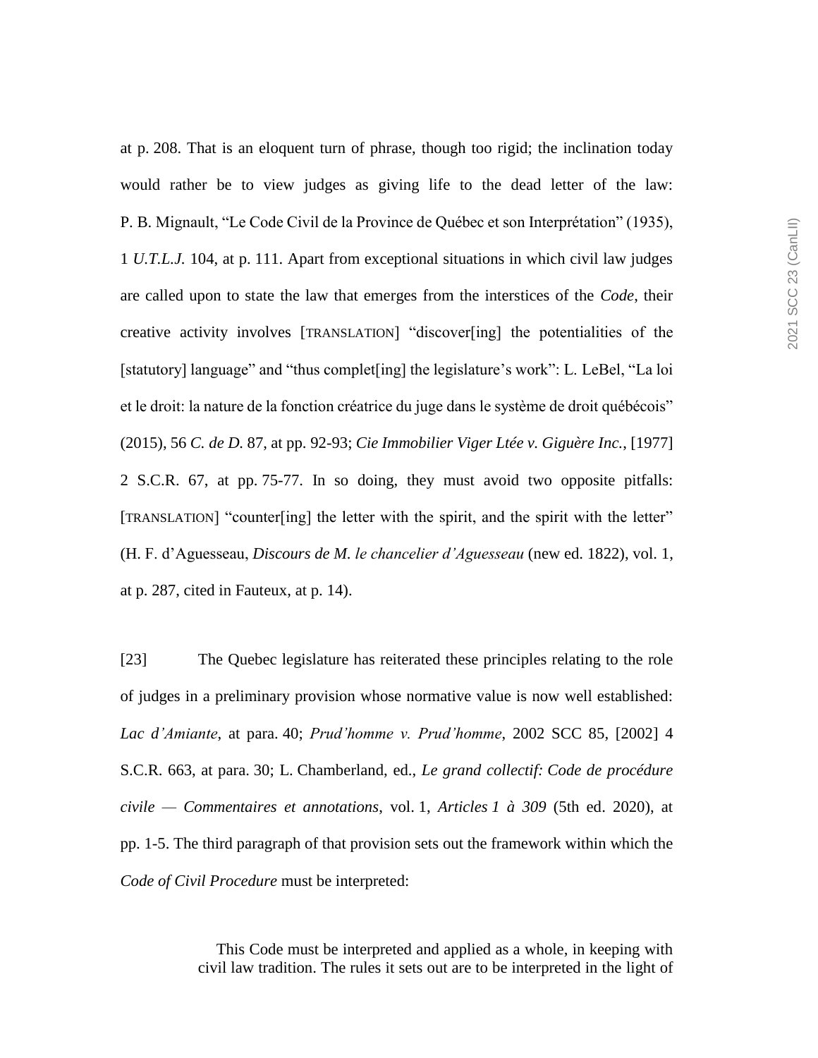at p. 208. That is an eloquent turn of phrase, though too rigid; the inclination today would rather be to view judges as giving life to the dead letter of the law: P. B. Mignault, "Le Code Civil de la Province de Québec et son Interprétation" (1935), 1 *U.T.L.J.* 104, at p. 111. Apart from exceptional situations in which civil law judges are called upon to state the law that emerges from the interstices of the *Code*, their creative activity involves [TRANSLATION] "discover[ing] the potentialities of the [statutory] language" and "thus complet[ing] the legislature's work": L. LeBel, "La loi et le droit: la nature de la fonction créatrice du juge dans le système de droit québécois" (2015), 56 *C. de D.* 87, at pp. 92-93; *Cie Immobilier Viger Ltée v. Giguère Inc.*, [1977] 2 S.C.R. 67, at pp. 75-77. In so doing, they must avoid two opposite pitfalls: [TRANSLATION] "counter[ing] the letter with the spirit, and the spirit with the letter" (H. F. d'Aguesseau, *Discours de M. le chancelier d'Aguesseau* (new ed. 1822), vol. 1, at p. 287, cited in Fauteux, at p. 14).

[23] The Quebec legislature has reiterated these principles relating to the role of judges in a preliminary provision whose normative value is now well established: *Lac d'Amiante*, at para. 40; *Prud'homme v. Prud'homme*, 2002 SCC 85, [2002] 4 S.C.R. 663, at para. 30; L. Chamberland, ed., *Le grand collectif: Code de procédure civile — Commentaires et annotations*, vol. 1, *Articles 1 à 309* (5th ed. 2020), at pp. 1-5. The third paragraph of that provision sets out the framework within which the *Code of Civil Procedure* must be interpreted:

> This Code must be interpreted and applied as a whole, in keeping with civil law tradition. The rules it sets out are to be interpreted in the light of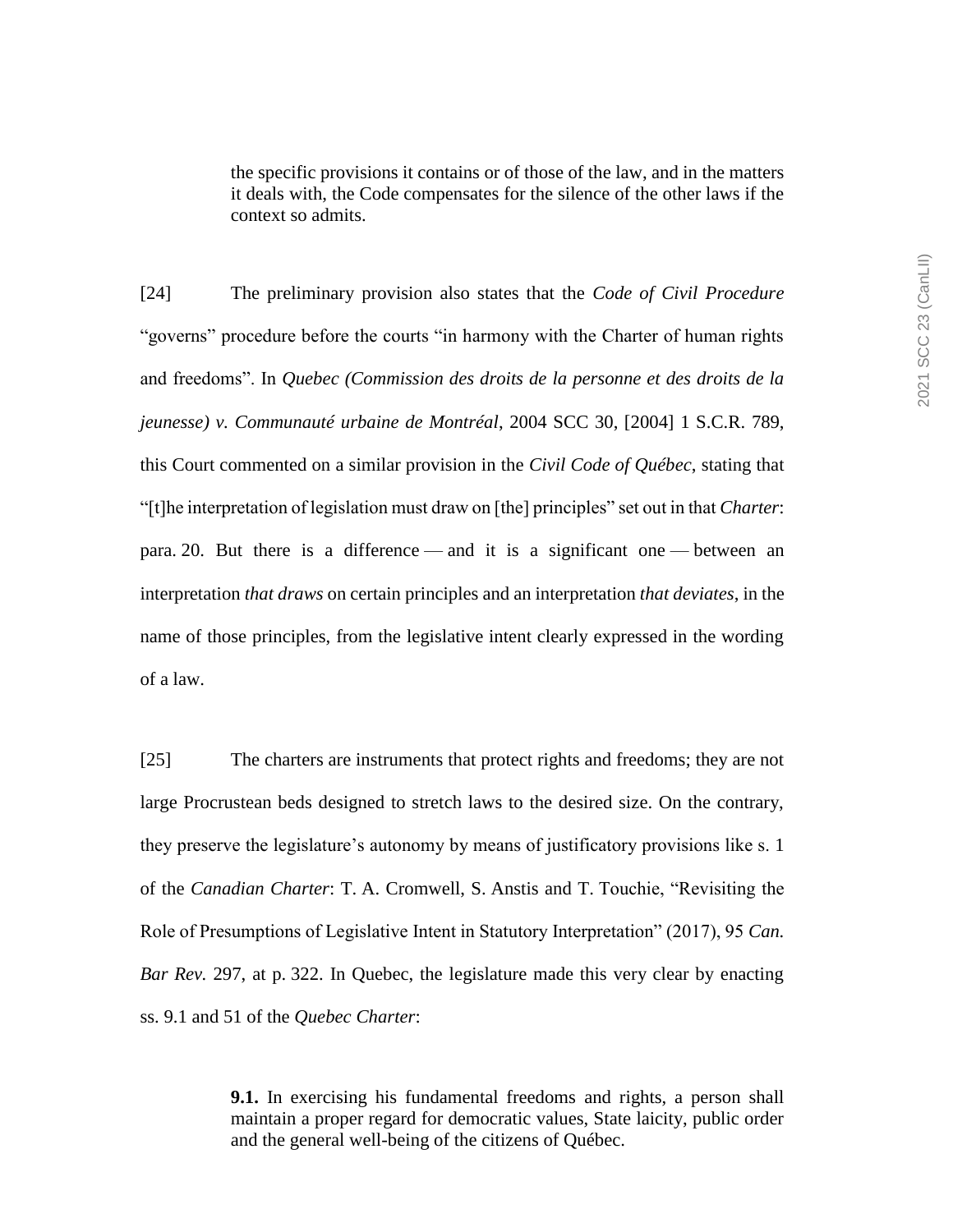> the specific provisions it contains or of those of the law, and in the matters it deals with, the Code compensates for the silence of the other laws if the context so admits.

[24] The preliminary provision also states that the *Code of Civil Procedure* "governs" procedure before the courts "in harmony with the Charter of human rights and freedoms". In *Quebec (Commission des droits de la personne et des droits de la jeunesse) v. Communauté urbaine de Montréal*, 2004 SCC 30, [2004] 1 S.C.R. 789, this Court commented on a similar provision in the *Civil Code of Québec*, stating that "[t]he interpretation of legislation must draw on [the] principles" set out in that *Charter*: para. 20. But there is a difference — and it is a significant one — between an interpretation *that draws* on certain principles and an interpretation *that deviates*, in the name of those principles, from the legislative intent clearly expressed in the wording of a law.

[25] The charters are instruments that protect rights and freedoms; they are not large Procrustean beds designed to stretch laws to the desired size. On the contrary, they preserve the legislature's autonomy by means of justificatory provisions like s. 1 of the *Canadian Charter*: T. A. Cromwell, S. Anstis and T. Touchie, "Revisiting the Role of Presumptions of Legislative Intent in Statutory Interpretation" (2017), 95 *Can. Bar Rev.* 297, at p. 322. In Quebec, the legislature made this very clear by enacting ss. 9.1 and 51 of the *Quebec Charter*:

> **9.1.** In exercising his fundamental freedoms and rights, a person shall maintain a proper regard for democratic values, State laicity, public order and the general well-being of the citizens of Québec.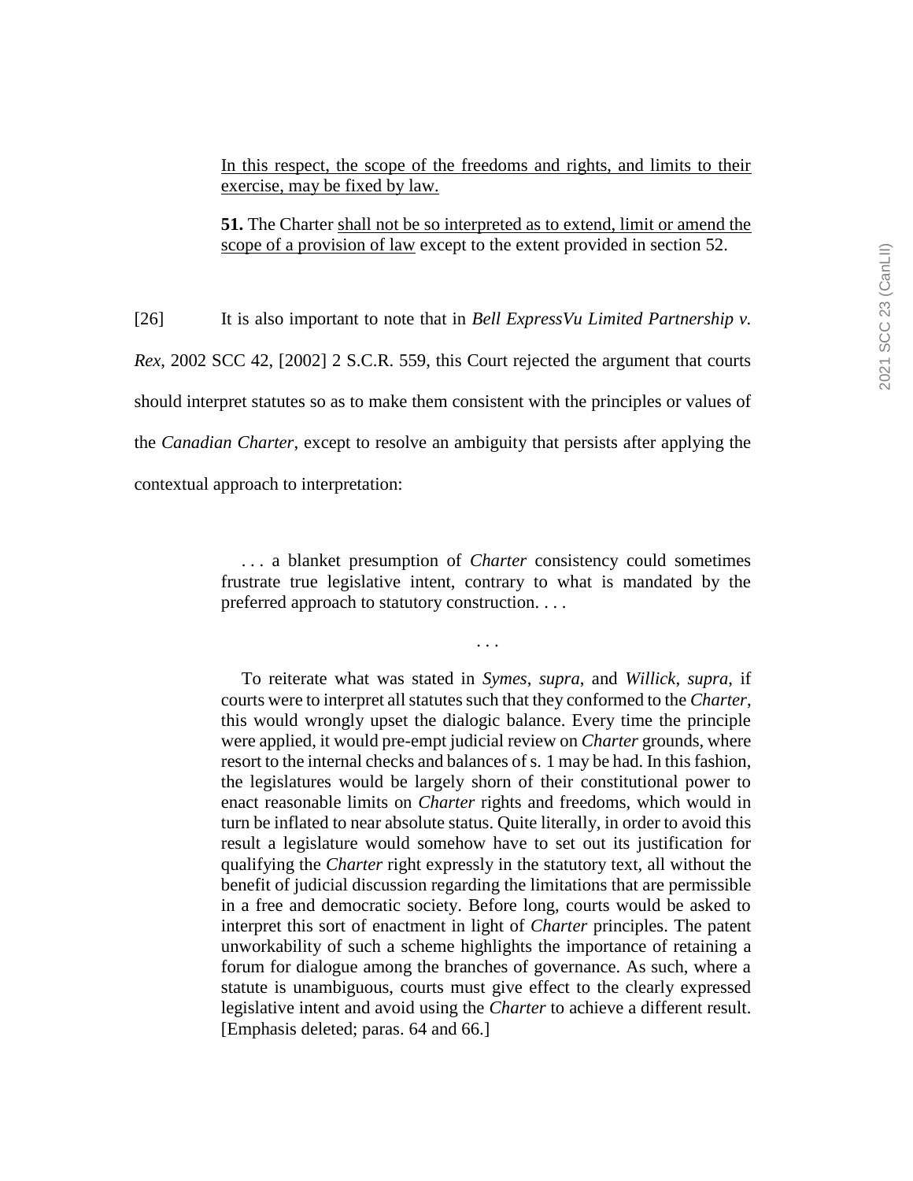> <u>In this respect, the scope of the freedoms and rights, and limits to their exercise, may be fixed by law.</u>
>
> **51.** The Charter <u>shall not be so interpreted as to extend, limit or amend the scope of a provision of law</u> except to the extent provided in section 52.

[26] It is also important to note that in *Bell ExpressVu Limited Partnership v. Rex*, 2002 SCC 42, [2002] 2 S.C.R. 559, this Court rejected the argument that courts should interpret statutes so as to make them consistent with the principles or values of the *Canadian Charter*, except to resolve an ambiguity that persists after applying the contextual approach to interpretation:

> . . . a blanket presumption of *Charter* consistency could sometimes frustrate true legislative intent, contrary to what is mandated by the preferred approach to statutory construction. . . .
>
> . . .
>
> To reiterate what was stated in *Symes*, *supra*, and *Willick*, *supra*, if courts were to interpret all statutes such that they conformed to the *Charter*, this would wrongly upset the dialogic balance. Every time the principle were applied, it would pre-empt judicial review on *Charter* grounds, where resort to the internal checks and balances of s. 1 may be had. In this fashion, the legislatures would be largely shorn of their constitutional power to enact reasonable limits on *Charter* rights and freedoms, which would in turn be inflated to near absolute status. Quite literally, in order to avoid this result a legislature would somehow have to set out its justification for qualifying the *Charter* right expressly in the statutory text, all without the benefit of judicial discussion regarding the limitations that are permissible in a free and democratic society. Before long, courts would be asked to interpret this sort of enactment in light of *Charter* principles. The patent unworkability of such a scheme highlights the importance of retaining a forum for dialogue among the branches of governance. As such, where a statute is unambiguous, courts must give effect to the clearly expressed legislative intent and avoid using the *Charter* to achieve a different result. [Emphasis deleted; paras. 64 and 66.]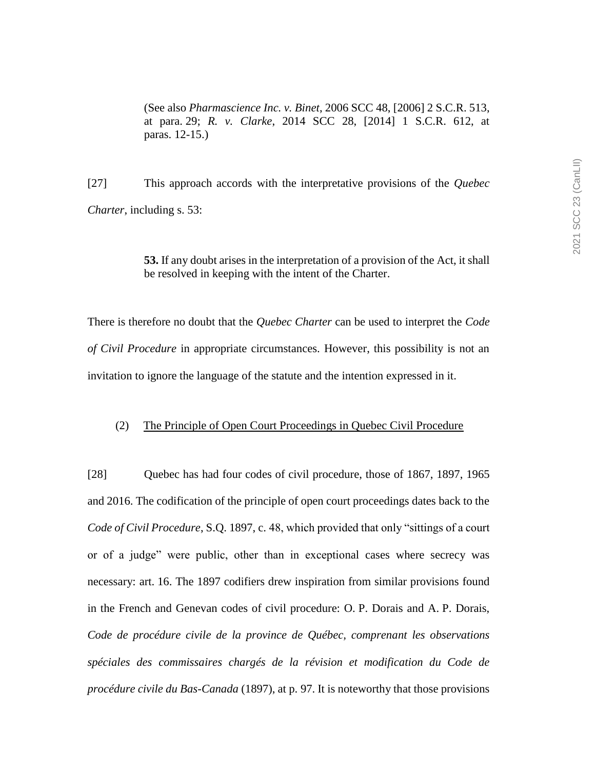(See also *Pharmascience Inc. v. Binet*, 2006 SCC 48, [2006] 2 S.C.R. 513, at para. 29; *R. v. Clarke*, 2014 SCC 28, [2014] 1 S.C.R. 612, at paras. 12-15.)

[27] This approach accords with the interpretative provisions of the *Quebec Charter*, including s. 53:

> **53.** If any doubt arises in the interpretation of a provision of the Act, it shall be resolved in keeping with the intent of the Charter.

There is therefore no doubt that the *Quebec Charter* can be used to interpret the *Code of Civil Procedure* in appropriate circumstances. However, this possibility is not an invitation to ignore the language of the statute and the intention expressed in it.

(2) The Principle of Open Court Proceedings in Quebec Civil Procedure

[28] Quebec has had four codes of civil procedure, those of 1867, 1897, 1965 and 2016. The codification of the principle of open court proceedings dates back to the *Code of Civil Procedure*, S.Q. 1897, c. 48, which provided that only "sittings of a court or of a judge" were public, other than in exceptional cases where secrecy was necessary: art. 16. The 1897 codifiers drew inspiration from similar provisions found in the French and Genevan codes of civil procedure: O. P. Dorais and A. P. Dorais, *Code de procédure civile de la province de Québec, comprenant les observations spéciales des commissaires chargés de la révision et modification du Code de procédure civile du Bas-Canada* (1897), at p. 97. It is noteworthy that those provisions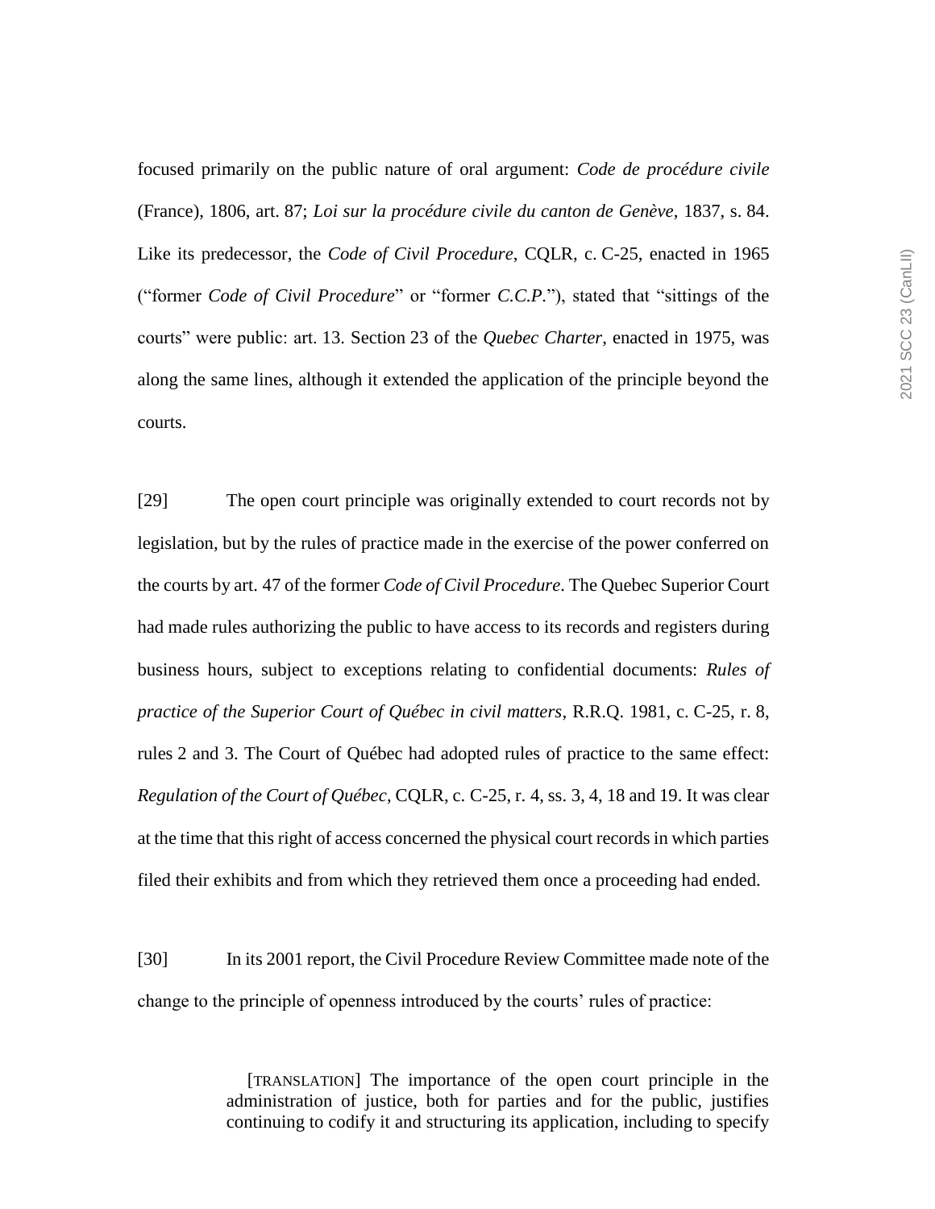focused primarily on the public nature of oral argument: *Code de procédure civile* (France), 1806, art. 87; *Loi sur la procédure civile du canton de Genève*, 1837, s. 84. Like its predecessor, the *Code of Civil Procedure*, CQLR, c. C-25, enacted in 1965 ("former *Code of Civil Procedure*" or "former *C.C.P.*"), stated that "sittings of the courts" were public: art. 13. Section 23 of the *Quebec Charter*, enacted in 1975, was along the same lines, although it extended the application of the principle beyond the courts.

[29] The open court principle was originally extended to court records not by legislation, but by the rules of practice made in the exercise of the power conferred on the courts by art. 47 of the former *Code of Civil Procedure*. The Quebec Superior Court had made rules authorizing the public to have access to its records and registers during business hours, subject to exceptions relating to confidential documents: *Rules of practice of the Superior Court of Québec in civil matters*, R.R.Q. 1981, c. C-25, r. 8, rules 2 and 3. The Court of Québec had adopted rules of practice to the same effect: *Regulation of the Court of Québec*, CQLR, c. C-25, r. 4, ss. 3, 4, 18 and 19. It was clear at the time that this right of access concerned the physical court records in which parties filed their exhibits and from which they retrieved them once a proceeding had ended.

[30] In its 2001 report, the Civil Procedure Review Committee made note of the change to the principle of openness introduced by the courts' rules of practice:

> [TRANSLATION] The importance of the open court principle in the administration of justice, both for parties and for the public, justifies continuing to codify it and structuring its application, including to specify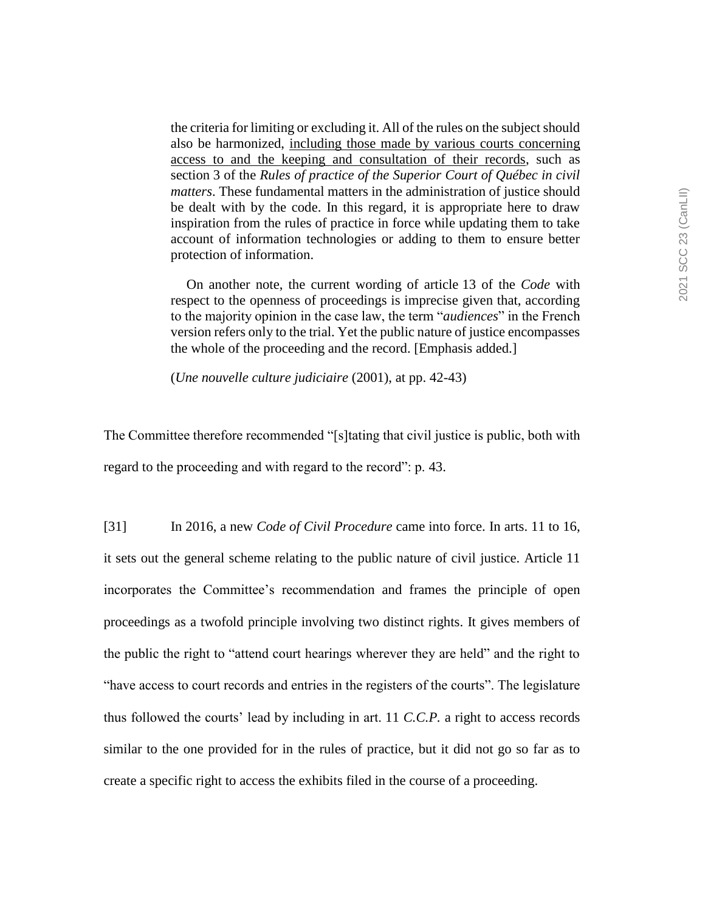> the criteria for limiting or excluding it. All of the rules on the subject should also be harmonized, <u>including those made by various courts concerning access to and the keeping and consultation of their records</u>, such as section 3 of the *Rules of practice of the Superior Court of Québec in civil matters*. These fundamental matters in the administration of justice should be dealt with by the code. In this regard, it is appropriate here to draw inspiration from the rules of practice in force while updating them to take account of information technologies or adding to them to ensure better protection of information.
>
> On another note, the current wording of article 13 of the *Code* with respect to the openness of proceedings is imprecise given that, according to the majority opinion in the case law, the term "*audiences*" in the French version refers only to the trial. Yet the public nature of justice encompasses the whole of the proceeding and the record. [Emphasis added.]
>
> (*Une nouvelle culture judiciaire* (2001), at pp. 42-43)

The Committee therefore recommended "[s]tating that civil justice is public, both with regard to the proceeding and with regard to the record": p. 43.

[31] In 2016, a new *Code of Civil Procedure* came into force. In arts. 11 to 16, it sets out the general scheme relating to the public nature of civil justice. Article 11 incorporates the Committee's recommendation and frames the principle of open proceedings as a twofold principle involving two distinct rights. It gives members of the public the right to "attend court hearings wherever they are held" and the right to "have access to court records and entries in the registers of the courts". The legislature thus followed the courts' lead by including in art. 11 *C.C.P.* a right to access records similar to the one provided for in the rules of practice, but it did not go so far as to create a specific right to access the exhibits filed in the course of a proceeding.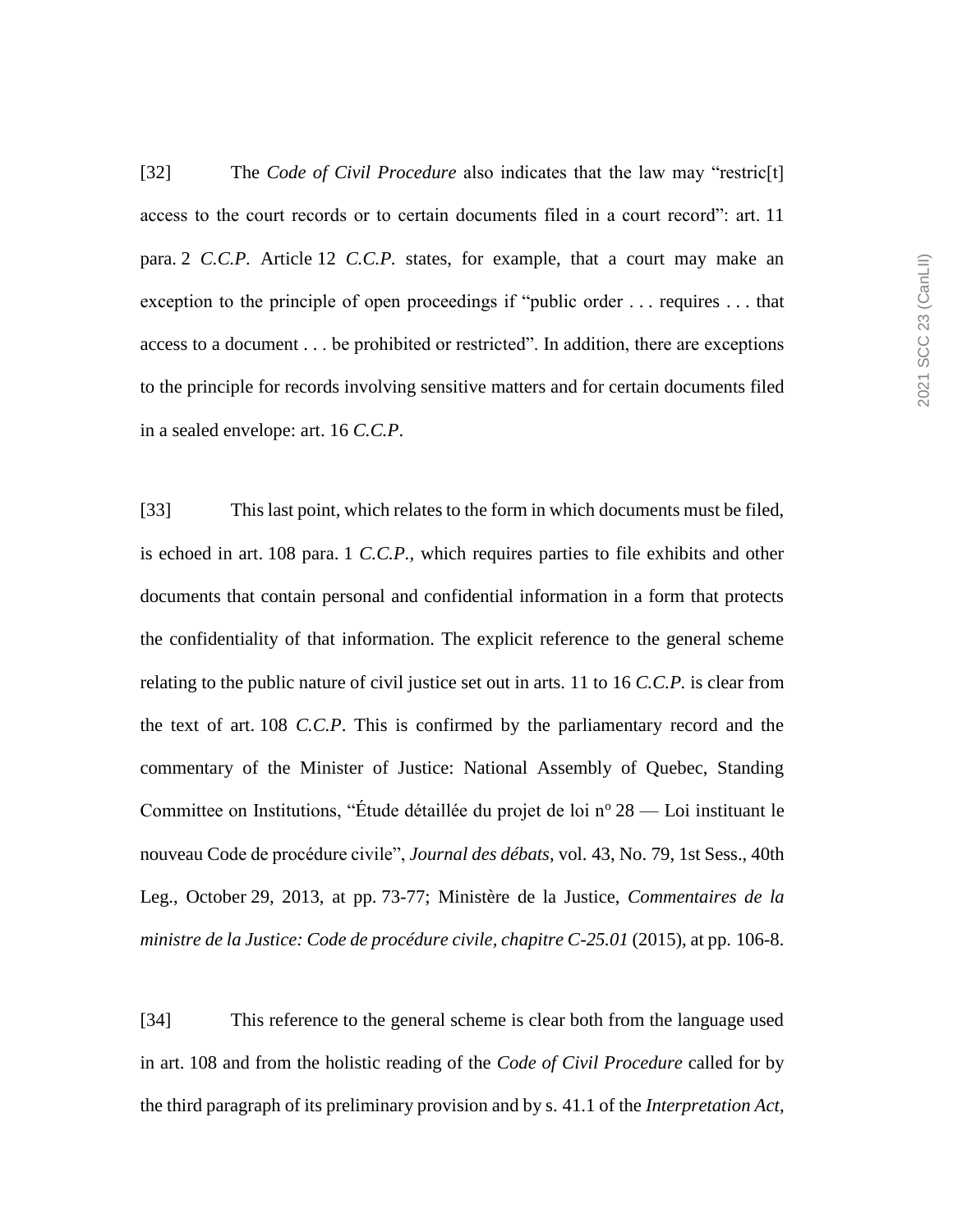[32] The *Code of Civil Procedure* also indicates that the law may "restric[t] access to the court records or to certain documents filed in a court record": art. 11 para. 2 *C.C.P.* Article 12 *C.C.P.* states, for example, that a court may make an exception to the principle of open proceedings if "public order . . . requires . . . that access to a document . . . be prohibited or restricted". In addition, there are exceptions to the principle for records involving sensitive matters and for certain documents filed in a sealed envelope: art. 16 *C.C.P*.

[33] This last point, which relates to the form in which documents must be filed, is echoed in art. 108 para. 1 *C.C.P.*, which requires parties to file exhibits and other documents that contain personal and confidential information in a form that protects the confidentiality of that information. The explicit reference to the general scheme relating to the public nature of civil justice set out in arts. 11 to 16 *C.C.P.* is clear from the text of art. 108 *C.C.P*. This is confirmed by the parliamentary record and the commentary of the Minister of Justice: National Assembly of Quebec, Standing Committee on Institutions, "Étude détaillée du projet de loi n° 28 — Loi instituant le nouveau Code de procédure civile", *Journal des débats*, vol. 43, No. 79, 1st Sess., 40th Leg., October 29, 2013, at pp. 73-77; Ministère de la Justice, *Commentaires de la ministre de la Justice: Code de procédure civile, chapitre C-25.01* (2015), at pp. 106-8.

[34] This reference to the general scheme is clear both from the language used in art. 108 and from the holistic reading of the *Code of Civil Procedure* called for by the third paragraph of its preliminary provision and by s. 41.1 of the *Interpretation Act*,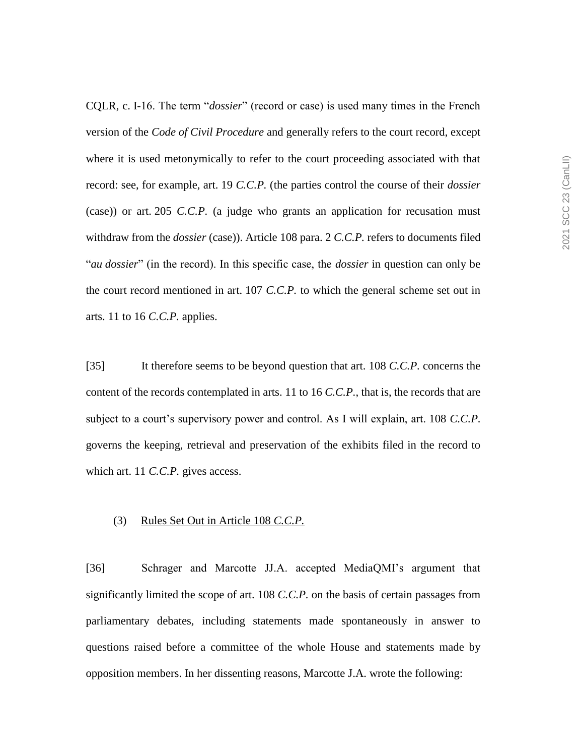CQLR, c. I-16. The term "*dossier*" (record or case) is used many times in the French version of the *Code of Civil Procedure* and generally refers to the court record, except where it is used metonymically to refer to the court proceeding associated with that record: see, for example, art. 19 *C.C.P.* (the parties control the course of their *dossier* (case)) or art. 205 *C.C.P.* (a judge who grants an application for recusation must withdraw from the *dossier* (case)). Article 108 para. 2 *C.C.P.* refers to documents filed "*au dossier*" (in the record). In this specific case, the *dossier* in question can only be the court record mentioned in art. 107 *C.C.P.* to which the general scheme set out in arts. 11 to 16 *C.C.P.* applies.

[35] It therefore seems to be beyond question that art. 108 *C.C.P.* concerns the content of the records contemplated in arts. 11 to 16 *C.C.P.*, that is, the records that are subject to a court's supervisory power and control. As I will explain, art. 108 *C.C.P.* governs the keeping, retrieval and preservation of the exhibits filed in the record to which art. 11 *C.C.P.* gives access.

(3) Rules Set Out in Article 108 *C.C.P.*

[36] Schrager and Marcotte JJ.A. accepted MediaQMI's argument that significantly limited the scope of art. 108 *C.C.P.* on the basis of certain passages from parliamentary debates, including statements made spontaneously in answer to questions raised before a committee of the whole House and statements made by opposition members. In her dissenting reasons, Marcotte J.A. wrote the following: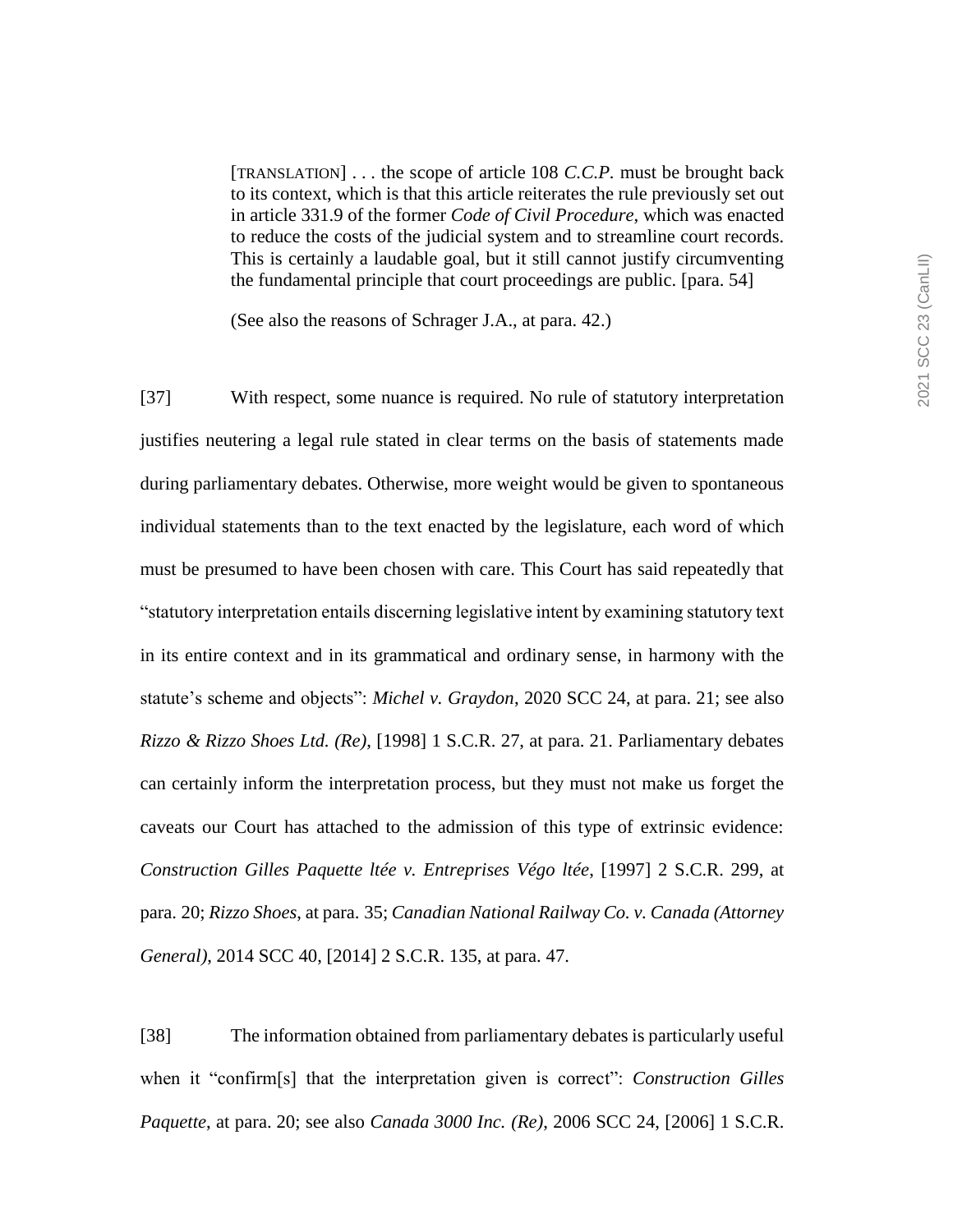> [TRANSLATION] . . . the scope of article 108 *C.C.P.* must be brought back to its context, which is that this article reiterates the rule previously set out in article 331.9 of the former *Code of Civil Procedure*, which was enacted to reduce the costs of the judicial system and to streamline court records. This is certainly a laudable goal, but it still cannot justify circumventing the fundamental principle that court proceedings are public. [para. 54]
>
> (See also the reasons of Schrager J.A., at para. 42.)

[37] With respect, some nuance is required. No rule of statutory interpretation justifies neutering a legal rule stated in clear terms on the basis of statements made during parliamentary debates. Otherwise, more weight would be given to spontaneous individual statements than to the text enacted by the legislature, each word of which must be presumed to have been chosen with care. This Court has said repeatedly that "statutory interpretation entails discerning legislative intent by examining statutory text in its entire context and in its grammatical and ordinary sense, in harmony with the statute's scheme and objects": *Michel v. Graydon*, 2020 SCC 24, at para. 21; see also *Rizzo & Rizzo Shoes Ltd. (Re)*, [1998] 1 S.C.R. 27, at para. 21. Parliamentary debates can certainly inform the interpretation process, but they must not make us forget the caveats our Court has attached to the admission of this type of extrinsic evidence: *Construction Gilles Paquette ltée v. Entreprises Végo ltée*, [1997] 2 S.C.R. 299, at para. 20; *Rizzo Shoes*, at para. 35; *Canadian National Railway Co. v. Canada (Attorney General)*, 2014 SCC 40, [2014] 2 S.C.R. 135, at para. 47.

[38] The information obtained from parliamentary debates is particularly useful when it "confirm[s] that the interpretation given is correct": *Construction Gilles Paquette*, at para. 20; see also *Canada 3000 Inc. (Re)*, 2006 SCC 24, [2006] 1 S.C.R.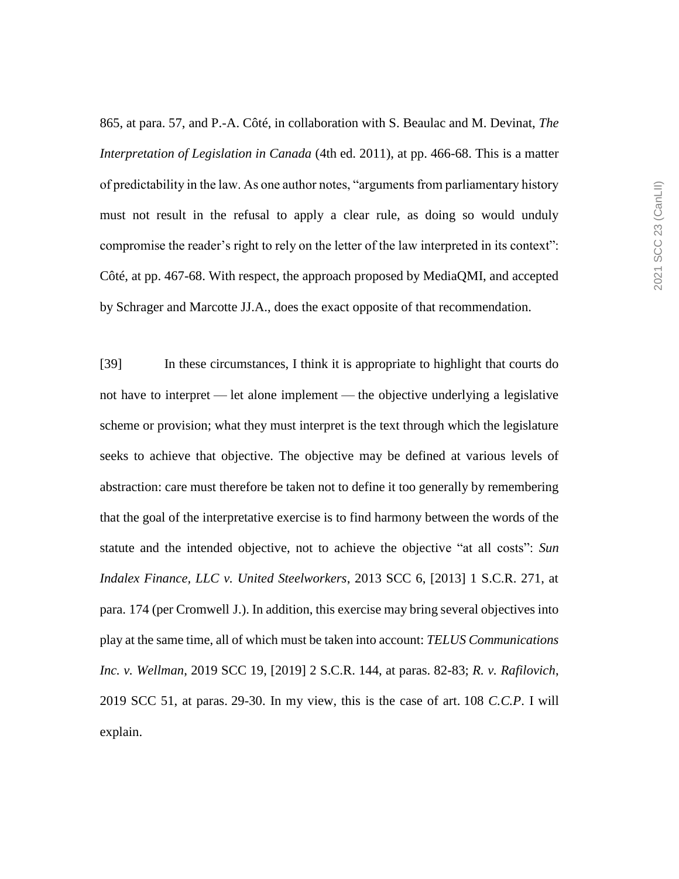865, at para. 57, and P.-A. Côté, in collaboration with S. Beaulac and M. Devinat, *The Interpretation of Legislation in Canada* (4th ed. 2011), at pp. 466-68. This is a matter of predictability in the law. As one author notes, "arguments from parliamentary history must not result in the refusal to apply a clear rule, as doing so would unduly compromise the reader's right to rely on the letter of the law interpreted in its context": Côté, at pp. 467-68. With respect, the approach proposed by MediaQMI, and accepted by Schrager and Marcotte JJ.A., does the exact opposite of that recommendation.

[39] In these circumstances, I think it is appropriate to highlight that courts do not have to interpret — let alone implement — the objective underlying a legislative scheme or provision; what they must interpret is the text through which the legislature seeks to achieve that objective. The objective may be defined at various levels of abstraction: care must therefore be taken not to define it too generally by remembering that the goal of the interpretative exercise is to find harmony between the words of the statute and the intended objective, not to achieve the objective "at all costs": *Sun Indalex Finance, LLC v. United Steelworkers*, 2013 SCC 6, [2013] 1 S.C.R. 271, at para. 174 (per Cromwell J.). In addition, this exercise may bring several objectives into play at the same time, all of which must be taken into account: *TELUS Communications Inc. v. Wellman*, 2019 SCC 19, [2019] 2 S.C.R. 144, at paras. 82-83; *R. v. Rafilovich*, 2019 SCC 51, at paras. 29-30. In my view, this is the case of art. 108 *C.C.P*. I will explain.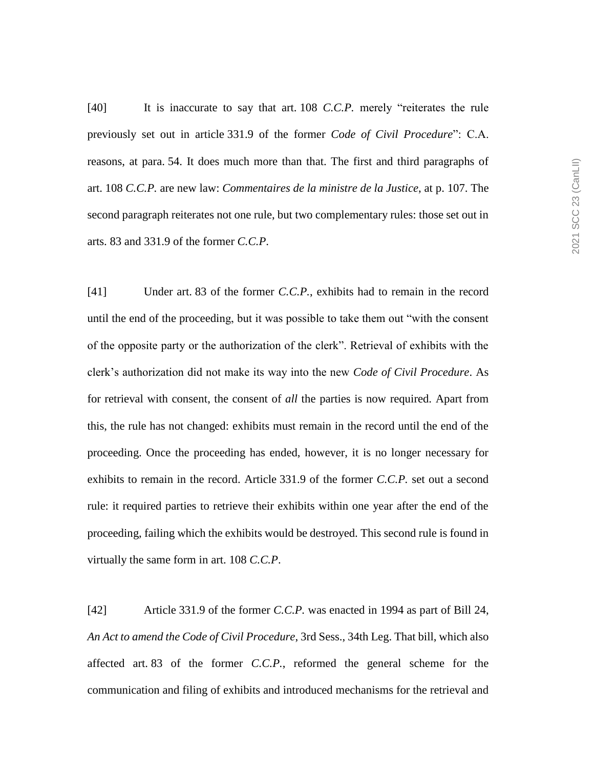[40] It is inaccurate to say that art. 108 *C.C.P.* merely "reiterates the rule previously set out in article 331.9 of the former *Code of Civil Procedure*": C.A. reasons, at para. 54. It does much more than that. The first and third paragraphs of art. 108 *C.C.P.* are new law: *Commentaires de la ministre de la Justice*, at p. 107. The second paragraph reiterates not one rule, but two complementary rules: those set out in arts. 83 and 331.9 of the former *C.C.P*.

[41] Under art. 83 of the former *C.C.P.*, exhibits had to remain in the record until the end of the proceeding, but it was possible to take them out "with the consent of the opposite party or the authorization of the clerk". Retrieval of exhibits with the clerk's authorization did not make its way into the new *Code of Civil Procedure*. As for retrieval with consent, the consent of *all* the parties is now required. Apart from this, the rule has not changed: exhibits must remain in the record until the end of the proceeding. Once the proceeding has ended, however, it is no longer necessary for exhibits to remain in the record. Article 331.9 of the former *C.C.P.* set out a second rule: it required parties to retrieve their exhibits within one year after the end of the proceeding, failing which the exhibits would be destroyed. This second rule is found in virtually the same form in art. 108 *C.C.P*.

[42] Article 331.9 of the former *C.C.P.* was enacted in 1994 as part of Bill 24, *An Act to amend the Code of Civil Procedure*, 3rd Sess., 34th Leg. That bill, which also affected art. 83 of the former *C.C.P.*, reformed the general scheme for the communication and filing of exhibits and introduced mechanisms for the retrieval and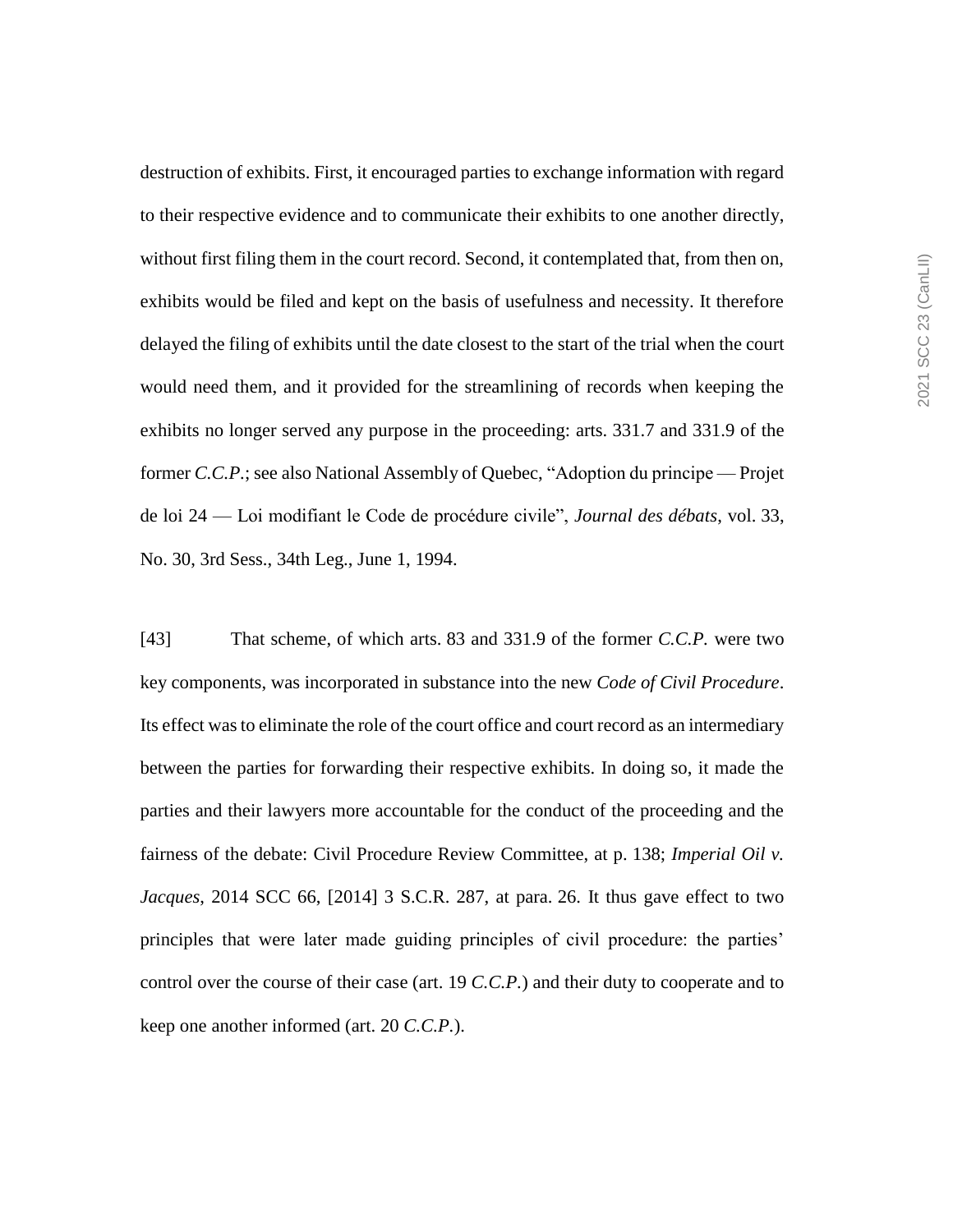destruction of exhibits. First, it encouraged parties to exchange information with regard to their respective evidence and to communicate their exhibits to one another directly, without first filing them in the court record. Second, it contemplated that, from then on, exhibits would be filed and kept on the basis of usefulness and necessity. It therefore delayed the filing of exhibits until the date closest to the start of the trial when the court would need them, and it provided for the streamlining of records when keeping the exhibits no longer served any purpose in the proceeding: arts. 331.7 and 331.9 of the former *C.C.P.*; see also National Assembly of Quebec, "Adoption du principe — Projet de loi 24 — Loi modifiant le Code de procédure civile", *Journal des débats*, vol. 33, No. 30, 3rd Sess., 34th Leg., June 1, 1994.

[43] That scheme, of which arts. 83 and 331.9 of the former *C.C.P.* were two key components, was incorporated in substance into the new *Code of Civil Procedure*. Its effect was to eliminate the role of the court office and court record as an intermediary between the parties for forwarding their respective exhibits. In doing so, it made the parties and their lawyers more accountable for the conduct of the proceeding and the fairness of the debate: Civil Procedure Review Committee, at p. 138; *Imperial Oil v. Jacques*, 2014 SCC 66, [2014] 3 S.C.R. 287, at para. 26. It thus gave effect to two principles that were later made guiding principles of civil procedure: the parties' control over the course of their case (art. 19 *C.C.P.*) and their duty to cooperate and to keep one another informed (art. 20 *C.C.P.*).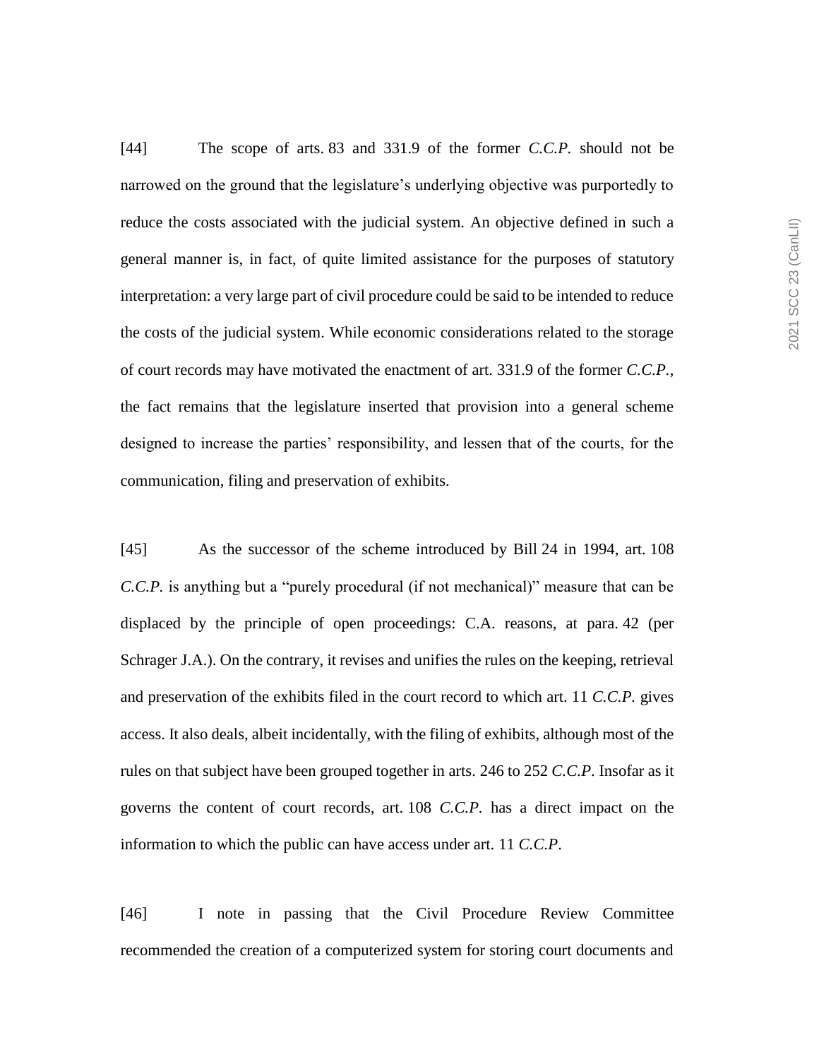[44] The scope of arts. 83 and 331.9 of the former *C.C.P.* should not be narrowed on the ground that the legislature's underlying objective was purportedly to reduce the costs associated with the judicial system. An objective defined in such a general manner is, in fact, of quite limited assistance for the purposes of statutory interpretation: a very large part of civil procedure could be said to be intended to reduce the costs of the judicial system. While economic considerations related to the storage of court records may have motivated the enactment of art. 331.9 of the former *C.C.P.*, the fact remains that the legislature inserted that provision into a general scheme designed to increase the parties' responsibility, and lessen that of the courts, for the communication, filing and preservation of exhibits.

[45] As the successor of the scheme introduced by Bill 24 in 1994, art. 108 *C.C.P.* is anything but a "purely procedural (if not mechanical)" measure that can be displaced by the principle of open proceedings: C.A. reasons, at para. 42 (per Schrager J.A.). On the contrary, it revises and unifies the rules on the keeping, retrieval and preservation of the exhibits filed in the court record to which art. 11 *C.C.P.* gives access. It also deals, albeit incidentally, with the filing of exhibits, although most of the rules on that subject have been grouped together in arts. 246 to 252 *C.C.P.* Insofar as it governs the content of court records, art. 108 *C.C.P.* has a direct impact on the information to which the public can have access under art. 11 *C.C.P.*

[46] I note in passing that the Civil Procedure Review Committee recommended the creation of a computerized system for storing court documents and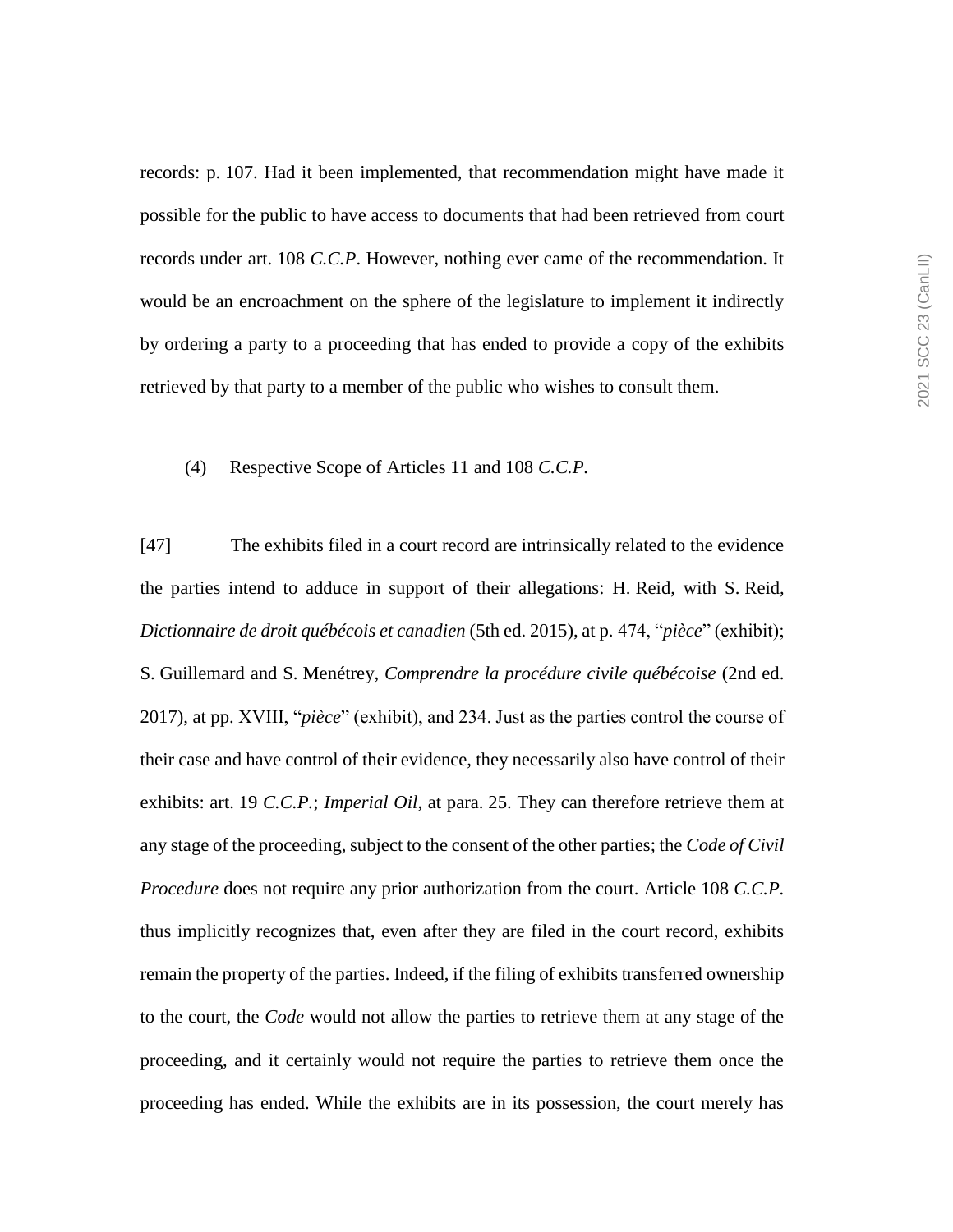records: p. 107. Had it been implemented, that recommendation might have made it possible for the public to have access to documents that had been retrieved from court records under art. 108 *C.C.P*. However, nothing ever came of the recommendation. It would be an encroachment on the sphere of the legislature to implement it indirectly by ordering a party to a proceeding that has ended to provide a copy of the exhibits retrieved by that party to a member of the public who wishes to consult them.

(4) Respective Scope of Articles 11 and 108 *C.C.P.*

[47] The exhibits filed in a court record are intrinsically related to the evidence the parties intend to adduce in support of their allegations: H. Reid, with S. Reid, *Dictionnaire de droit québécois et canadien* (5th ed. 2015), at p. 474, "*pièce*" (exhibit); S. Guillemard and S. Menétrey, *Comprendre la procédure civile québécoise* (2nd ed. 2017), at pp. XVIII, "*pièce*" (exhibit), and 234. Just as the parties control the course of their case and have control of their evidence, they necessarily also have control of their exhibits: art. 19 *C.C.P.*; *Imperial Oil*, at para. 25. They can therefore retrieve them at any stage of the proceeding, subject to the consent of the other parties; the *Code of Civil Procedure* does not require any prior authorization from the court. Article 108 *C.C.P.* thus implicitly recognizes that, even after they are filed in the court record, exhibits remain the property of the parties. Indeed, if the filing of exhibits transferred ownership to the court, the *Code* would not allow the parties to retrieve them at any stage of the proceeding, and it certainly would not require the parties to retrieve them once the proceeding has ended. While the exhibits are in its possession, the court merely has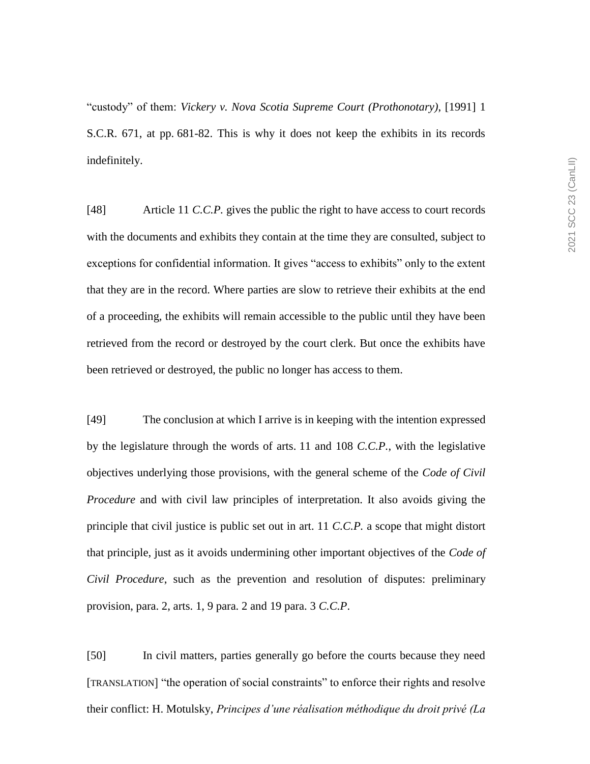"custody" of them: *Vickery v. Nova Scotia Supreme Court (Prothonotary)*, [1991] 1 S.C.R. 671, at pp. 681-82. This is why it does not keep the exhibits in its records indefinitely.

[48] Article 11 *C.C.P.* gives the public the right to have access to court records with the documents and exhibits they contain at the time they are consulted, subject to exceptions for confidential information. It gives "access to exhibits" only to the extent that they are in the record. Where parties are slow to retrieve their exhibits at the end of a proceeding, the exhibits will remain accessible to the public until they have been retrieved from the record or destroyed by the court clerk. But once the exhibits have been retrieved or destroyed, the public no longer has access to them.

[49] The conclusion at which I arrive is in keeping with the intention expressed by the legislature through the words of arts. 11 and 108 *C.C.P.*, with the legislative objectives underlying those provisions, with the general scheme of the *Code of Civil Procedure* and with civil law principles of interpretation. It also avoids giving the principle that civil justice is public set out in art. 11 *C.C.P.* a scope that might distort that principle, just as it avoids undermining other important objectives of the *Code of Civil Procedure*, such as the prevention and resolution of disputes: preliminary provision, para. 2, arts. 1, 9 para. 2 and 19 para. 3 *C.C.P*.

[50] In civil matters, parties generally go before the courts because they need [TRANSLATION] "the operation of social constraints" to enforce their rights and resolve their conflict: H. Motulsky, *Principes d'une réalisation méthodique du droit privé (La*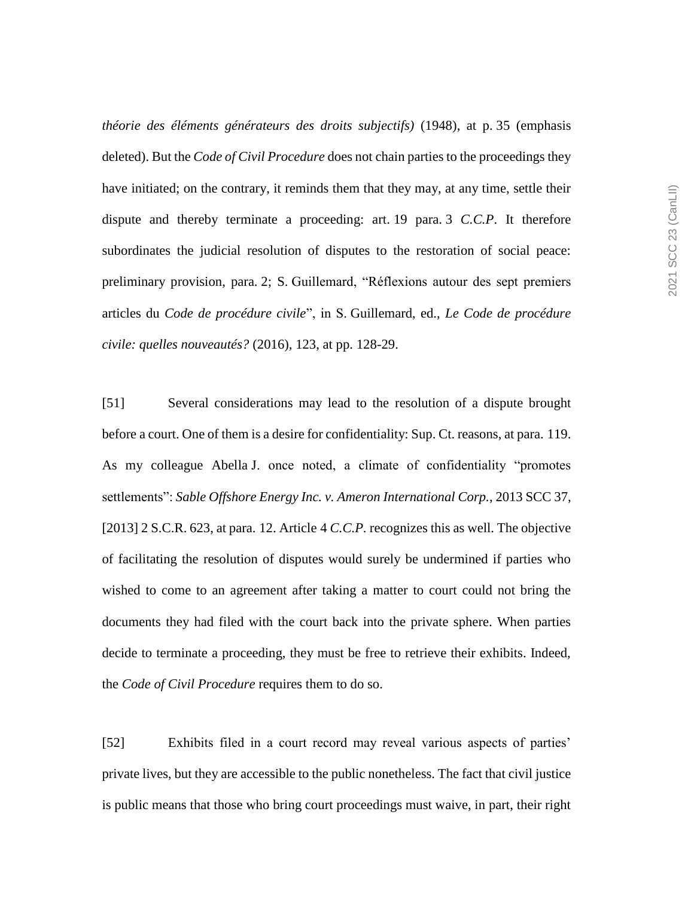*théorie des éléments générateurs des droits subjectifs)* (1948), at p. 35 (emphasis deleted). But the *Code of Civil Procedure* does not chain parties to the proceedings they have initiated; on the contrary, it reminds them that they may, at any time, settle their dispute and thereby terminate a proceeding: art. 19 para. 3 *C.C.P*. It therefore subordinates the judicial resolution of disputes to the restoration of social peace: preliminary provision, para. 2; S. Guillemard, "Réflexions autour des sept premiers articles du *Code de procédure civile*", in S. Guillemard, ed., *Le Code de procédure civile: quelles nouveautés?* (2016), 123, at pp. 128-29.

[51] Several considerations may lead to the resolution of a dispute brought before a court. One of them is a desire for confidentiality: Sup. Ct. reasons, at para. 119. As my colleague Abella J. once noted, a climate of confidentiality "promotes settlements": *Sable Offshore Energy Inc. v. Ameron International Corp.*, 2013 SCC 37, [2013] 2 S.C.R. 623, at para. 12. Article 4 *C.C.P.* recognizes this as well. The objective of facilitating the resolution of disputes would surely be undermined if parties who wished to come to an agreement after taking a matter to court could not bring the documents they had filed with the court back into the private sphere. When parties decide to terminate a proceeding, they must be free to retrieve their exhibits. Indeed, the *Code of Civil Procedure* requires them to do so.

[52] Exhibits filed in a court record may reveal various aspects of parties' private lives, but they are accessible to the public nonetheless. The fact that civil justice is public means that those who bring court proceedings must waive, in part, their right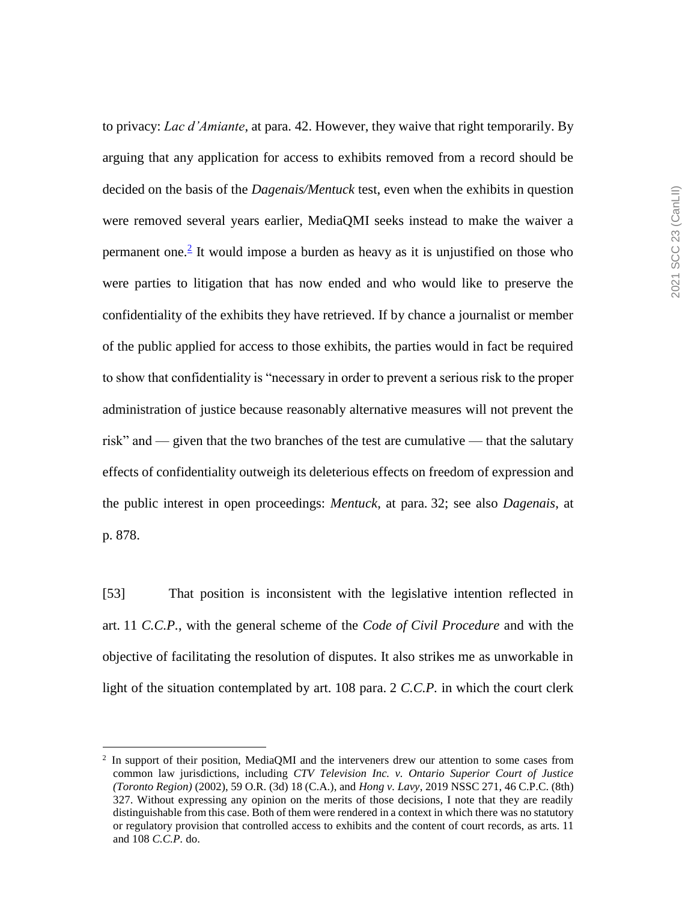to privacy: *Lac d'Amiante*, at para. 42. However, they waive that right temporarily. By arguing that any application for access to exhibits removed from a record should be decided on the basis of the *Dagenais/Mentuck* test, even when the exhibits in question were removed several years earlier, MediaQMI seeks instead to make the waiver a permanent one.[2] It would impose a burden as heavy as it is unjustified on those who were parties to litigation that has now ended and who would like to preserve the confidentiality of the exhibits they have retrieved. If by chance a journalist or member of the public applied for access to those exhibits, the parties would in fact be required to show that confidentiality is "necessary in order to prevent a serious risk to the proper administration of justice because reasonably alternative measures will not prevent the risk" and — given that the two branches of the test are cumulative — that the salutary effects of confidentiality outweigh its deleterious effects on freedom of expression and the public interest in open proceedings: *Mentuck*, at para. 32; see also *Dagenais*, at p. 878.

[53] That position is inconsistent with the legislative intention reflected in art. 11 *C.C.P.*, with the general scheme of the *Code of Civil Procedure* and with the objective of facilitating the resolution of disputes. It also strikes me as unworkable in light of the situation contemplated by art. 108 para. 2 *C.C.P.* in which the court clerk

---

[2] In support of their position, MediaQMI and the interveners drew our attention to some cases from common law jurisdictions, including *CTV Television Inc. v. Ontario Superior Court of Justice (Toronto Region)* (2002), 59 O.R. (3d) 18 (C.A.), and *Hong v. Lavy*, 2019 NSSC 271, 46 C.P.C. (8th) 327. Without expressing any opinion on the merits of those decisions, I note that they are readily distinguishable from this case. Both of them were rendered in a context in which there was no statutory or regulatory provision that controlled access to exhibits and the content of court records, as arts. 11 and 108 *C.C.P.* do.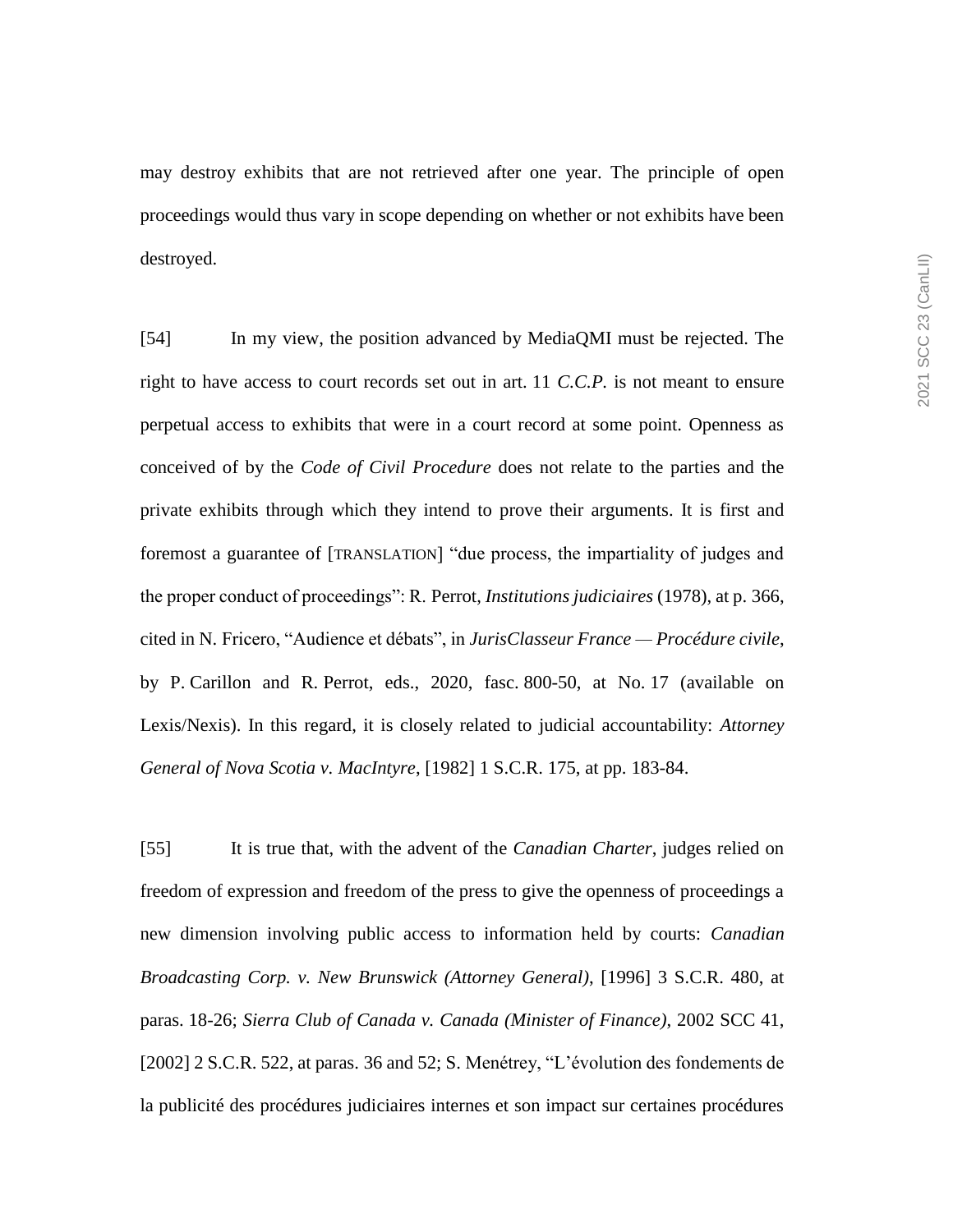may destroy exhibits that are not retrieved after one year. The principle of open proceedings would thus vary in scope depending on whether or not exhibits have been destroyed.

[54] In my view, the position advanced by MediaQMI must be rejected. The right to have access to court records set out in art. 11 *C.C.P.* is not meant to ensure perpetual access to exhibits that were in a court record at some point. Openness as conceived of by the *Code of Civil Procedure* does not relate to the parties and the private exhibits through which they intend to prove their arguments. It is first and foremost a guarantee of [TRANSLATION] "due process, the impartiality of judges and the proper conduct of proceedings": R. Perrot, *Institutions judiciaires* (1978), at p. 366, cited in N. Fricero, "Audience et débats", in *JurisClasseur France — Procédure civile*, by P. Carillon and R. Perrot, eds., 2020, fasc. 800-50, at No. 17 (available on Lexis/Nexis). In this regard, it is closely related to judicial accountability: *Attorney General of Nova Scotia v. MacIntyre*, [1982] 1 S.C.R. 175, at pp. 183-84.

[55] It is true that, with the advent of the *Canadian Charter*, judges relied on freedom of expression and freedom of the press to give the openness of proceedings a new dimension involving public access to information held by courts: *Canadian Broadcasting Corp. v. New Brunswick (Attorney General)*, [1996] 3 S.C.R. 480, at paras. 18-26; *Sierra Club of Canada v. Canada (Minister of Finance)*, 2002 SCC 41, [2002] 2 S.C.R. 522, at paras. 36 and 52; S. Menétrey, "L'évolution des fondements de la publicité des procédures judiciaires internes et son impact sur certaines procédures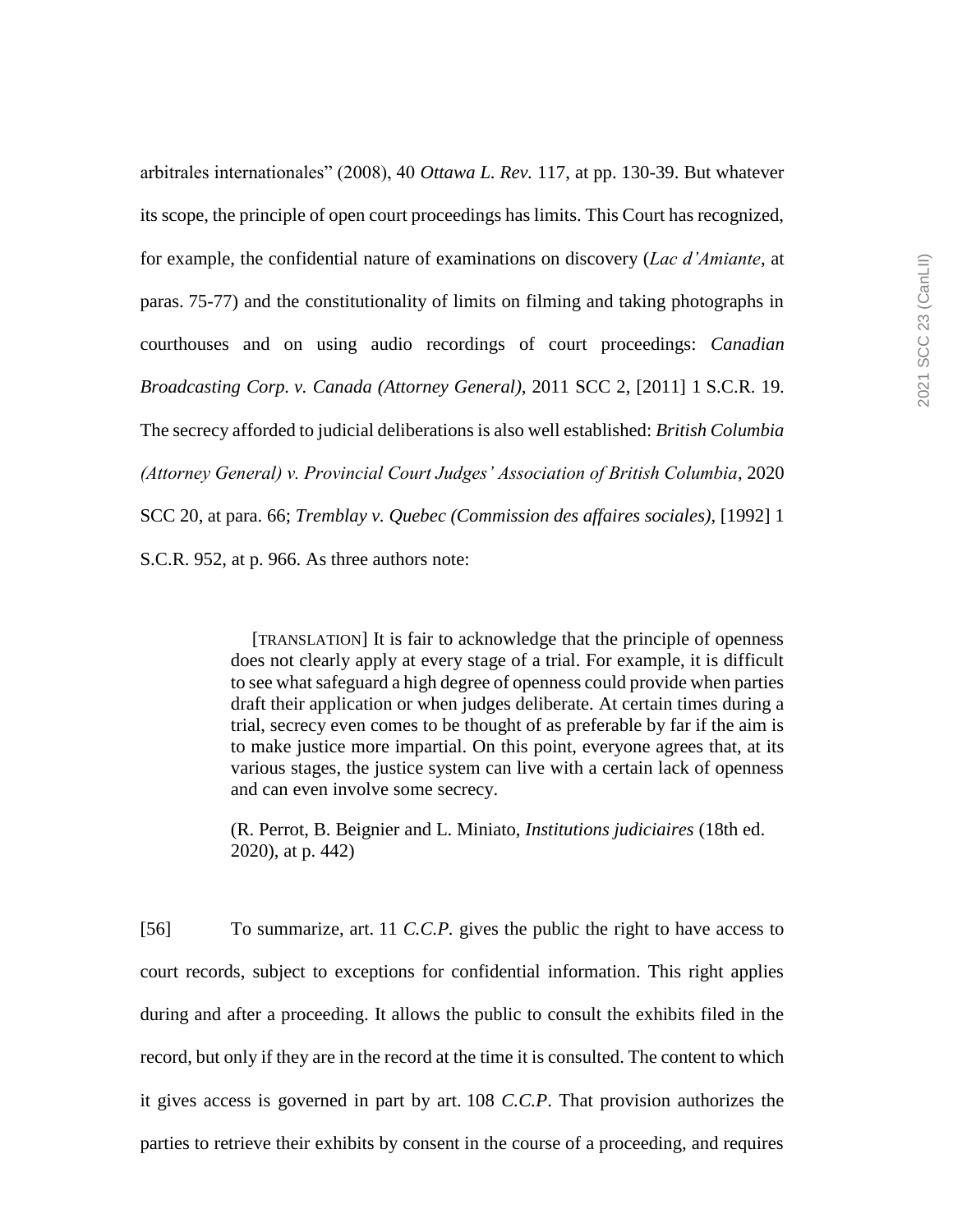arbitrales internationales" (2008), 40 *Ottawa L. Rev.* 117, at pp. 130-39. But whatever its scope, the principle of open court proceedings has limits. This Court has recognized, for example, the confidential nature of examinations on discovery (*Lac d'Amiante*, at paras. 75-77) and the constitutionality of limits on filming and taking photographs in courthouses and on using audio recordings of court proceedings: *Canadian Broadcasting Corp. v. Canada (Attorney General)*, 2011 SCC 2, [2011] 1 S.C.R. 19. The secrecy afforded to judicial deliberations is also well established: *British Columbia (Attorney General) v. Provincial Court Judges' Association of British Columbia*, 2020 SCC 20, at para. 66; *Tremblay v. Quebec (Commission des affaires sociales)*, [1992] 1 S.C.R. 952, at p. 966. As three authors note:

> [TRANSLATION] It is fair to acknowledge that the principle of openness does not clearly apply at every stage of a trial. For example, it is difficult to see what safeguard a high degree of openness could provide when parties draft their application or when judges deliberate. At certain times during a trial, secrecy even comes to be thought of as preferable by far if the aim is to make justice more impartial. On this point, everyone agrees that, at its various stages, the justice system can live with a certain lack of openness and can even involve some secrecy.
>
> (R. Perrot, B. Beignier and L. Miniato, *Institutions judiciaires* (18th ed. 2020), at p. 442)

[56] To summarize, art. 11 *C.C.P.* gives the public the right to have access to court records, subject to exceptions for confidential information. This right applies during and after a proceeding. It allows the public to consult the exhibits filed in the record, but only if they are in the record at the time it is consulted. The content to which it gives access is governed in part by art. 108 *C.C.P*. That provision authorizes the parties to retrieve their exhibits by consent in the course of a proceeding, and requires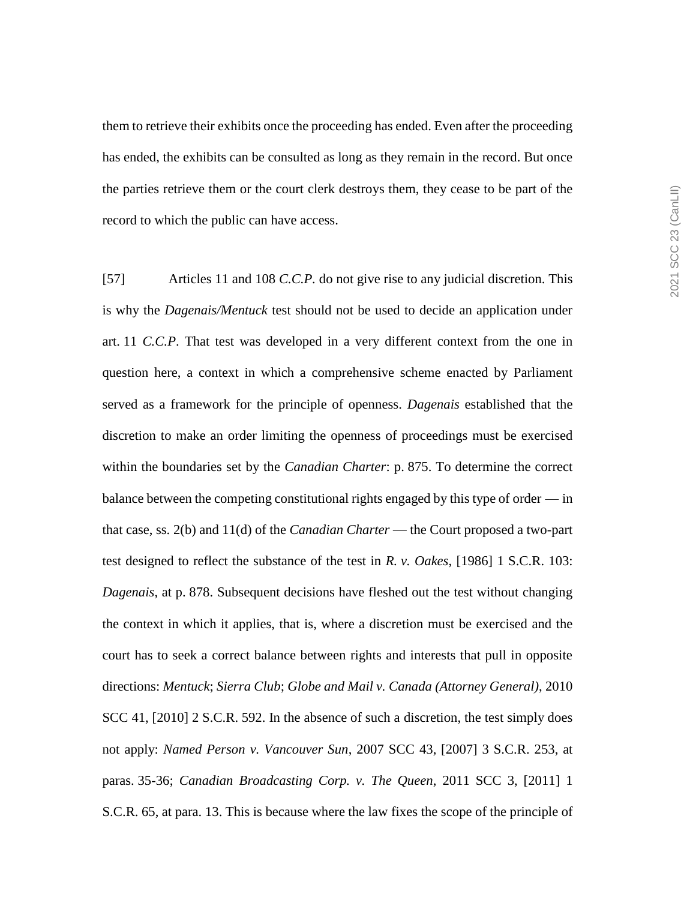them to retrieve their exhibits once the proceeding has ended. Even after the proceeding has ended, the exhibits can be consulted as long as they remain in the record. But once the parties retrieve them or the court clerk destroys them, they cease to be part of the record to which the public can have access.

[57] Articles 11 and 108 *C.C.P.* do not give rise to any judicial discretion. This is why the *Dagenais/Mentuck* test should not be used to decide an application under art. 11 *C.C.P*. That test was developed in a very different context from the one in question here, a context in which a comprehensive scheme enacted by Parliament served as a framework for the principle of openness. *Dagenais* established that the discretion to make an order limiting the openness of proceedings must be exercised within the boundaries set by the *Canadian Charter*: p. 875. To determine the correct balance between the competing constitutional rights engaged by this type of order — in that case, ss. 2(b) and 11(d) of the *Canadian Charter* — the Court proposed a two-part test designed to reflect the substance of the test in *R. v. Oakes*, [1986] 1 S.C.R. 103: *Dagenais*, at p. 878. Subsequent decisions have fleshed out the test without changing the context in which it applies, that is, where a discretion must be exercised and the court has to seek a correct balance between rights and interests that pull in opposite directions: *Mentuck*; *Sierra Club*; *Globe and Mail v. Canada (Attorney General)*, 2010 SCC 41, [2010] 2 S.C.R. 592. In the absence of such a discretion, the test simply does not apply: *Named Person v. Vancouver Sun*, 2007 SCC 43, [2007] 3 S.C.R. 253, at paras. 35-36; *Canadian Broadcasting Corp. v. The Queen*, 2011 SCC 3, [2011] 1 S.C.R. 65, at para. 13. This is because where the law fixes the scope of the principle of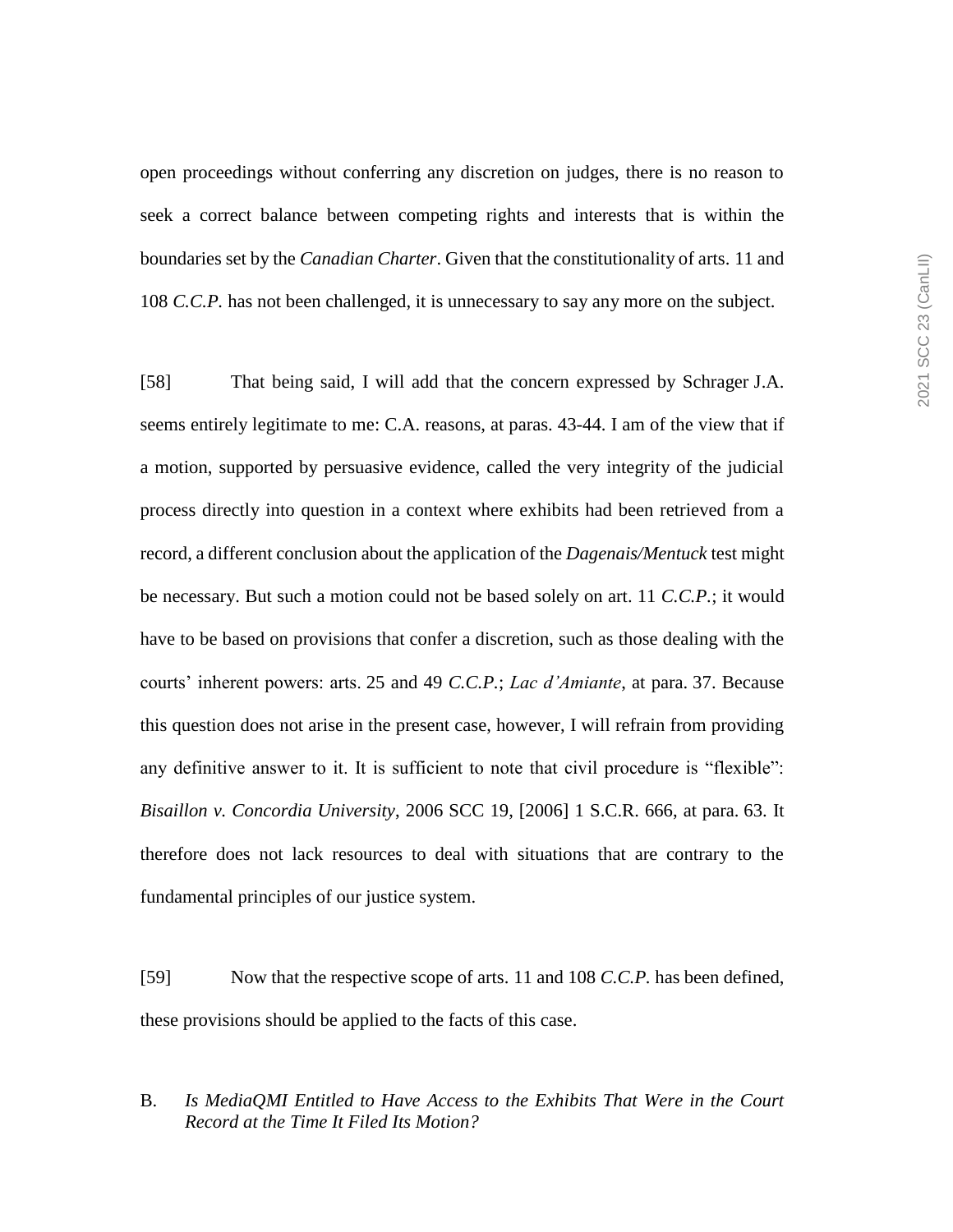open proceedings without conferring any discretion on judges, there is no reason to seek a correct balance between competing rights and interests that is within the boundaries set by the *Canadian Charter*. Given that the constitutionality of arts. 11 and 108 *C.C.P.* has not been challenged, it is unnecessary to say any more on the subject.

[58] That being said, I will add that the concern expressed by Schrager J.A. seems entirely legitimate to me: C.A. reasons, at paras. 43-44. I am of the view that if a motion, supported by persuasive evidence, called the very integrity of the judicial process directly into question in a context where exhibits had been retrieved from a record, a different conclusion about the application of the *Dagenais/Mentuck* test might be necessary. But such a motion could not be based solely on art. 11 *C.C.P.*; it would have to be based on provisions that confer a discretion, such as those dealing with the courts' inherent powers: arts. 25 and 49 *C.C.P.*; *Lac d'Amiante*, at para. 37. Because this question does not arise in the present case, however, I will refrain from providing any definitive answer to it. It is sufficient to note that civil procedure is "flexible": *Bisaillon v. Concordia University*, 2006 SCC 19, [2006] 1 S.C.R. 666, at para. 63. It therefore does not lack resources to deal with situations that are contrary to the fundamental principles of our justice system.

[59] Now that the respective scope of arts. 11 and 108 *C.C.P.* has been defined, these provisions should be applied to the facts of this case.

B. *Is MediaQMI Entitled to Have Access to the Exhibits That Were in the Court Record at the Time It Filed Its Motion?*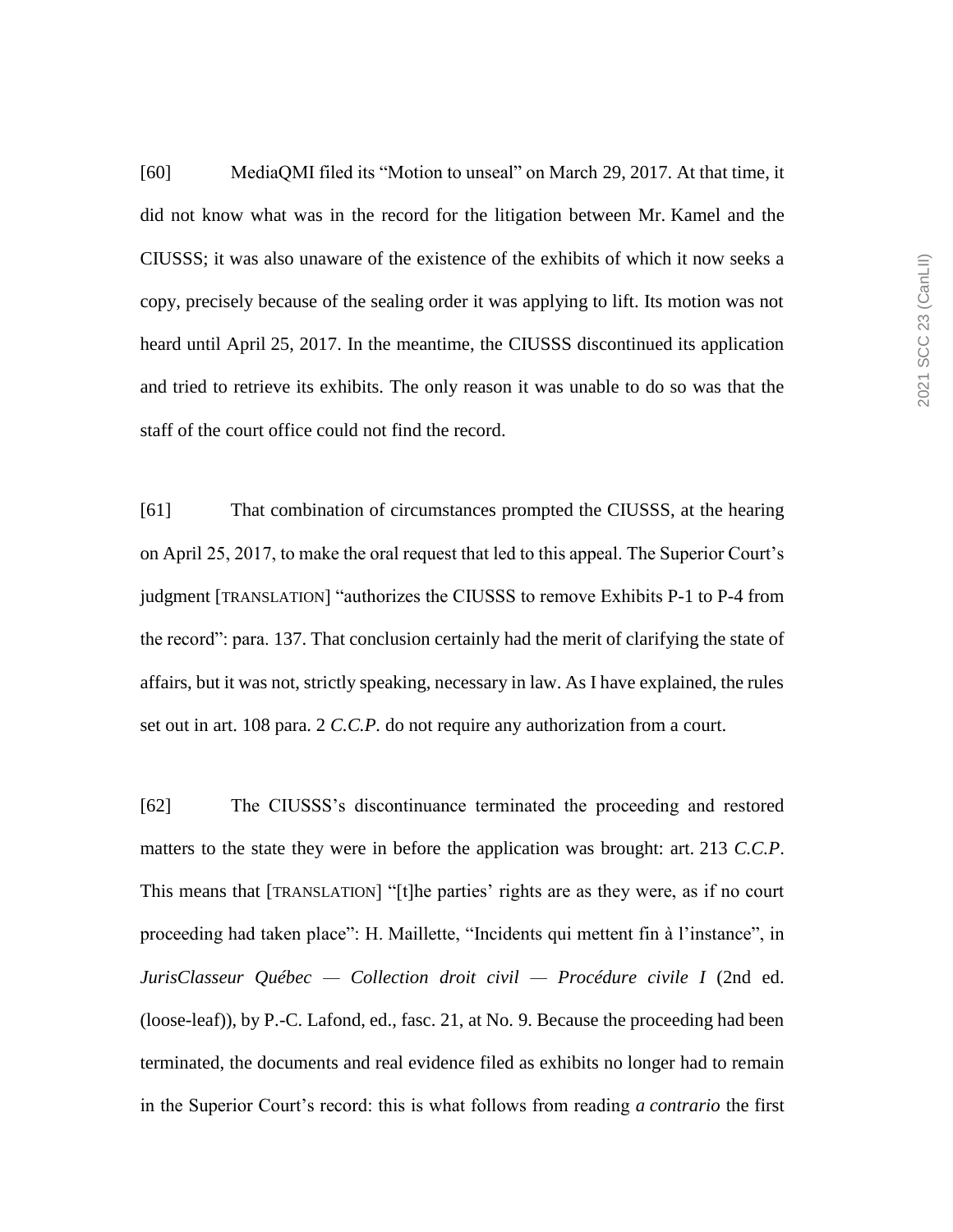[60] MediaQMI filed its "Motion to unseal" on March 29, 2017. At that time, it did not know what was in the record for the litigation between Mr. Kamel and the CIUSSS; it was also unaware of the existence of the exhibits of which it now seeks a copy, precisely because of the sealing order it was applying to lift. Its motion was not heard until April 25, 2017. In the meantime, the CIUSSS discontinued its application and tried to retrieve its exhibits. The only reason it was unable to do so was that the staff of the court office could not find the record.

[61] That combination of circumstances prompted the CIUSSS, at the hearing on April 25, 2017, to make the oral request that led to this appeal. The Superior Court's judgment [TRANSLATION] "authorizes the CIUSSS to remove Exhibits P-1 to P-4 from the record": para. 137. That conclusion certainly had the merit of clarifying the state of affairs, but it was not, strictly speaking, necessary in law. As I have explained, the rules set out in art. 108 para. 2 *C.C.P.* do not require any authorization from a court.

[62] The CIUSSS's discontinuance terminated the proceeding and restored matters to the state they were in before the application was brought: art. 213 *C.C.P*. This means that [TRANSLATION] "[t]he parties' rights are as they were, as if no court proceeding had taken place": H. Maillette, "Incidents qui mettent fin à l'instance", in *JurisClasseur Québec — Collection droit civil — Procédure civile I* (2nd ed. (loose-leaf)), by P.-C. Lafond, ed., fasc. 21, at No. 9. Because the proceeding had been terminated, the documents and real evidence filed as exhibits no longer had to remain in the Superior Court's record: this is what follows from reading *a contrario* the first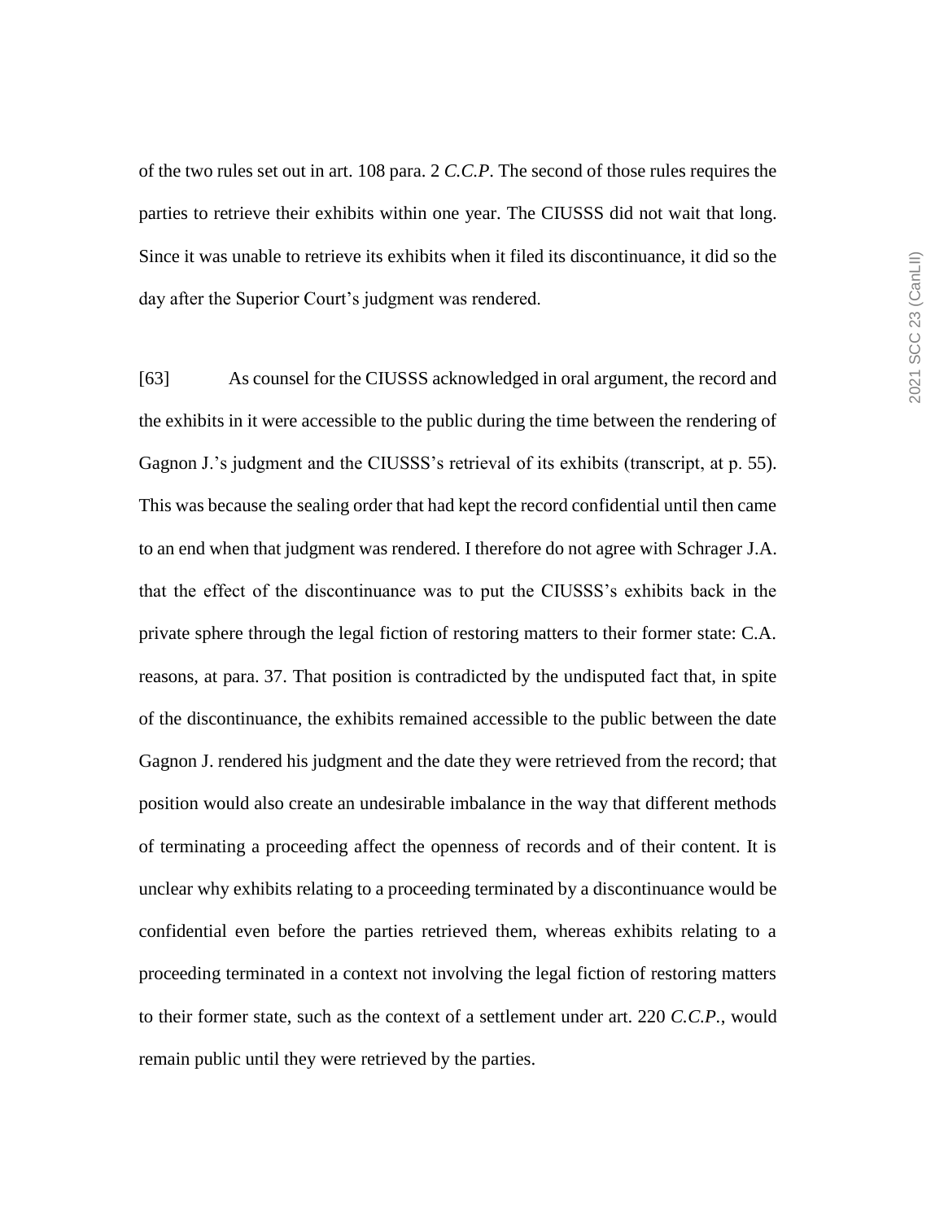of the two rules set out in art. 108 para. 2 *C.C.P*. The second of those rules requires the parties to retrieve their exhibits within one year. The CIUSSS did not wait that long. Since it was unable to retrieve its exhibits when it filed its discontinuance, it did so the day after the Superior Court's judgment was rendered.

[63] As counsel for the CIUSSS acknowledged in oral argument, the record and the exhibits in it were accessible to the public during the time between the rendering of Gagnon J.'s judgment and the CIUSSS's retrieval of its exhibits (transcript, at p. 55). This was because the sealing order that had kept the record confidential until then came to an end when that judgment was rendered. I therefore do not agree with Schrager J.A. that the effect of the discontinuance was to put the CIUSSS's exhibits back in the private sphere through the legal fiction of restoring matters to their former state: C.A. reasons, at para. 37. That position is contradicted by the undisputed fact that, in spite of the discontinuance, the exhibits remained accessible to the public between the date Gagnon J. rendered his judgment and the date they were retrieved from the record; that position would also create an undesirable imbalance in the way that different methods of terminating a proceeding affect the openness of records and of their content. It is unclear why exhibits relating to a proceeding terminated by a discontinuance would be confidential even before the parties retrieved them, whereas exhibits relating to a proceeding terminated in a context not involving the legal fiction of restoring matters to their former state, such as the context of a settlement under art. 220 *C.C.P.*, would remain public until they were retrieved by the parties.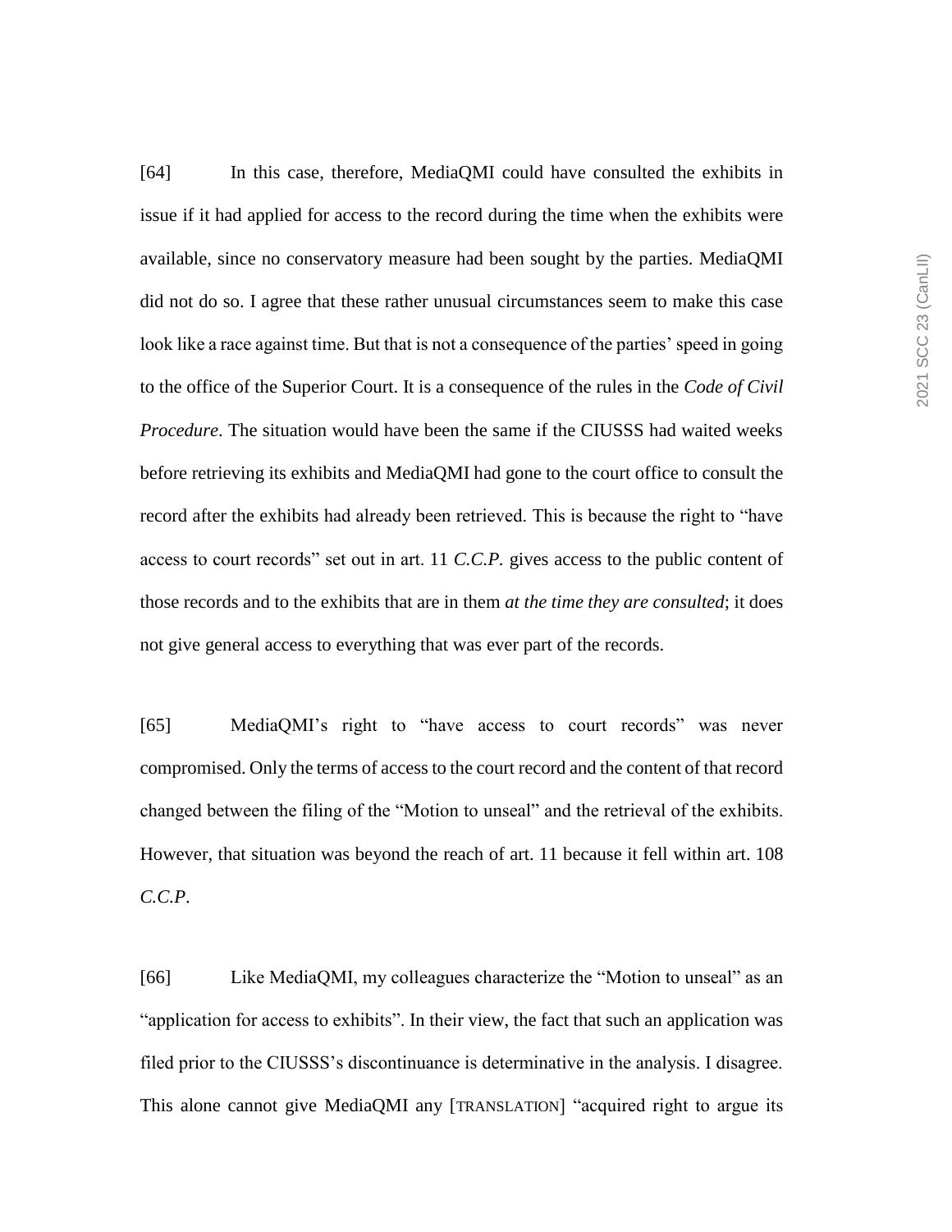[64] In this case, therefore, MediaQMI could have consulted the exhibits in issue if it had applied for access to the record during the time when the exhibits were available, since no conservatory measure had been sought by the parties. MediaQMI did not do so. I agree that these rather unusual circumstances seem to make this case look like a race against time. But that is not a consequence of the parties' speed in going to the office of the Superior Court. It is a consequence of the rules in the *Code of Civil Procedure*. The situation would have been the same if the CIUSSS had waited weeks before retrieving its exhibits and MediaQMI had gone to the court office to consult the record after the exhibits had already been retrieved. This is because the right to "have access to court records" set out in art. 11 *C.C.P.* gives access to the public content of those records and to the exhibits that are in them *at the time they are consulted*; it does not give general access to everything that was ever part of the records.

[65] MediaQMI's right to "have access to court records" was never compromised. Only the terms of access to the court record and the content of that record changed between the filing of the "Motion to unseal" and the retrieval of the exhibits. However, that situation was beyond the reach of art. 11 because it fell within art. 108 *C.C.P.*

[66] Like MediaQMI, my colleagues characterize the "Motion to unseal" as an "application for access to exhibits". In their view, the fact that such an application was filed prior to the CIUSSS's discontinuance is determinative in the analysis. I disagree. This alone cannot give MediaQMI any [TRANSLATION] "acquired right to argue its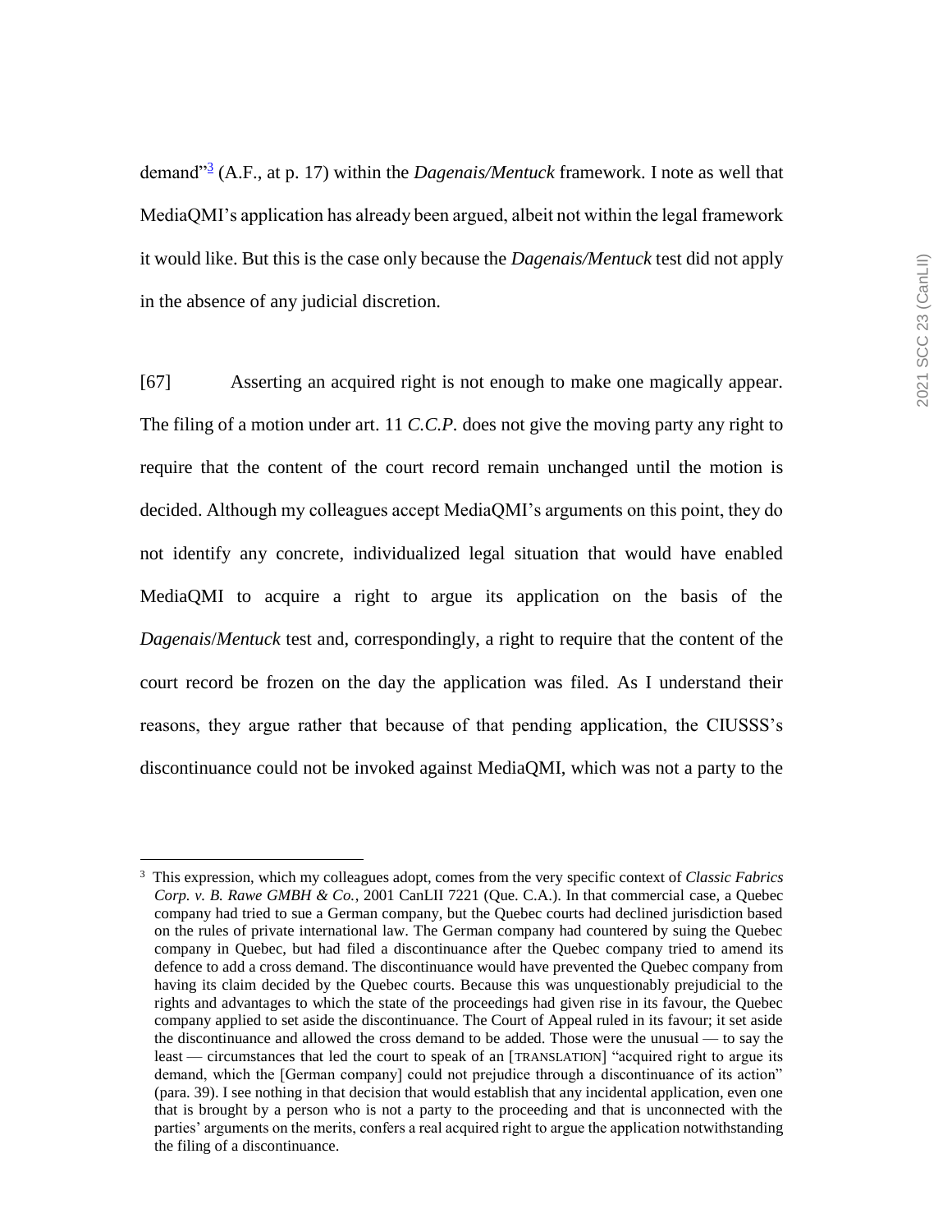demand"[3] (A.F., at p. 17) within the *Dagenais/Mentuck* framework. I note as well that MediaQMI's application has already been argued, albeit not within the legal framework it would like. But this is the case only because the *Dagenais/Mentuck* test did not apply in the absence of any judicial discretion.

[67] Asserting an acquired right is not enough to make one magically appear. The filing of a motion under art. 11 *C.C.P.* does not give the moving party any right to require that the content of the court record remain unchanged until the motion is decided. Although my colleagues accept MediaQMI's arguments on this point, they do not identify any concrete, individualized legal situation that would have enabled MediaQMI to acquire a right to argue its application on the basis of the *Dagenais*/*Mentuck* test and, correspondingly, a right to require that the content of the court record be frozen on the day the application was filed. As I understand their reasons, they argue rather that because of that pending application, the CIUSSS's discontinuance could not be invoked against MediaQMI, which was not a party to the

---

[3] This expression, which my colleagues adopt, comes from the very specific context of *Classic Fabrics Corp. v. B. Rawe GMBH & Co.*, 2001 CanLII 7221 (Que. C.A.). In that commercial case, a Quebec company had tried to sue a German company, but the Quebec courts had declined jurisdiction based on the rules of private international law. The German company had countered by suing the Quebec company in Quebec, but had filed a discontinuance after the Quebec company tried to amend its defence to add a cross demand. The discontinuance would have prevented the Quebec company from having its claim decided by the Quebec courts. Because this was unquestionably prejudicial to the rights and advantages to which the state of the proceedings had given rise in its favour, the Quebec company applied to set aside the discontinuance. The Court of Appeal ruled in its favour; it set aside the discontinuance and allowed the cross demand to be added. Those were the unusual — to say the least — circumstances that led the court to speak of an [TRANSLATION] "acquired right to argue its demand, which the [German company] could not prejudice through a discontinuance of its action" (para. 39). I see nothing in that decision that would establish that any incidental application, even one that is brought by a person who is not a party to the proceeding and that is unconnected with the parties' arguments on the merits, confers a real acquired right to argue the application notwithstanding the filing of a discontinuance.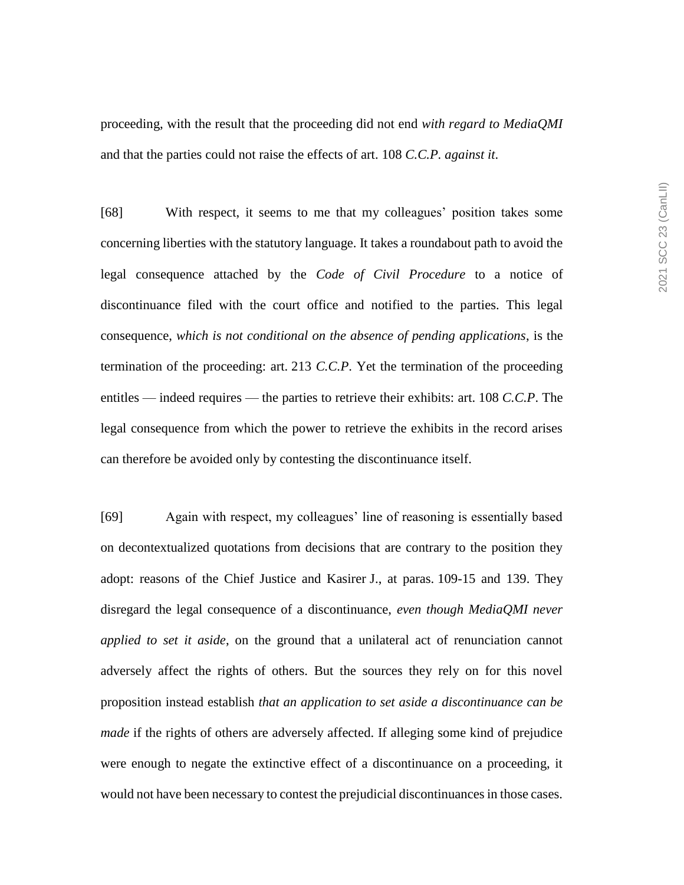proceeding, with the result that the proceeding did not end *with regard to MediaQMI* and that the parties could not raise the effects of art. 108 *C.C.P. against it*.

[68] With respect, it seems to me that my colleagues' position takes some concerning liberties with the statutory language. It takes a roundabout path to avoid the legal consequence attached by the *Code of Civil Procedure* to a notice of discontinuance filed with the court office and notified to the parties. This legal consequence, *which is not conditional on the absence of pending applications*, is the termination of the proceeding: art. 213 *C.C.P*. Yet the termination of the proceeding entitles — indeed requires — the parties to retrieve their exhibits: art. 108 *C.C.P*. The legal consequence from which the power to retrieve the exhibits in the record arises can therefore be avoided only by contesting the discontinuance itself.

[69] Again with respect, my colleagues' line of reasoning is essentially based on decontextualized quotations from decisions that are contrary to the position they adopt: reasons of the Chief Justice and Kasirer J., at paras. 109-15 and 139. They disregard the legal consequence of a discontinuance, *even though MediaQMI never applied to set it aside*, on the ground that a unilateral act of renunciation cannot adversely affect the rights of others. But the sources they rely on for this novel proposition instead establish *that an application to set aside a discontinuance can be made* if the rights of others are adversely affected. If alleging some kind of prejudice were enough to negate the extinctive effect of a discontinuance on a proceeding, it would not have been necessary to contest the prejudicial discontinuances in those cases.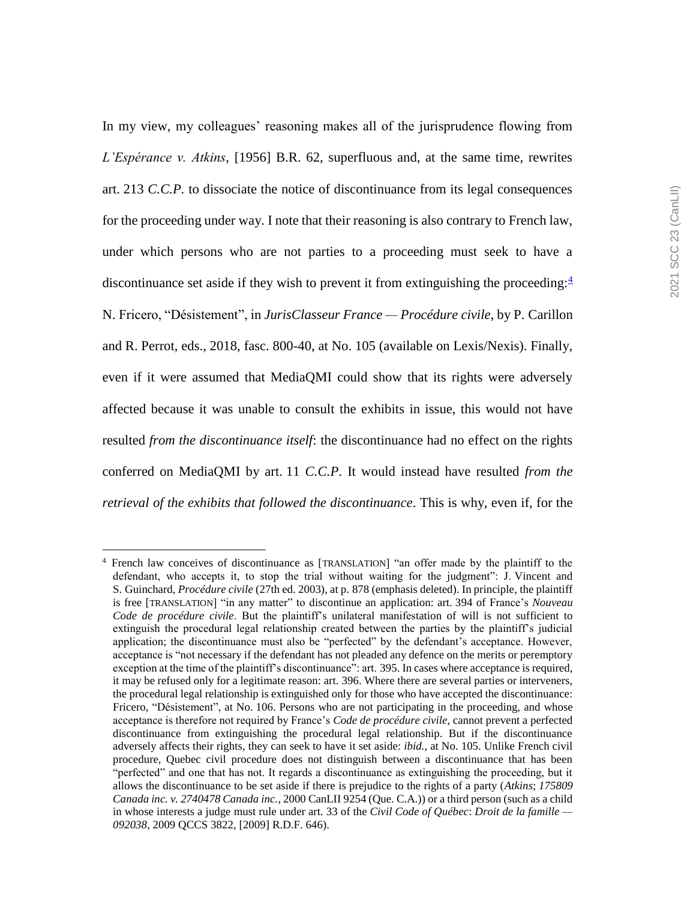In my view, my colleagues' reasoning makes all of the jurisprudence flowing from *L'Espérance v. Atkins*, [1956] B.R. 62, superfluous and, at the same time, rewrites art. 213 *C.C.P.* to dissociate the notice of discontinuance from its legal consequences for the proceeding under way. I note that their reasoning is also contrary to French law, under which persons who are not parties to a proceeding must seek to have a discontinuance set aside if they wish to prevent it from extinguishing the proceeding:[4] N. Fricero, "Désistement", in *JurisClasseur France — Procédure civile*, by P. Carillon and R. Perrot, eds., 2018, fasc. 800-40, at No. 105 (available on Lexis/Nexis). Finally, even if it were assumed that MediaQMI could show that its rights were adversely affected because it was unable to consult the exhibits in issue, this would not have resulted *from the discontinuance itself*: the discontinuance had no effect on the rights conferred on MediaQMI by art. 11 *C.C.P.* It would instead have resulted *from the retrieval of the exhibits that followed the discontinuance*. This is why, even if, for the

---

[4] French law conceives of discontinuance as [TRANSLATION] "an offer made by the plaintiff to the defendant, who accepts it, to stop the trial without waiting for the judgment": J. Vincent and S. Guinchard, *Procédure civile* (27th ed. 2003), at p. 878 (emphasis deleted). In principle, the plaintiff is free [TRANSLATION] "in any matter" to discontinue an application: art. 394 of France's *Nouveau Code de procédure civile*. But the plaintiff's unilateral manifestation of will is not sufficient to extinguish the procedural legal relationship created between the parties by the plaintiff's judicial application; the discontinuance must also be "perfected" by the defendant's acceptance. However, acceptance is "not necessary if the defendant has not pleaded any defence on the merits or peremptory exception at the time of the plaintiff's discontinuance": art. 395. In cases where acceptance is required, it may be refused only for a legitimate reason: art. 396. Where there are several parties or interveners, the procedural legal relationship is extinguished only for those who have accepted the discontinuance: Fricero, "Désistement", at No. 106. Persons who are not participating in the proceeding, and whose acceptance is therefore not required by France's *Code de procédure civile*, cannot prevent a perfected discontinuance from extinguishing the procedural legal relationship. But if the discontinuance adversely affects their rights, they can seek to have it set aside: *ibid.*, at No. 105. Unlike French civil procedure, Quebec civil procedure does not distinguish between a discontinuance that has been "perfected" and one that has not. It regards a discontinuance as extinguishing the proceeding, but it allows the discontinuance to be set aside if there is prejudice to the rights of a party (*Atkins*; *175809 Canada inc. v. 2740478 Canada inc.*, 2000 CanLII 9254 (Que. C.A.)) or a third person (such as a child in whose interests a judge must rule under art. 33 of the *Civil Code of Québec*: *Droit de la famille — 092038*, 2009 QCCS 3822, [2009] R.D.F. 646).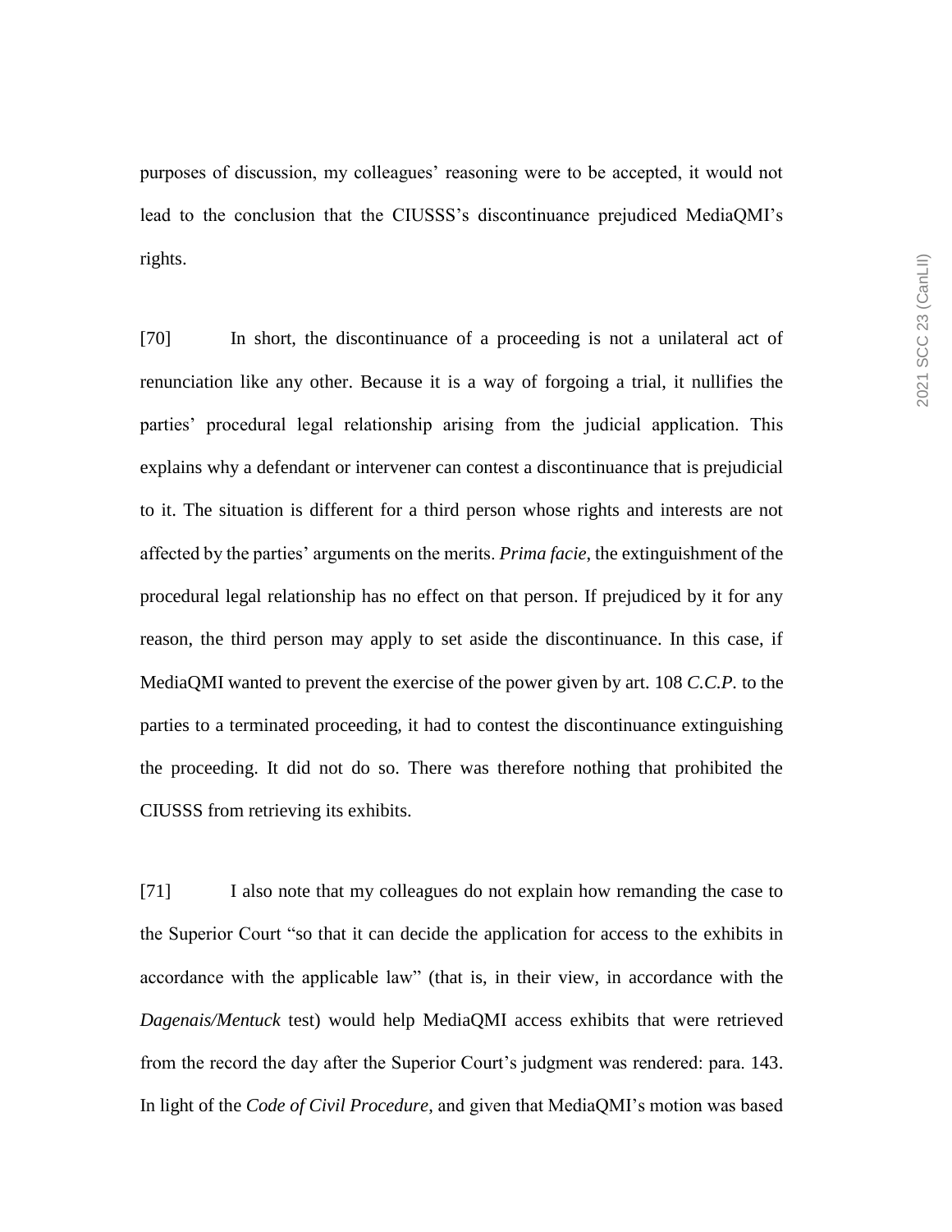purposes of discussion, my colleagues' reasoning were to be accepted, it would not lead to the conclusion that the CIUSSS's discontinuance prejudiced MediaQMI's rights.

[70] In short, the discontinuance of a proceeding is not a unilateral act of renunciation like any other. Because it is a way of forgoing a trial, it nullifies the parties' procedural legal relationship arising from the judicial application. This explains why a defendant or intervener can contest a discontinuance that is prejudicial to it. The situation is different for a third person whose rights and interests are not affected by the parties' arguments on the merits. *Prima facie*, the extinguishment of the procedural legal relationship has no effect on that person. If prejudiced by it for any reason, the third person may apply to set aside the discontinuance. In this case, if MediaQMI wanted to prevent the exercise of the power given by art. 108 *C.C.P.* to the parties to a terminated proceeding, it had to contest the discontinuance extinguishing the proceeding. It did not do so. There was therefore nothing that prohibited the CIUSSS from retrieving its exhibits.

[71] I also note that my colleagues do not explain how remanding the case to the Superior Court "so that it can decide the application for access to the exhibits in accordance with the applicable law" (that is, in their view, in accordance with the *Dagenais/Mentuck* test) would help MediaQMI access exhibits that were retrieved from the record the day after the Superior Court's judgment was rendered: para. 143. In light of the *Code of Civil Procedure*, and given that MediaQMI's motion was based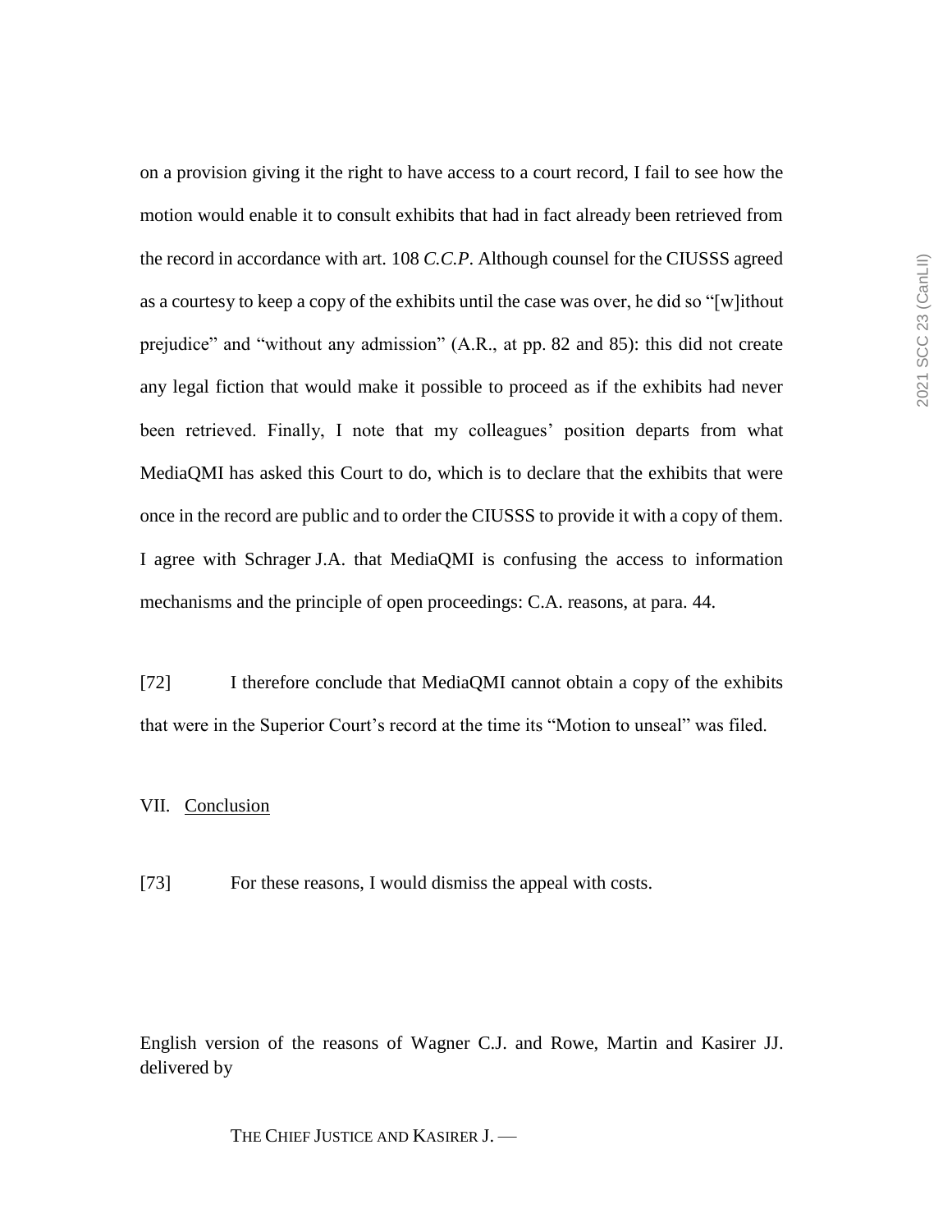on a provision giving it the right to have access to a court record, I fail to see how the motion would enable it to consult exhibits that had in fact already been retrieved from the record in accordance with art. 108 *C.C.P*. Although counsel for the CIUSSS agreed as a courtesy to keep a copy of the exhibits until the case was over, he did so "[w]ithout prejudice" and "without any admission" (A.R., at pp. 82 and 85): this did not create any legal fiction that would make it possible to proceed as if the exhibits had never been retrieved. Finally, I note that my colleagues' position departs from what MediaQMI has asked this Court to do, which is to declare that the exhibits that were once in the record are public and to order the CIUSSS to provide it with a copy of them. I agree with Schrager J.A. that MediaQMI is confusing the access to information mechanisms and the principle of open proceedings: C.A. reasons, at para. 44.

[72] I therefore conclude that MediaQMI cannot obtain a copy of the exhibits that were in the Superior Court's record at the time its "Motion to unseal" was filed.

## VII. Conclusion

[73] For these reasons, I would dismiss the appeal with costs.

English version of the reasons of Wagner C.J. and Rowe, Martin and Kasirer JJ. delivered by

THE CHIEF JUSTICE AND KASIRER J. —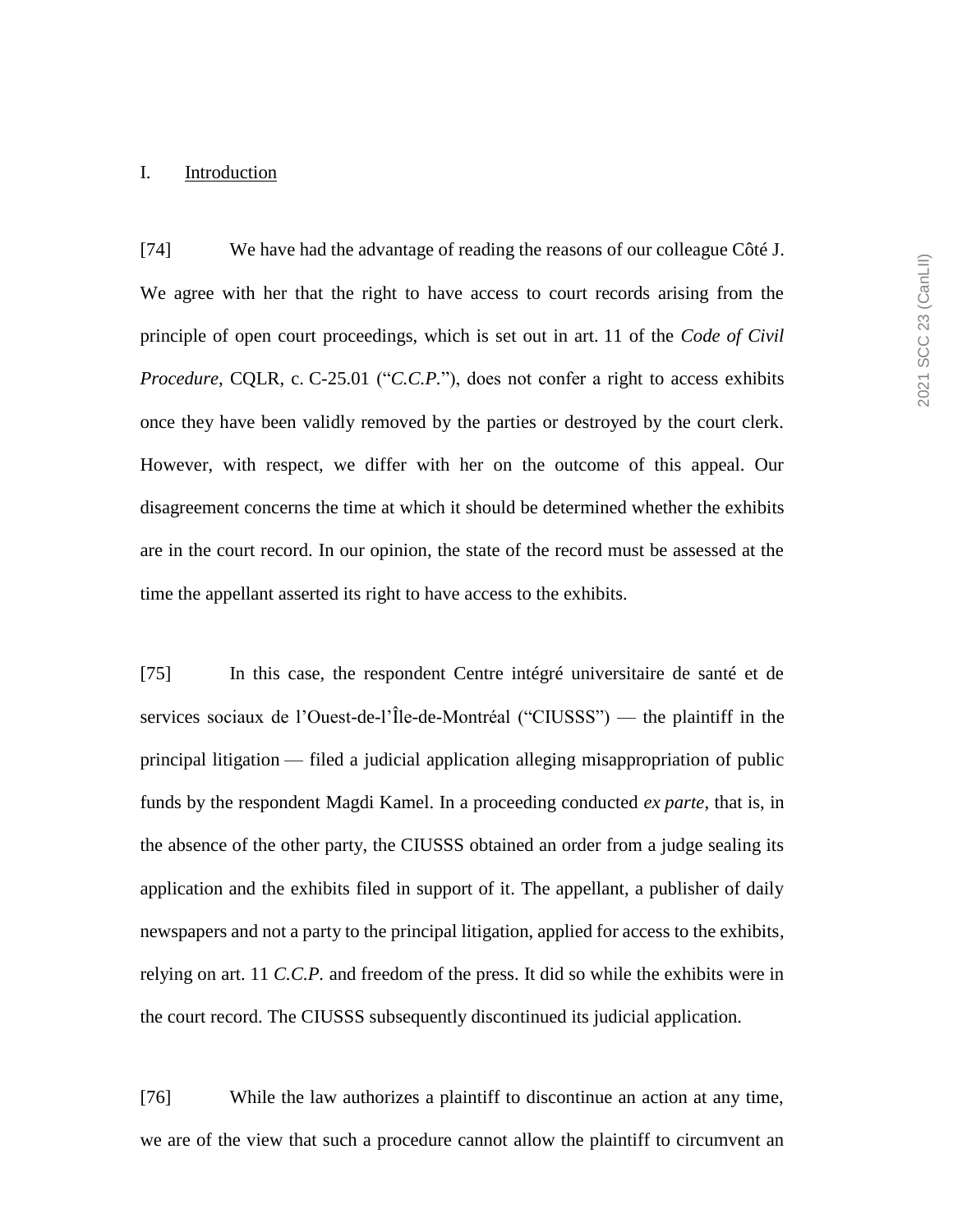## I. Introduction

[74] We have had the advantage of reading the reasons of our colleague Côté J. We agree with her that the right to have access to court records arising from the principle of open court proceedings, which is set out in art. 11 of the *Code of Civil Procedure*, CQLR, c. C-25.01 ("*C.C.P.*"), does not confer a right to access exhibits once they have been validly removed by the parties or destroyed by the court clerk. However, with respect, we differ with her on the outcome of this appeal. Our disagreement concerns the time at which it should be determined whether the exhibits are in the court record. In our opinion, the state of the record must be assessed at the time the appellant asserted its right to have access to the exhibits.

[75] In this case, the respondent Centre intégré universitaire de santé et de services sociaux de l'Ouest-de-l'Île-de-Montréal ("CIUSSS") — the plaintiff in the principal litigation — filed a judicial application alleging misappropriation of public funds by the respondent Magdi Kamel. In a proceeding conducted *ex parte*, that is, in the absence of the other party, the CIUSSS obtained an order from a judge sealing its application and the exhibits filed in support of it. The appellant, a publisher of daily newspapers and not a party to the principal litigation, applied for access to the exhibits, relying on art. 11 *C.C.P.* and freedom of the press. It did so while the exhibits were in the court record. The CIUSSS subsequently discontinued its judicial application.

[76] While the law authorizes a plaintiff to discontinue an action at any time, we are of the view that such a procedure cannot allow the plaintiff to circumvent an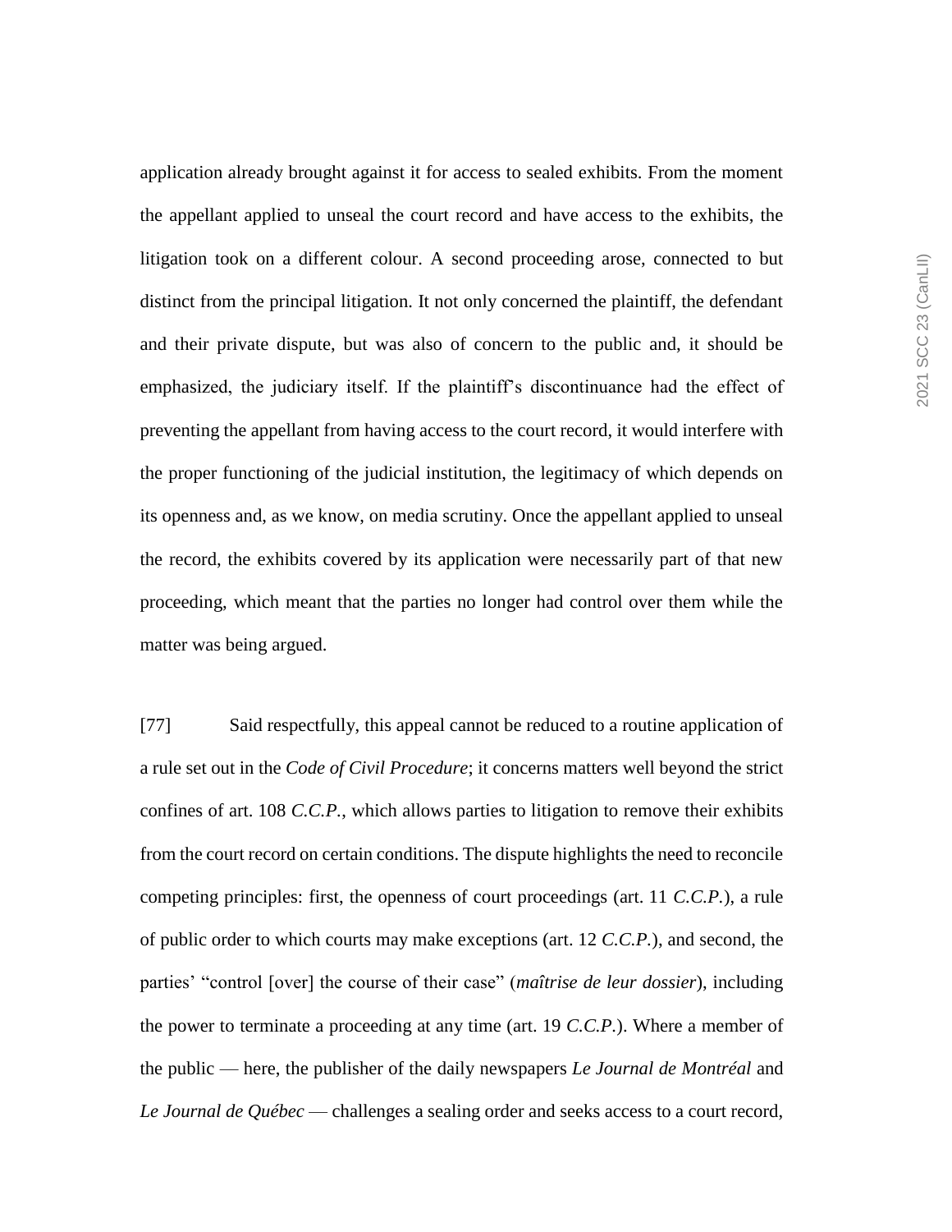application already brought against it for access to sealed exhibits. From the moment the appellant applied to unseal the court record and have access to the exhibits, the litigation took on a different colour. A second proceeding arose, connected to but distinct from the principal litigation. It not only concerned the plaintiff, the defendant and their private dispute, but was also of concern to the public and, it should be emphasized, the judiciary itself. If the plaintiff's discontinuance had the effect of preventing the appellant from having access to the court record, it would interfere with the proper functioning of the judicial institution, the legitimacy of which depends on its openness and, as we know, on media scrutiny. Once the appellant applied to unseal the record, the exhibits covered by its application were necessarily part of that new proceeding, which meant that the parties no longer had control over them while the matter was being argued.

[77] Said respectfully, this appeal cannot be reduced to a routine application of a rule set out in the *Code of Civil Procedure*; it concerns matters well beyond the strict confines of art. 108 *C.C.P.*, which allows parties to litigation to remove their exhibits from the court record on certain conditions. The dispute highlights the need to reconcile competing principles: first, the openness of court proceedings (art. 11 *C.C.P.*), a rule of public order to which courts may make exceptions (art. 12 *C.C.P.*), and second, the parties' "control [over] the course of their case" (*maîtrise de leur dossier*), including the power to terminate a proceeding at any time (art. 19 *C.C.P.*). Where a member of the public — here, the publisher of the daily newspapers *Le Journal de Montréal* and *Le Journal de Québec* — challenges a sealing order and seeks access to a court record,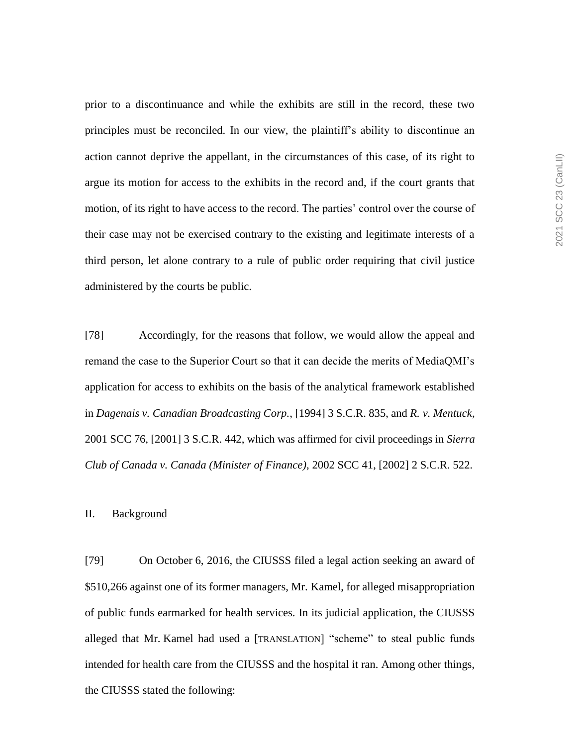prior to a discontinuance and while the exhibits are still in the record, these two principles must be reconciled. In our view, the plaintiff's ability to discontinue an action cannot deprive the appellant, in the circumstances of this case, of its right to argue its motion for access to the exhibits in the record and, if the court grants that motion, of its right to have access to the record. The parties' control over the course of their case may not be exercised contrary to the existing and legitimate interests of a third person, let alone contrary to a rule of public order requiring that civil justice administered by the courts be public.

[78] Accordingly, for the reasons that follow, we would allow the appeal and remand the case to the Superior Court so that it can decide the merits of MediaQMI's application for access to exhibits on the basis of the analytical framework established in *Dagenais v. Canadian Broadcasting Corp.*, [1994] 3 S.C.R. 835, and *R. v. Mentuck*, 2001 SCC 76, [2001] 3 S.C.R. 442, which was affirmed for civil proceedings in *Sierra Club of Canada v. Canada (Minister of Finance)*, 2002 SCC 41, [2002] 2 S.C.R. 522.

## II. Background

[79] On October 6, 2016, the CIUSSS filed a legal action seeking an award of $510,266 against one of its former managers, Mr. Kamel, for alleged misappropriation of public funds earmarked for health services. In its judicial application, the CIUSSS alleged that Mr. Kamel had used a [TRANSLATION] "scheme" to steal public funds intended for health care from the CIUSSS and the hospital it ran. Among other things, the CIUSSS stated the following: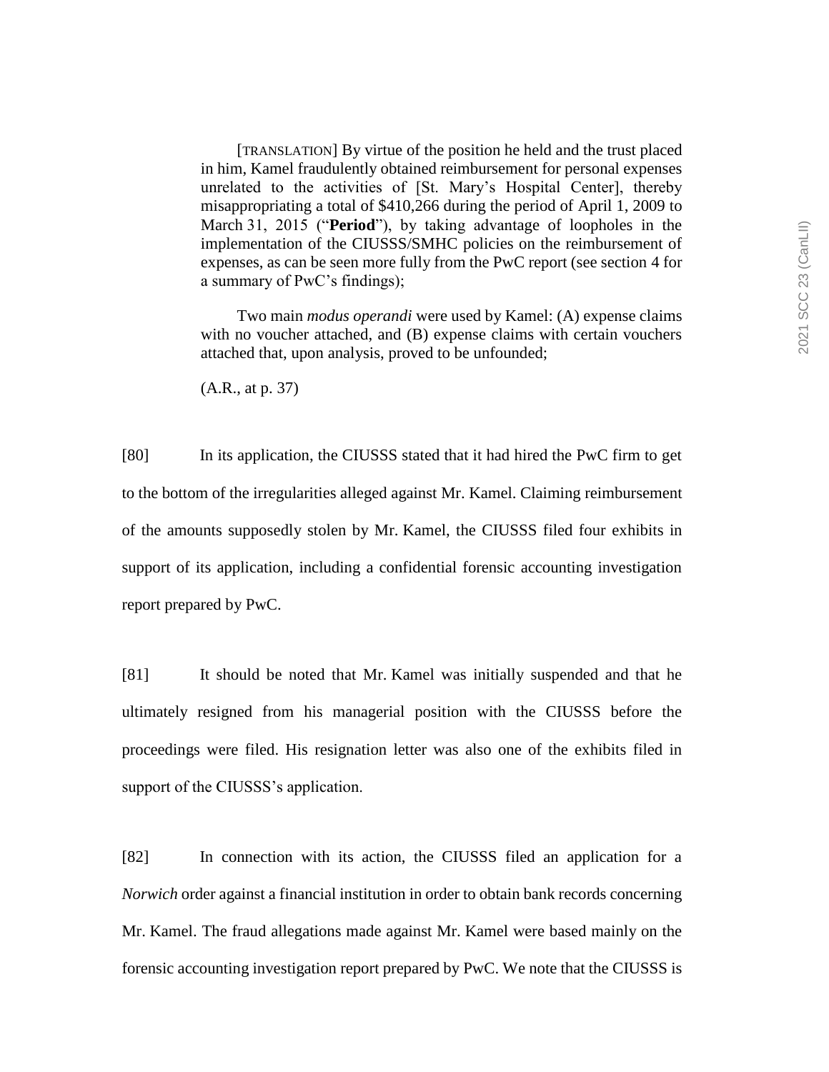> [TRANSLATION] By virtue of the position he held and the trust placed in him, Kamel fraudulently obtained reimbursement for personal expenses unrelated to the activities of [St. Mary's Hospital Center], thereby misappropriating a total of $410,266 during the period of April 1, 2009 to March 31, 2015 ("**Period**"), by taking advantage of loopholes in the implementation of the CIUSSS/SMHC policies on the reimbursement of expenses, as can be seen more fully from the PwC report (see section 4 for a summary of PwC's findings);
>
> Two main *modus operandi* were used by Kamel: (A) expense claims with no voucher attached, and (B) expense claims with certain vouchers attached that, upon analysis, proved to be unfounded;
>
> (A.R., at p. 37)

[80] In its application, the CIUSSS stated that it had hired the PwC firm to get to the bottom of the irregularities alleged against Mr. Kamel. Claiming reimbursement of the amounts supposedly stolen by Mr. Kamel, the CIUSSS filed four exhibits in support of its application, including a confidential forensic accounting investigation report prepared by PwC.

[81] It should be noted that Mr. Kamel was initially suspended and that he ultimately resigned from his managerial position with the CIUSSS before the proceedings were filed. His resignation letter was also one of the exhibits filed in support of the CIUSSS's application.

[82] In connection with its action, the CIUSSS filed an application for a *Norwich* order against a financial institution in order to obtain bank records concerning Mr. Kamel. The fraud allegations made against Mr. Kamel were based mainly on the forensic accounting investigation report prepared by PwC. We note that the CIUSSS is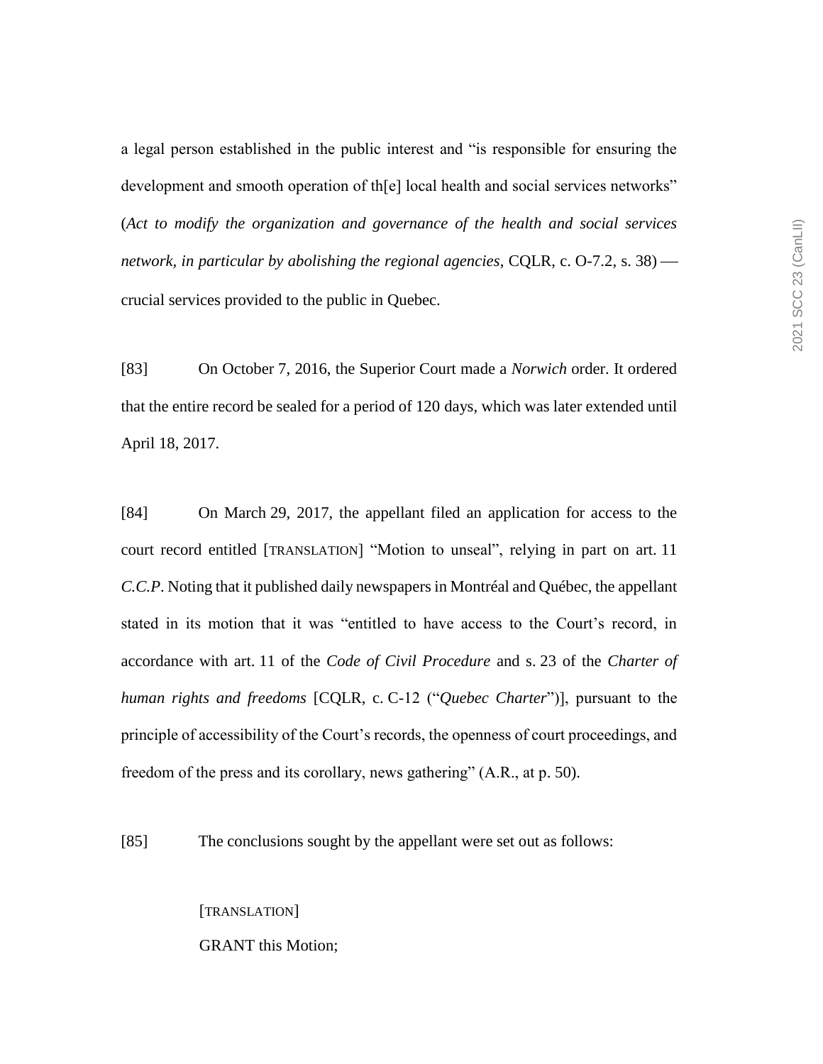a legal person established in the public interest and "is responsible for ensuring the development and smooth operation of th[e] local health and social services networks" (*Act to modify the organization and governance of the health and social services network, in particular by abolishing the regional agencies*, CQLR, c. O-7.2, s. 38) — crucial services provided to the public in Quebec.

[83] On October 7, 2016, the Superior Court made a *Norwich* order. It ordered that the entire record be sealed for a period of 120 days, which was later extended until April 18, 2017.

[84] On March 29, 2017, the appellant filed an application for access to the court record entitled [TRANSLATION] "Motion to unseal", relying in part on art. 11 *C.C.P*. Noting that it published daily newspapers in Montréal and Québec, the appellant stated in its motion that it was "entitled to have access to the Court's record, in accordance with art. 11 of the *Code of Civil Procedure* and s. 23 of the *Charter of human rights and freedoms* [CQLR, c. C-12 ("*Quebec Charter*")], pursuant to the principle of accessibility of the Court's records, the openness of court proceedings, and freedom of the press and its corollary, news gathering" (A.R., at p. 50).

[85] The conclusions sought by the appellant were set out as follows:

> [TRANSLATION]
>
> GRANT this Motion;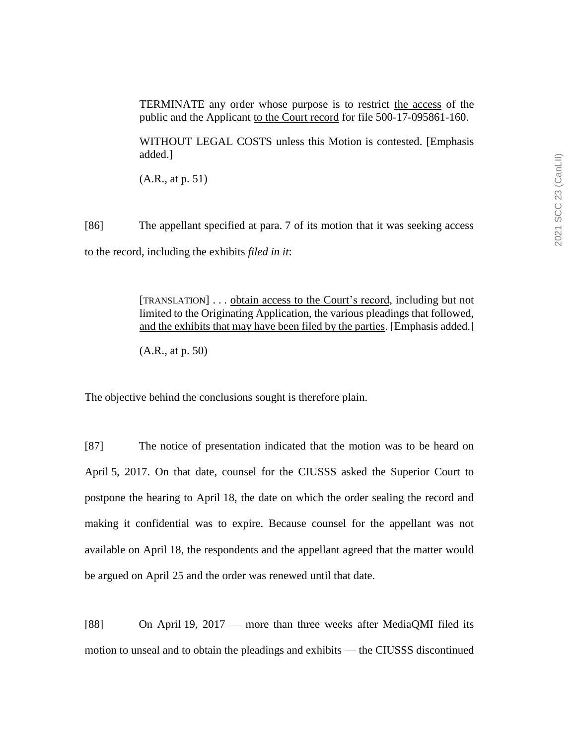> TERMINATE any order whose purpose is to restrict <u>the access</u> of the public and the Applicant <u>to the Court record</u> for file 500-17-095861-160.
>
> WITHOUT LEGAL COSTS unless this Motion is contested. [Emphasis added.]
>
> (A.R., at p. 51)

[86] The appellant specified at para. 7 of its motion that it was seeking access to the record, including the exhibits *filed in it*:

> [TRANSLATION] . . . <u>obtain access to the Court's record</u>, including but not limited to the Originating Application, the various pleadings that followed, <u>and the exhibits that may have been filed by the parties</u>. [Emphasis added.]
>
> (A.R., at p. 50)

The objective behind the conclusions sought is therefore plain.

[87] The notice of presentation indicated that the motion was to be heard on April 5, 2017. On that date, counsel for the CIUSSS asked the Superior Court to postpone the hearing to April 18, the date on which the order sealing the record and making it confidential was to expire. Because counsel for the appellant was not available on April 18, the respondents and the appellant agreed that the matter would be argued on April 25 and the order was renewed until that date.

[88] On April 19, 2017 — more than three weeks after MediaQMI filed its motion to unseal and to obtain the pleadings and exhibits — the CIUSSS discontinued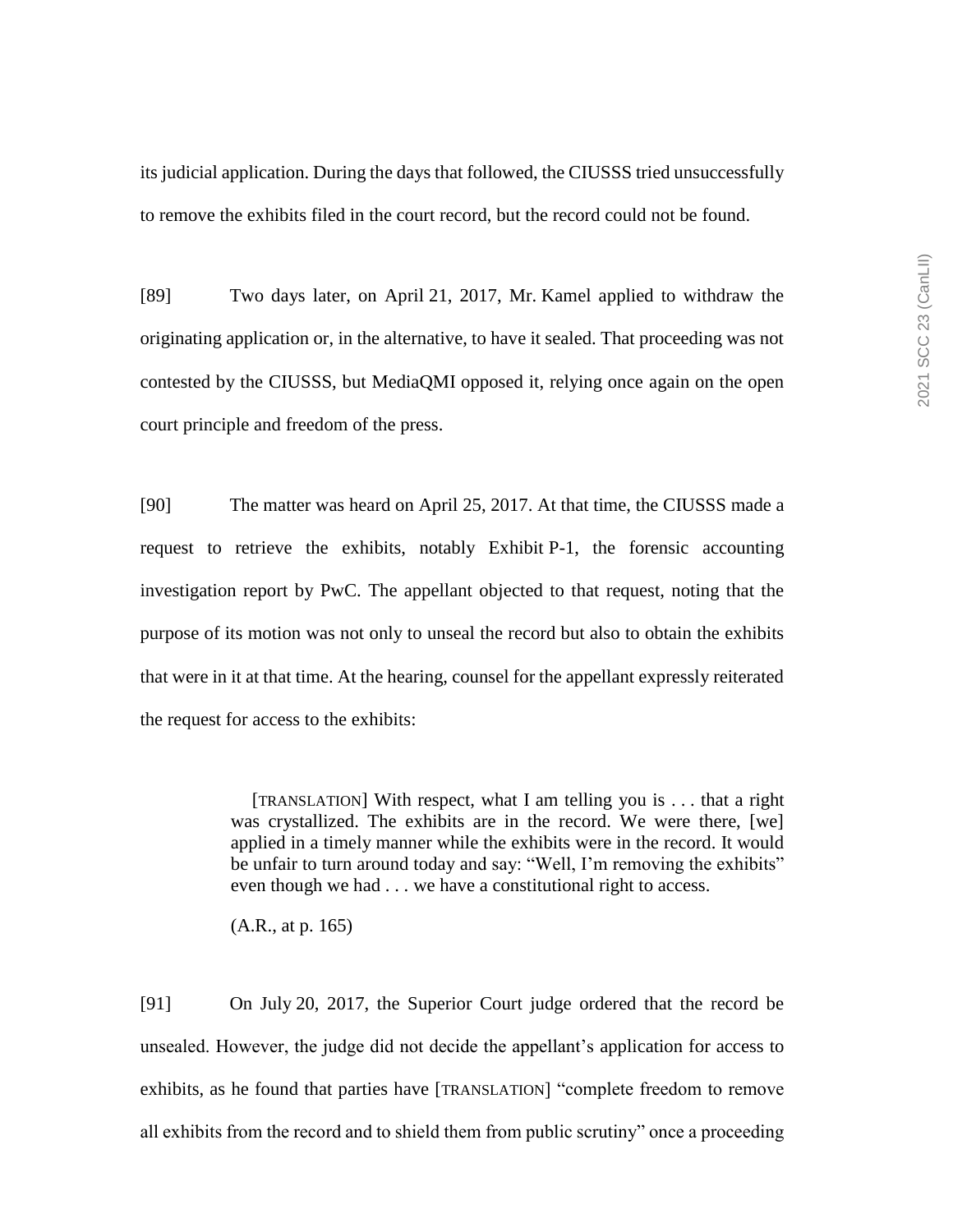its judicial application. During the days that followed, the CIUSSS tried unsuccessfully to remove the exhibits filed in the court record, but the record could not be found.

[89] Two days later, on April 21, 2017, Mr. Kamel applied to withdraw the originating application or, in the alternative, to have it sealed. That proceeding was not contested by the CIUSSS, but MediaQMI opposed it, relying once again on the open court principle and freedom of the press.

[90] The matter was heard on April 25, 2017. At that time, the CIUSSS made a request to retrieve the exhibits, notably Exhibit P-1, the forensic accounting investigation report by PwC. The appellant objected to that request, noting that the purpose of its motion was not only to unseal the record but also to obtain the exhibits that were in it at that time. At the hearing, counsel for the appellant expressly reiterated the request for access to the exhibits:

> [TRANSLATION] With respect, what I am telling you is . . . that a right was crystallized. The exhibits are in the record. We were there, [we] applied in a timely manner while the exhibits were in the record. It would be unfair to turn around today and say: "Well, I'm removing the exhibits" even though we had . . . we have a constitutional right to access.
>
> (A.R., at p. 165)

[91] On July 20, 2017, the Superior Court judge ordered that the record be unsealed. However, the judge did not decide the appellant's application for access to exhibits, as he found that parties have [TRANSLATION] "complete freedom to remove all exhibits from the record and to shield them from public scrutiny" once a proceeding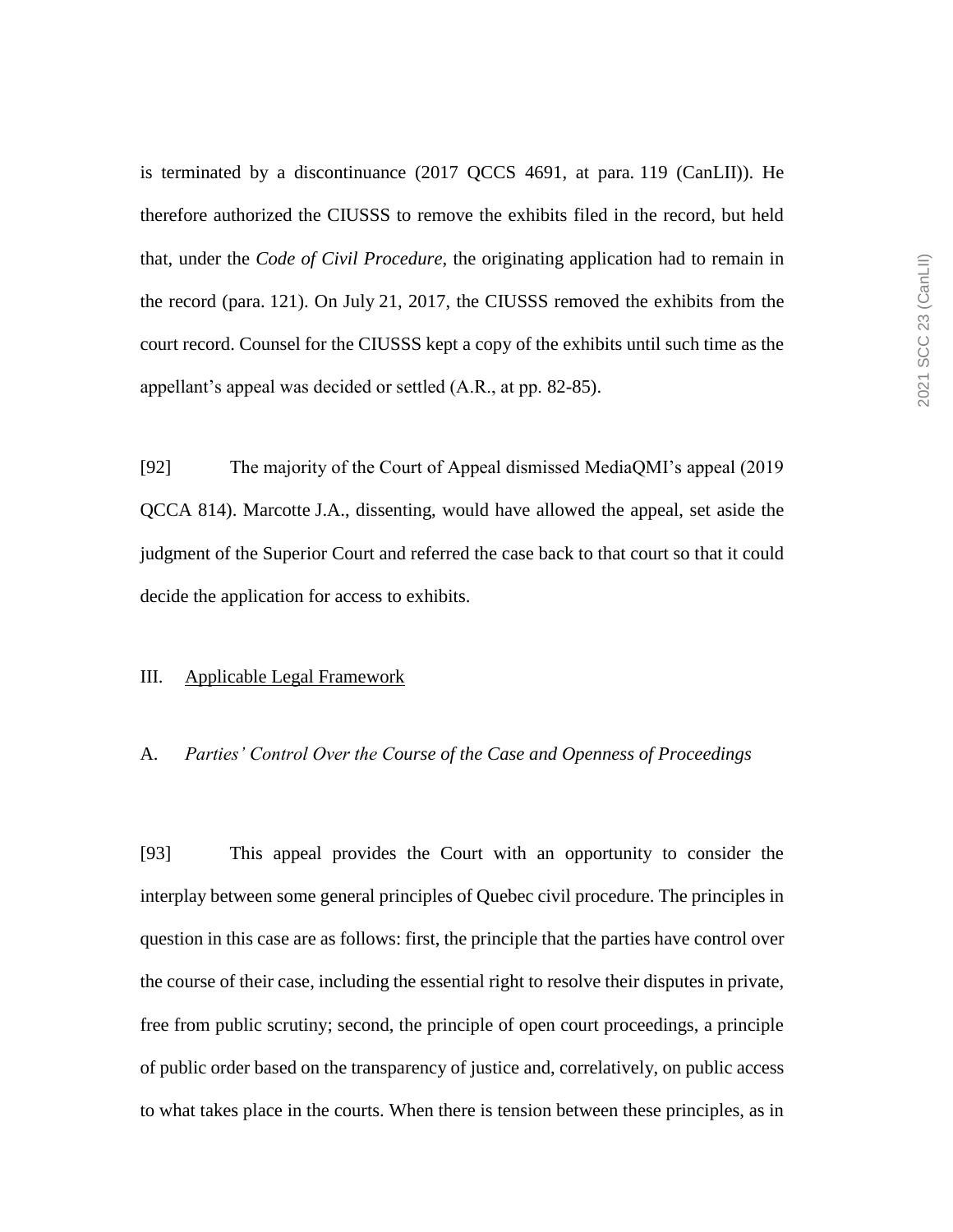is terminated by a discontinuance (2017 QCCS 4691, at para. 119 (CanLII)). He therefore authorized the CIUSSS to remove the exhibits filed in the record, but held that, under the *Code of Civil Procedure*, the originating application had to remain in the record (para. 121). On July 21, 2017, the CIUSSS removed the exhibits from the court record. Counsel for the CIUSSS kept a copy of the exhibits until such time as the appellant's appeal was decided or settled (A.R., at pp. 82-85).

[92] The majority of the Court of Appeal dismissed MediaQMI's appeal (2019 QCCA 814). Marcotte J.A., dissenting, would have allowed the appeal, set aside the judgment of the Superior Court and referred the case back to that court so that it could decide the application for access to exhibits.

## III. Applicable Legal Framework

### A. *Parties' Control Over the Course of the Case and Openness of Proceedings*

[93] This appeal provides the Court with an opportunity to consider the interplay between some general principles of Quebec civil procedure. The principles in question in this case are as follows: first, the principle that the parties have control over the course of their case, including the essential right to resolve their disputes in private, free from public scrutiny; second, the principle of open court proceedings, a principle of public order based on the transparency of justice and, correlatively, on public access to what takes place in the courts. When there is tension between these principles, as in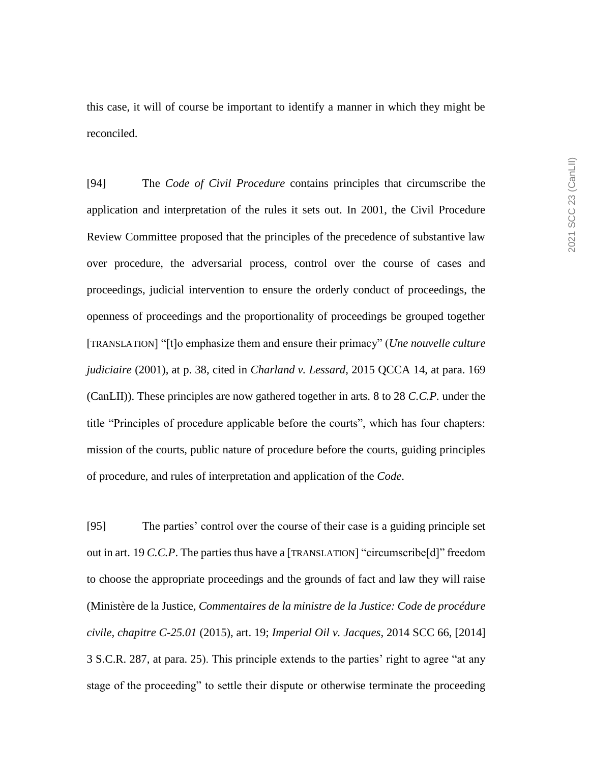this case, it will of course be important to identify a manner in which they might be reconciled.

[94] The *Code of Civil Procedure* contains principles that circumscribe the application and interpretation of the rules it sets out. In 2001, the Civil Procedure Review Committee proposed that the principles of the precedence of substantive law over procedure, the adversarial process, control over the course of cases and proceedings, judicial intervention to ensure the orderly conduct of proceedings, the openness of proceedings and the proportionality of proceedings be grouped together [TRANSLATION] "[t]o emphasize them and ensure their primacy" (*Une nouvelle culture judiciaire* (2001), at p. 38, cited in *Charland v. Lessard*, 2015 QCCA 14, at para. 169 (CanLII)). These principles are now gathered together in arts. 8 to 28 *C.C.P.* under the title "Principles of procedure applicable before the courts", which has four chapters: mission of the courts, public nature of procedure before the courts, guiding principles of procedure, and rules of interpretation and application of the *Code*.

[95] The parties' control over the course of their case is a guiding principle set out in art. 19 *C.C.P*. The parties thus have a [TRANSLATION] "circumscribe[d]" freedom to choose the appropriate proceedings and the grounds of fact and law they will raise (Ministère de la Justice, *Commentaires de la ministre de la Justice: Code de procédure civile, chapitre C-25.01* (2015), art. 19; *Imperial Oil v. Jacques*, 2014 SCC 66, [2014] 3 S.C.R. 287, at para. 25). This principle extends to the parties' right to agree "at any stage of the proceeding" to settle their dispute or otherwise terminate the proceeding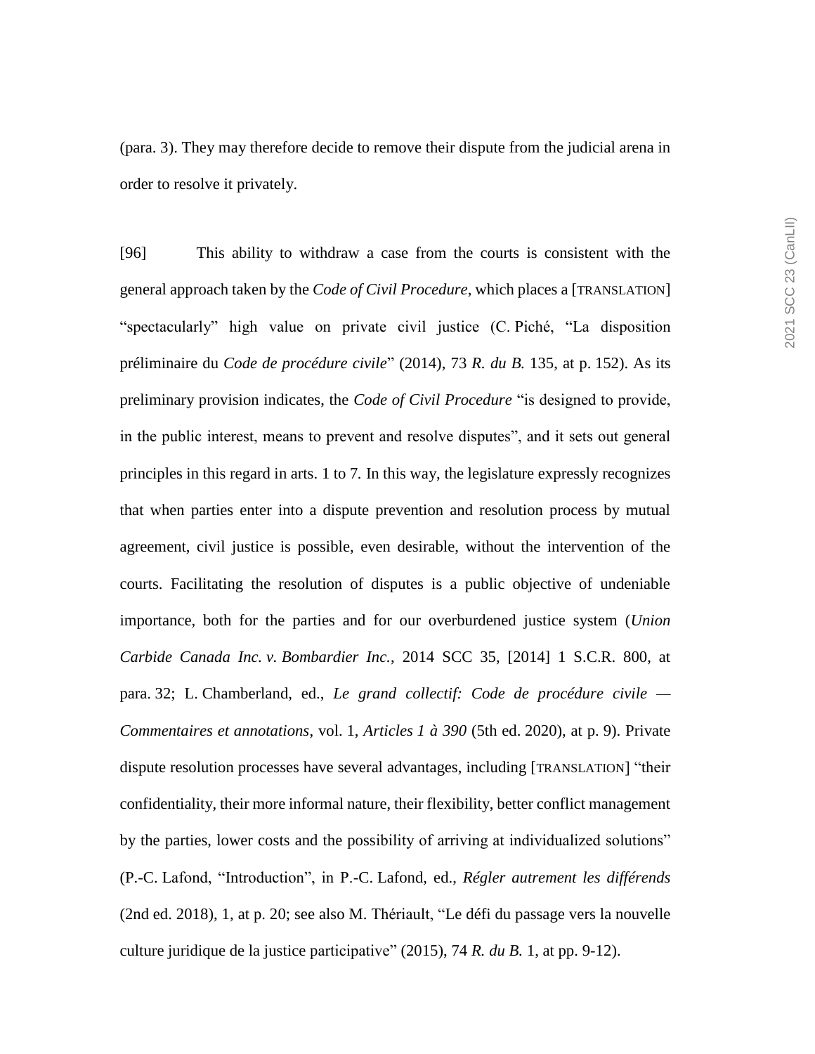(para. 3). They may therefore decide to remove their dispute from the judicial arena in order to resolve it privately.

[96] This ability to withdraw a case from the courts is consistent with the general approach taken by the *Code of Civil Procedure*, which places a [TRANSLATION] “spectacularly” high value on private civil justice (C. Piché, “La disposition préliminaire du *Code de procédure civile*” (2014), 73 *R. du B.* 135, at p. 152). As its preliminary provision indicates, the *Code of Civil Procedure* “is designed to provide, in the public interest, means to prevent and resolve disputes”, and it sets out general principles in this regard in arts. 1 to 7. In this way, the legislature expressly recognizes that when parties enter into a dispute prevention and resolution process by mutual agreement, civil justice is possible, even desirable, without the intervention of the courts. Facilitating the resolution of disputes is a public objective of undeniable importance, both for the parties and for our overburdened justice system (*Union Carbide Canada Inc. v. Bombardier Inc.*, 2014 SCC 35, [2014] 1 S.C.R. 800, at para. 32; L. Chamberland, ed., *Le grand collectif: Code de procédure civile — Commentaires et annotations*, vol. 1, *Articles 1 à 390* (5th ed. 2020), at p. 9). Private dispute resolution processes have several advantages, including [TRANSLATION] “their confidentiality, their more informal nature, their flexibility, better conflict management by the parties, lower costs and the possibility of arriving at individualized solutions” (P.-C. Lafond, “Introduction”, in P.-C. Lafond, ed., *Régler autrement les différends* (2nd ed. 2018), 1, at p. 20; see also M. Thériault, “Le défi du passage vers la nouvelle culture juridique de la justice participative” (2015), 74 *R. du B.* 1, at pp. 9-12).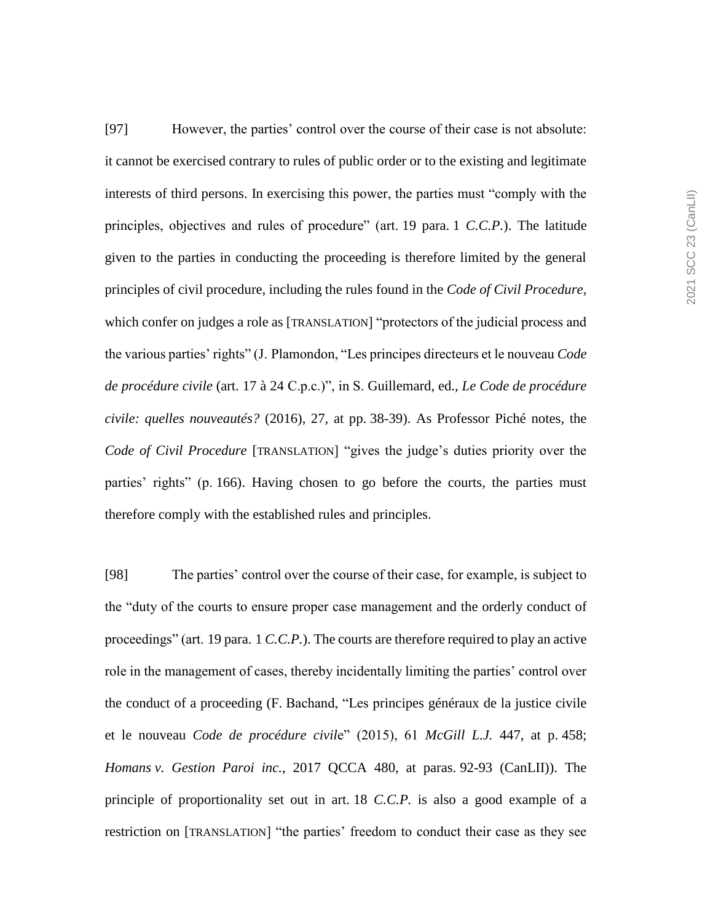[97] However, the parties' control over the course of their case is not absolute: it cannot be exercised contrary to rules of public order or to the existing and legitimate interests of third persons. In exercising this power, the parties must "comply with the principles, objectives and rules of procedure" (art. 19 para. 1 *C.C.P.*). The latitude given to the parties in conducting the proceeding is therefore limited by the general principles of civil procedure, including the rules found in the *Code of Civil Procedure*, which confer on judges a role as [TRANSLATION] "protectors of the judicial process and the various parties' rights" (J. Plamondon, "Les principes directeurs et le nouveau *Code de procédure civile* (art. 17 à 24 C.p.c.)", in S. Guillemard, ed., *Le Code de procédure civile: quelles nouveautés?* (2016), 27, at pp. 38-39). As Professor Piché notes, the *Code of Civil Procedure* [TRANSLATION] "gives the judge's duties priority over the parties' rights" (p. 166). Having chosen to go before the courts, the parties must therefore comply with the established rules and principles.

[98] The parties' control over the course of their case, for example, is subject to the "duty of the courts to ensure proper case management and the orderly conduct of proceedings" (art. 19 para. 1 *C.C.P.*). The courts are therefore required to play an active role in the management of cases, thereby incidentally limiting the parties' control over the conduct of a proceeding (F. Bachand, "Les principes généraux de la justice civile et le nouveau *Code de procédure civile*" (2015), 61 *McGill L.J.* 447, at p. 458; *Homans v. Gestion Paroi inc.*, 2017 QCCA 480, at paras. 92-93 (CanLII)). The principle of proportionality set out in art. 18 *C.C.P.* is also a good example of a restriction on [TRANSLATION] "the parties' freedom to conduct their case as they see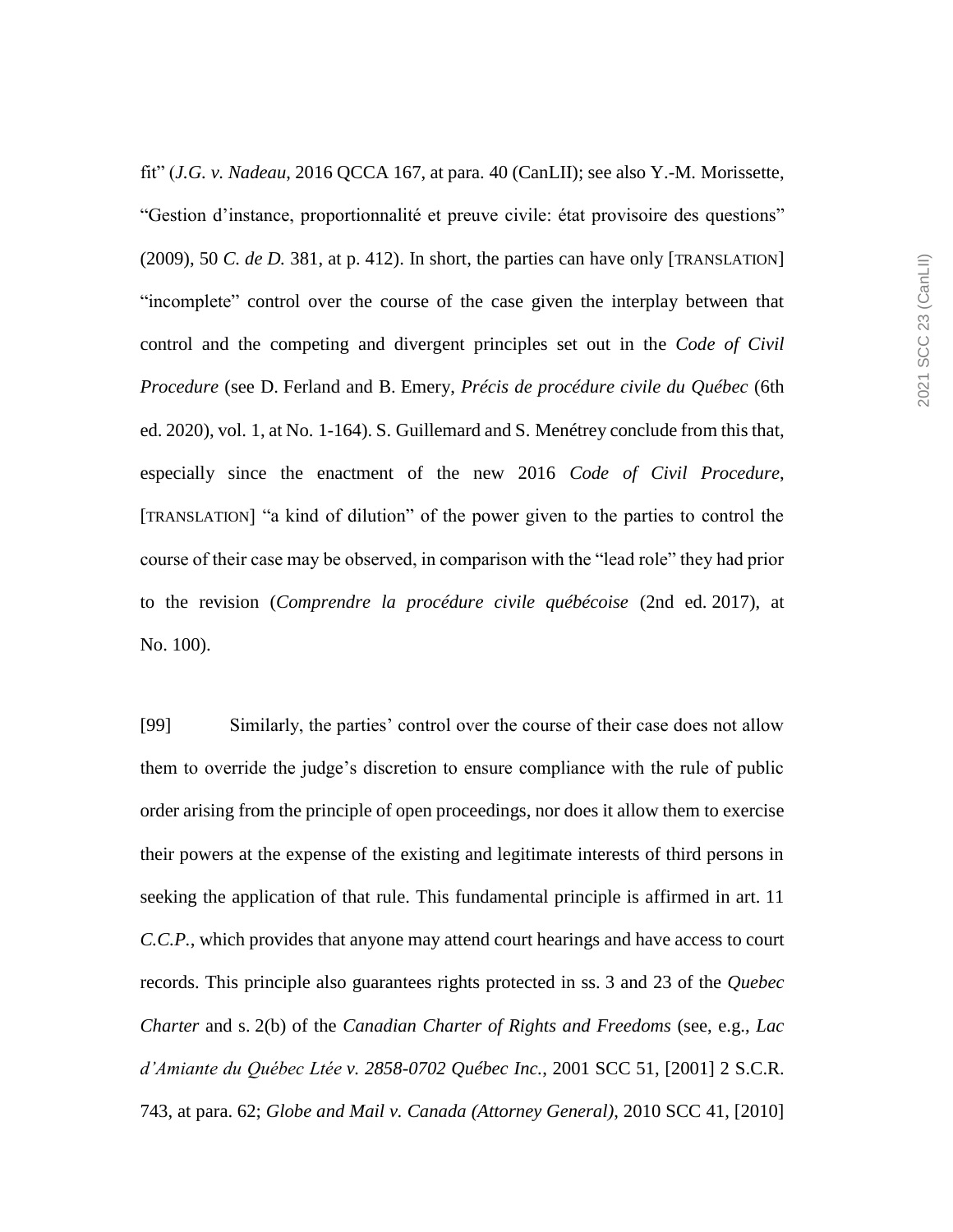fit" (*J.G. v. Nadeau*, 2016 QCCA 167, at para. 40 (CanLII); see also Y.-M. Morissette, "Gestion d'instance, proportionnalité et preuve civile: état provisoire des questions" (2009), 50 *C. de D.* 381, at p. 412). In short, the parties can have only [TRANSLATION] "incomplete" control over the course of the case given the interplay between that control and the competing and divergent principles set out in the *Code of Civil Procedure* (see D. Ferland and B. Emery, *Précis de procédure civile du Québec* (6th ed. 2020), vol. 1, at No. 1-164). S. Guillemard and S. Menétrey conclude from this that, especially since the enactment of the new 2016 *Code of Civil Procedure*, [TRANSLATION] "a kind of dilution" of the power given to the parties to control the course of their case may be observed, in comparison with the "lead role" they had prior to the revision (*Comprendre la procédure civile québécoise* (2nd ed. 2017), at No. 100).

[99] Similarly, the parties' control over the course of their case does not allow them to override the judge's discretion to ensure compliance with the rule of public order arising from the principle of open proceedings, nor does it allow them to exercise their powers at the expense of the existing and legitimate interests of third persons in seeking the application of that rule. This fundamental principle is affirmed in art. 11 *C.C.P.*, which provides that anyone may attend court hearings and have access to court records. This principle also guarantees rights protected in ss. 3 and 23 of the *Quebec Charter* and s. 2(b) of the *Canadian Charter of Rights and Freedoms* (see, e.g., *Lac d'Amiante du Québec Ltée v. 2858-0702 Québec Inc.*, 2001 SCC 51, [2001] 2 S.C.R. 743, at para. 62; *Globe and Mail v. Canada (Attorney General)*, 2010 SCC 41, [2010]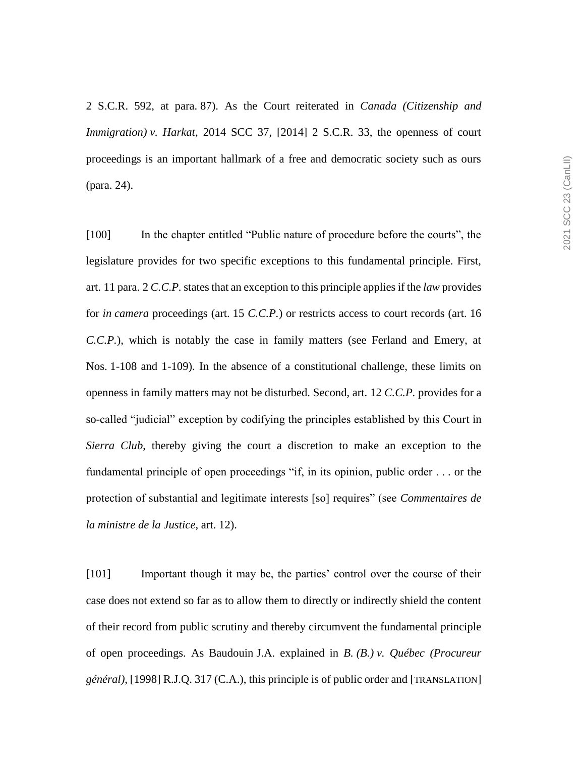2 S.C.R. 592, at para. 87). As the Court reiterated in *Canada (Citizenship and Immigration) v. Harkat*, 2014 SCC 37, [2014] 2 S.C.R. 33, the openness of court proceedings is an important hallmark of a free and democratic society such as ours (para. 24).

[100] In the chapter entitled "Public nature of procedure before the courts", the legislature provides for two specific exceptions to this fundamental principle. First, art. 11 para. 2 *C.C.P.* states that an exception to this principle applies if the *law* provides for *in camera* proceedings (art. 15 *C.C.P.*) or restricts access to court records (art. 16 *C.C.P.*), which is notably the case in family matters (see Ferland and Emery, at Nos. 1-108 and 1-109). In the absence of a constitutional challenge, these limits on openness in family matters may not be disturbed. Second, art. 12 *C.C.P.* provides for a so-called "judicial" exception by codifying the principles established by this Court in *Sierra Club*, thereby giving the court a discretion to make an exception to the fundamental principle of open proceedings "if, in its opinion, public order . . . or the protection of substantial and legitimate interests [so] requires" (see *Commentaires de la ministre de la Justice*, art. 12).

[101] Important though it may be, the parties' control over the course of their case does not extend so far as to allow them to directly or indirectly shield the content of their record from public scrutiny and thereby circumvent the fundamental principle of open proceedings. As Baudouin J.A. explained in *B. (B.) v. Québec (Procureur général)*, [1998] R.J.Q. 317 (C.A.), this principle is of public order and [TRANSLATION]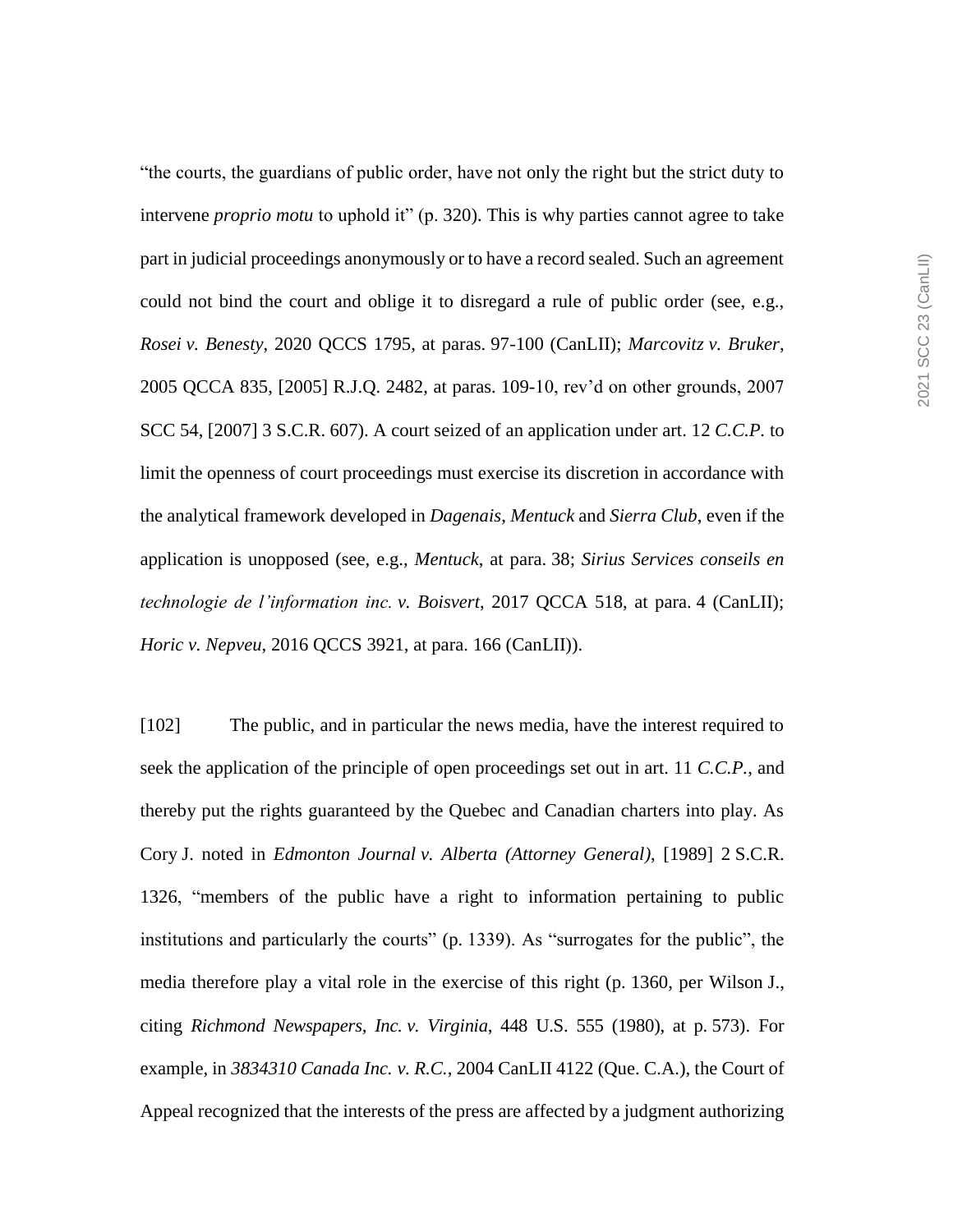“the courts, the guardians of public order, have not only the right but the strict duty to intervene *proprio motu* to uphold it” (p. 320). This is why parties cannot agree to take part in judicial proceedings anonymously or to have a record sealed. Such an agreement could not bind the court and oblige it to disregard a rule of public order (see, e.g., *Rosei v. Benesty*, 2020 QCCS 1795, at paras. 97-100 (CanLII); *Marcovitz v. Bruker*, 2005 QCCA 835, [2005] R.J.Q. 2482, at paras. 109-10, rev’d on other grounds, 2007 SCC 54, [2007] 3 S.C.R. 607). A court seized of an application under art. 12 *C.C.P.* to limit the openness of court proceedings must exercise its discretion in accordance with the analytical framework developed in *Dagenais*, *Mentuck* and *Sierra Club*, even if the application is unopposed (see, e.g., *Mentuck*, at para. 38; *Sirius Services conseils en technologie de l’information inc. v. Boisvert*, 2017 QCCA 518, at para. 4 (CanLII); *Horic v. Nepveu*, 2016 QCCS 3921, at para. 166 (CanLII)).

[102] The public, and in particular the news media, have the interest required to seek the application of the principle of open proceedings set out in art. 11 *C.C.P.*, and thereby put the rights guaranteed by the Quebec and Canadian charters into play. As Cory J. noted in *Edmonton Journal v. Alberta (Attorney General)*, [1989] 2 S.C.R. 1326, “members of the public have a right to information pertaining to public institutions and particularly the courts” (p. 1339). As “surrogates for the public”, the media therefore play a vital role in the exercise of this right (p. 1360, per Wilson J., citing *Richmond Newspapers, Inc. v. Virginia*, 448 U.S. 555 (1980), at p. 573). For example, in *3834310 Canada Inc. v. R.C.*, 2004 CanLII 4122 (Que. C.A.), the Court of Appeal recognized that the interests of the press are affected by a judgment authorizing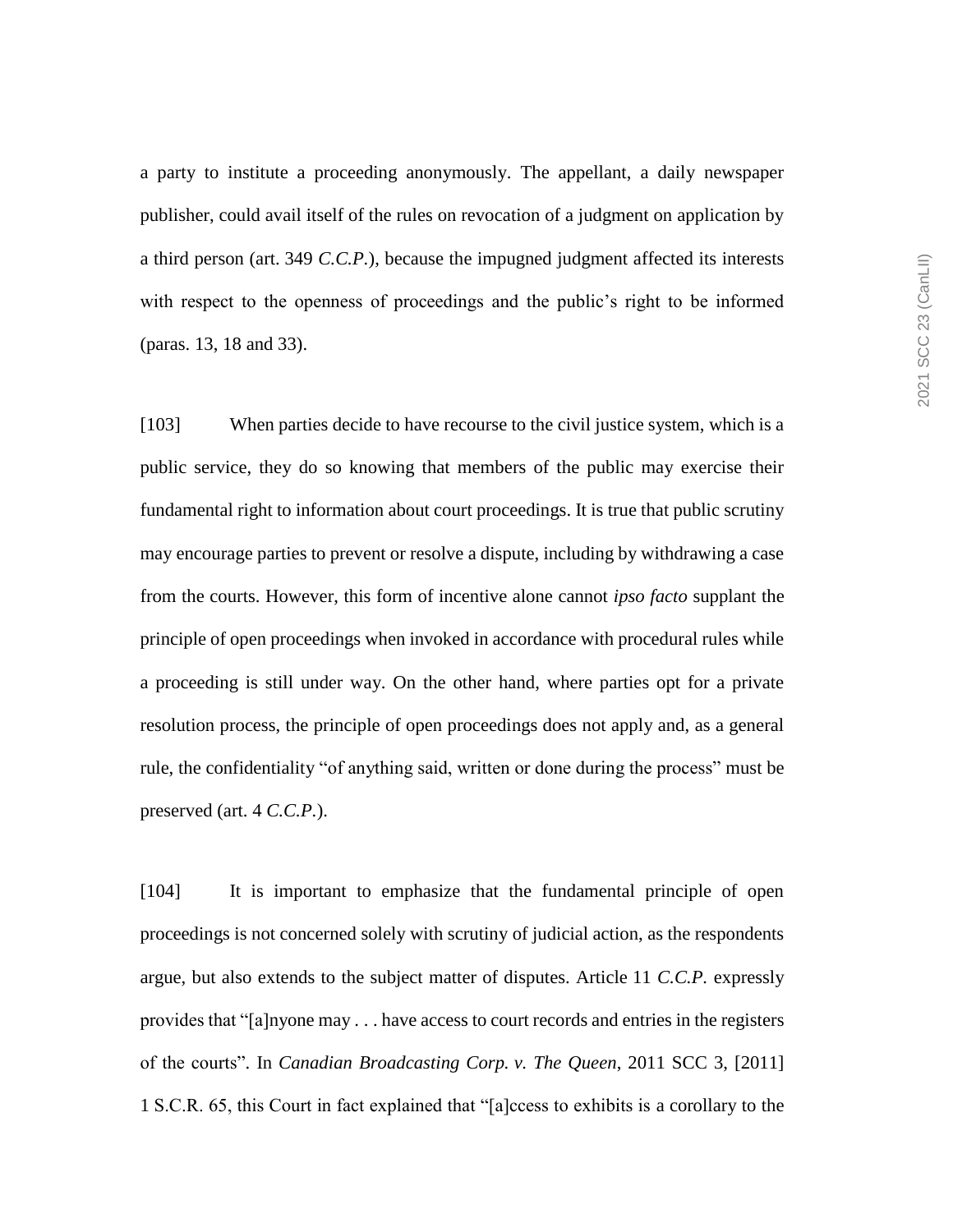a party to institute a proceeding anonymously. The appellant, a daily newspaper publisher, could avail itself of the rules on revocation of a judgment on application by a third person (art. 349 *C.C.P.*), because the impugned judgment affected its interests with respect to the openness of proceedings and the public's right to be informed (paras. 13, 18 and 33).

[103] When parties decide to have recourse to the civil justice system, which is a public service, they do so knowing that members of the public may exercise their fundamental right to information about court proceedings. It is true that public scrutiny may encourage parties to prevent or resolve a dispute, including by withdrawing a case from the courts. However, this form of incentive alone cannot *ipso facto* supplant the principle of open proceedings when invoked in accordance with procedural rules while a proceeding is still under way. On the other hand, where parties opt for a private resolution process, the principle of open proceedings does not apply and, as a general rule, the confidentiality "of anything said, written or done during the process" must be preserved (art. 4 *C.C.P.*).

[104] It is important to emphasize that the fundamental principle of open proceedings is not concerned solely with scrutiny of judicial action, as the respondents argue, but also extends to the subject matter of disputes. Article 11 *C.C.P.* expressly provides that "[a]nyone may . . . have access to court records and entries in the registers of the courts". In *Canadian Broadcasting Corp. v. The Queen*, 2011 SCC 3, [2011] 1 S.C.R. 65, this Court in fact explained that "[a]ccess to exhibits is a corollary to the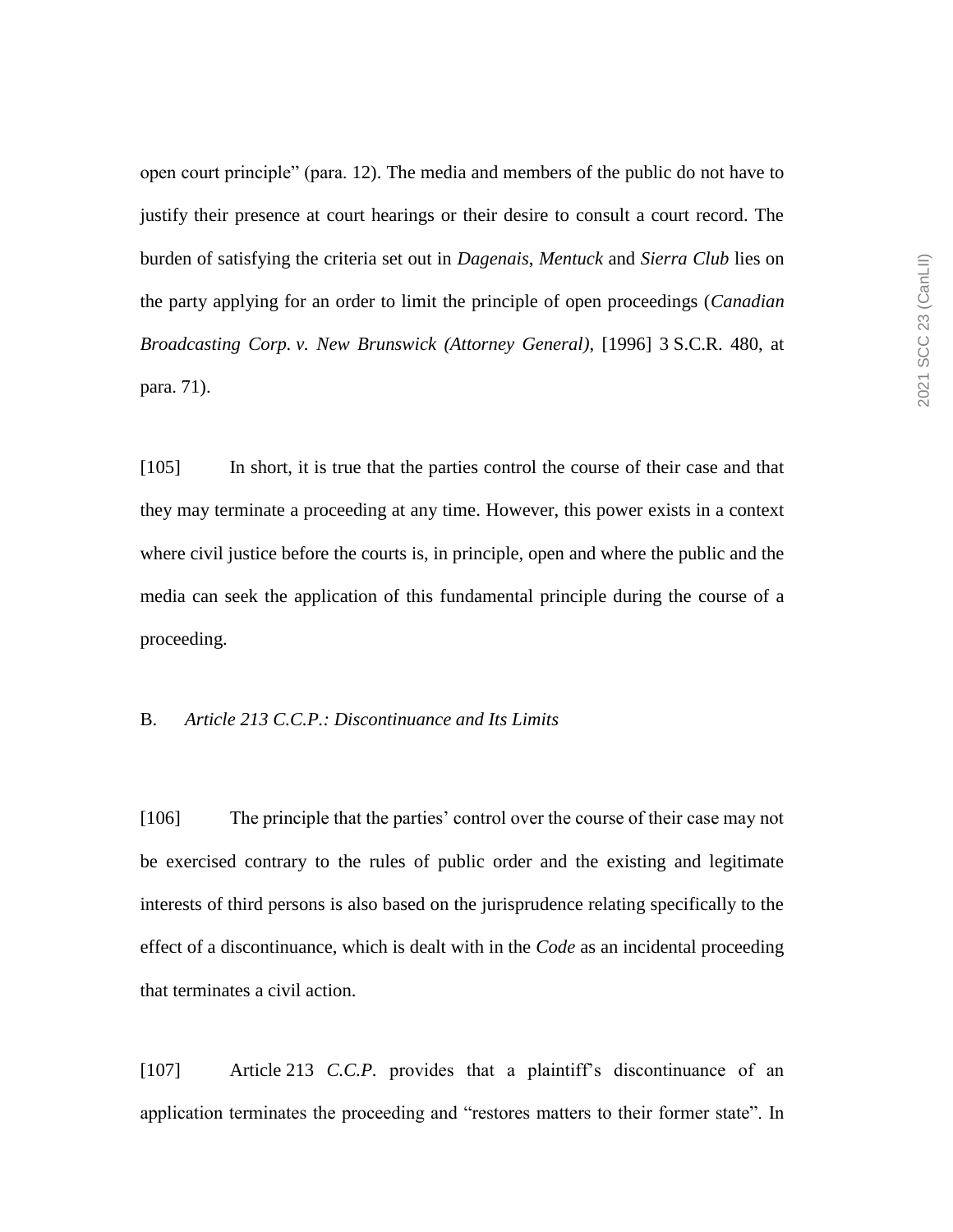open court principle" (para. 12). The media and members of the public do not have to justify their presence at court hearings or their desire to consult a court record. The burden of satisfying the criteria set out in *Dagenais*, *Mentuck* and *Sierra Club* lies on the party applying for an order to limit the principle of open proceedings (*Canadian Broadcasting Corp. v. New Brunswick (Attorney General)*, [1996] 3 S.C.R. 480, at para. 71).

[105] In short, it is true that the parties control the course of their case and that they may terminate a proceeding at any time. However, this power exists in a context where civil justice before the courts is, in principle, open and where the public and the media can seek the application of this fundamental principle during the course of a proceeding.

### B. *Article 213 C.C.P.: Discontinuance and Its Limits*

[106] The principle that the parties' control over the course of their case may not be exercised contrary to the rules of public order and the existing and legitimate interests of third persons is also based on the jurisprudence relating specifically to the effect of a discontinuance, which is dealt with in the *Code* as an incidental proceeding that terminates a civil action.

[107] Article 213 *C.C.P.* provides that a plaintiff's discontinuance of an application terminates the proceeding and "restores matters to their former state". In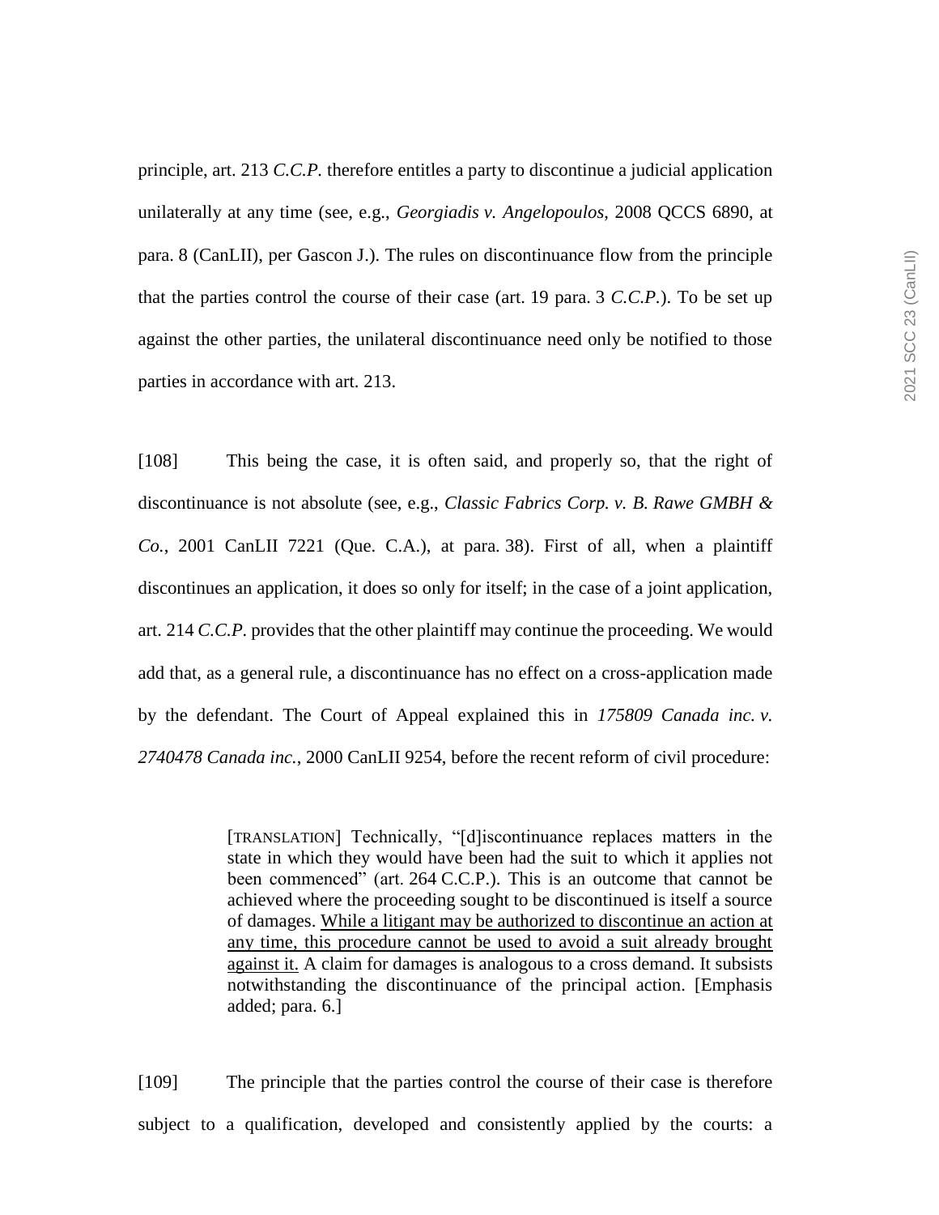principle, art. 213 *C.C.P.* therefore entitles a party to discontinue a judicial application unilaterally at any time (see, e.g., *Georgiadis v. Angelopoulos*, 2008 QCCS 6890, at para. 8 (CanLII), per Gascon J.). The rules on discontinuance flow from the principle that the parties control the course of their case (art. 19 para. 3 *C.C.P.*). To be set up against the other parties, the unilateral discontinuance need only be notified to those parties in accordance with art. 213.

[108] This being the case, it is often said, and properly so, that the right of discontinuance is not absolute (see, e.g., *Classic Fabrics Corp. v. B. Rawe GMBH & Co.*, 2001 CanLII 7221 (Que. C.A.), at para. 38). First of all, when a plaintiff discontinues an application, it does so only for itself; in the case of a joint application, art. 214 *C.C.P.* provides that the other plaintiff may continue the proceeding. We would add that, as a general rule, a discontinuance has no effect on a cross-application made by the defendant. The Court of Appeal explained this in *175809 Canada inc. v. 2740478 Canada inc.*, 2000 CanLII 9254, before the recent reform of civil procedure:

> [TRANSLATION] Technically, "[d]iscontinuance replaces matters in the state in which they would have been had the suit to which it applies not been commenced" (art. 264 C.C.P.). This is an outcome that cannot be achieved where the proceeding sought to be discontinued is itself a source of damages. <u>While a litigant may be authorized to discontinue an action at any time, this procedure cannot be used to avoid a suit already brought against it.</u> A claim for damages is analogous to a cross demand. It subsists notwithstanding the discontinuance of the principal action. [Emphasis added; para. 6.]

[109] The principle that the parties control the course of their case is therefore subject to a qualification, developed and consistently applied by the courts: a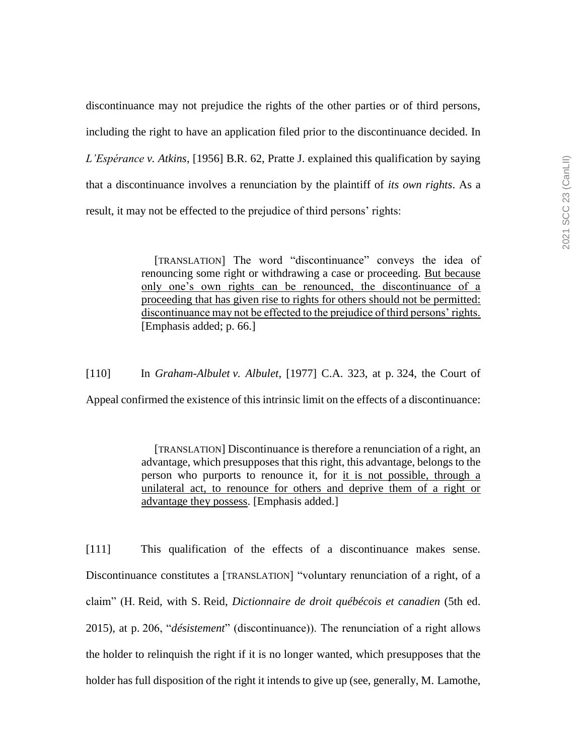discontinuance may not prejudice the rights of the other parties or of third persons, including the right to have an application filed prior to the discontinuance decided. In *L'Espérance v. Atkins*, [1956] B.R. 62, Pratte J. explained this qualification by saying that a discontinuance involves a renunciation by the plaintiff of *its own rights*. As a result, it may not be effected to the prejudice of third persons' rights:

> [TRANSLATION] The word "discontinuance" conveys the idea of renouncing some right or withdrawing a case or proceeding. <u>But because only one's own rights can be renounced, the discontinuance of a proceeding that has given rise to rights for others should not be permitted: discontinuance may not be effected to the prejudice of third persons' rights.</u> [Emphasis added; p. 66.]

[110] In *Graham-Albulet v. Albulet*, [1977] C.A. 323, at p. 324, the Court of Appeal confirmed the existence of this intrinsic limit on the effects of a discontinuance:

> [TRANSLATION] Discontinuance is therefore a renunciation of a right, an advantage, which presupposes that this right, this advantage, belongs to the person who purports to renounce it, for <u>it is not possible, through a unilateral act, to renounce for others and deprive them of a right or advantage they possess</u>. [Emphasis added.]

[111] This qualification of the effects of a discontinuance makes sense. Discontinuance constitutes a [TRANSLATION] "voluntary renunciation of a right, of a claim" (H. Reid, with S. Reid, *Dictionnaire de droit québécois et canadien* (5th ed. 2015), at p. 206, "*désistement*" (discontinuance)). The renunciation of a right allows the holder to relinquish the right if it is no longer wanted, which presupposes that the holder has full disposition of the right it intends to give up (see, generally, M. Lamothe,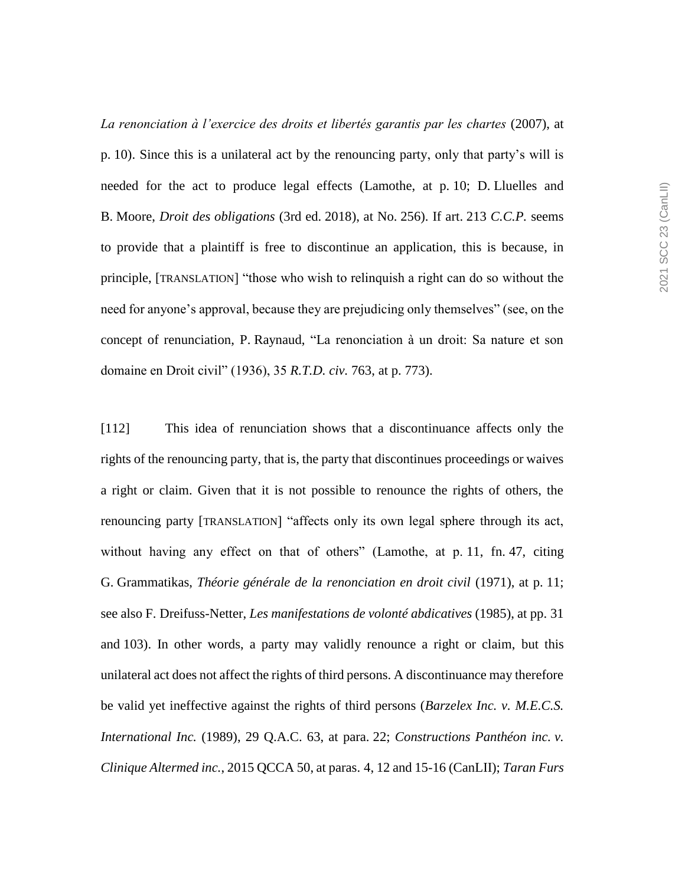*La renonciation à l'exercice des droits et libertés garantis par les chartes* (2007), at p. 10). Since this is a unilateral act by the renouncing party, only that party's will is needed for the act to produce legal effects (Lamothe, at p. 10; D. Lluelles and B. Moore, *Droit des obligations* (3rd ed. 2018), at No. 256). If art. 213 *C.C.P.* seems to provide that a plaintiff is free to discontinue an application, this is because, in principle, [TRANSLATION] "those who wish to relinquish a right can do so without the need for anyone's approval, because they are prejudicing only themselves" (see, on the concept of renunciation, P. Raynaud, "La renonciation à un droit: Sa nature et son domaine en Droit civil" (1936), 35 *R.T.D. civ.* 763, at p. 773).

[112] This idea of renunciation shows that a discontinuance affects only the rights of the renouncing party, that is, the party that discontinues proceedings or waives a right or claim. Given that it is not possible to renounce the rights of others, the renouncing party [TRANSLATION] "affects only its own legal sphere through its act, without having any effect on that of others" (Lamothe, at p. 11, fn. 47, citing G. Grammatikas, *Théorie générale de la renonciation en droit civil* (1971), at p. 11; see also F. Dreifuss-Netter, *Les manifestations de volonté abdicatives* (1985), at pp. 31 and 103). In other words, a party may validly renounce a right or claim, but this unilateral act does not affect the rights of third persons. A discontinuance may therefore be valid yet ineffective against the rights of third persons (*Barzelex Inc. v. M.E.C.S. International Inc.* (1989), 29 Q.A.C. 63, at para. 22; *Constructions Panthéon inc. v. Clinique Altermed inc.*, 2015 QCCA 50, at paras. 4, 12 and 15-16 (CanLII); *Taran Furs*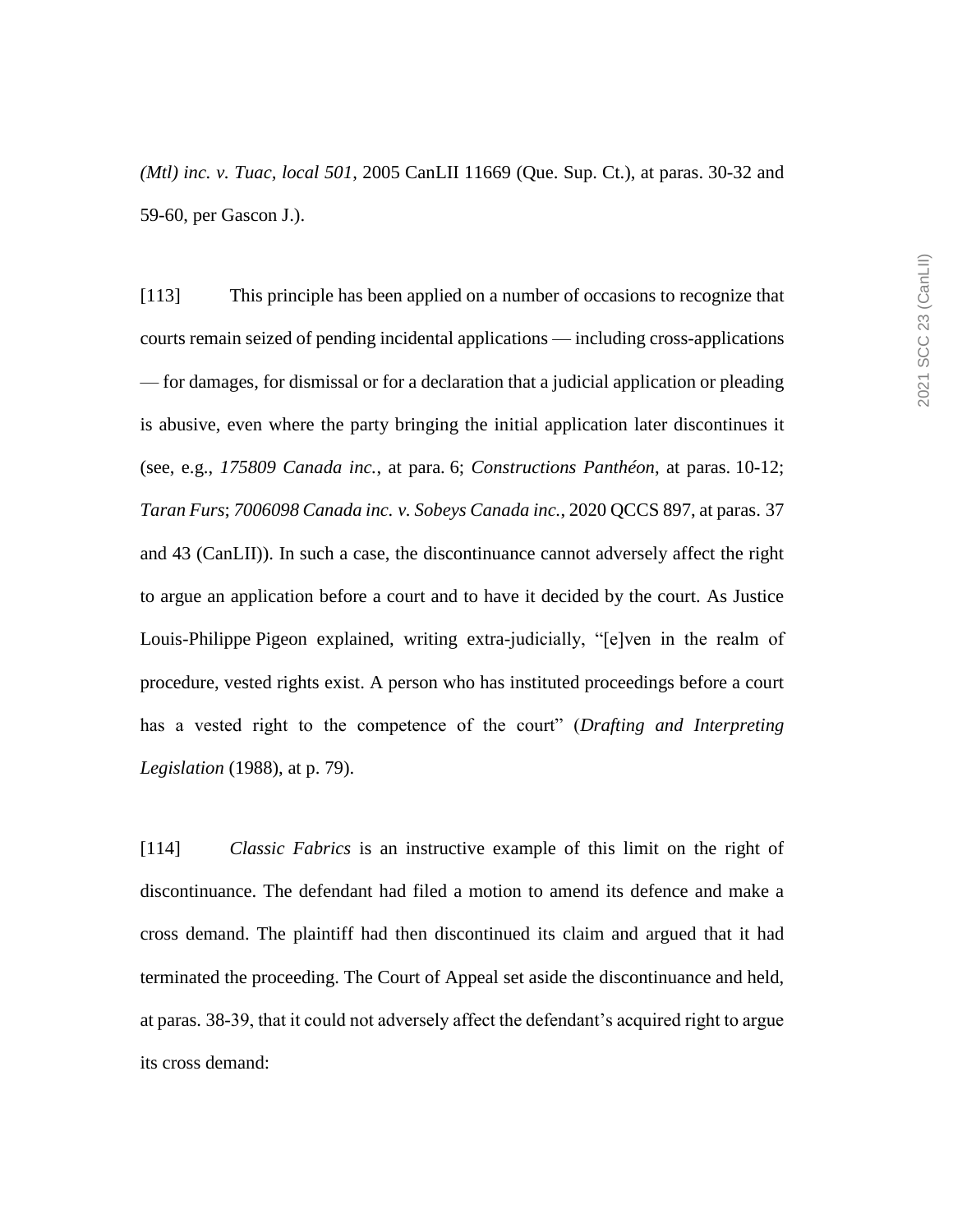*(Mtl) inc. v. Tuac, local 501*, 2005 CanLII 11669 (Que. Sup. Ct.), at paras. 30-32 and 59-60, per Gascon J.).

[113] This principle has been applied on a number of occasions to recognize that courts remain seized of pending incidental applications — including cross-applications — for damages, for dismissal or for a declaration that a judicial application or pleading is abusive, even where the party bringing the initial application later discontinues it (see, e.g., *175809 Canada inc.*, at para. 6; *Constructions Panthéon*, at paras. 10-12; *Taran Furs*; *7006098 Canada inc. v. Sobeys Canada inc.*, 2020 QCCS 897, at paras. 37 and 43 (CanLII)). In such a case, the discontinuance cannot adversely affect the right to argue an application before a court and to have it decided by the court. As Justice Louis-Philippe Pigeon explained, writing extra-judicially, "[e]ven in the realm of procedure, vested rights exist. A person who has instituted proceedings before a court has a vested right to the competence of the court" (*Drafting and Interpreting Legislation* (1988), at p. 79).

[114] *Classic Fabrics* is an instructive example of this limit on the right of discontinuance. The defendant had filed a motion to amend its defence and make a cross demand. The plaintiff had then discontinued its claim and argued that it had terminated the proceeding. The Court of Appeal set aside the discontinuance and held, at paras. 38-39, that it could not adversely affect the defendant's acquired right to argue its cross demand: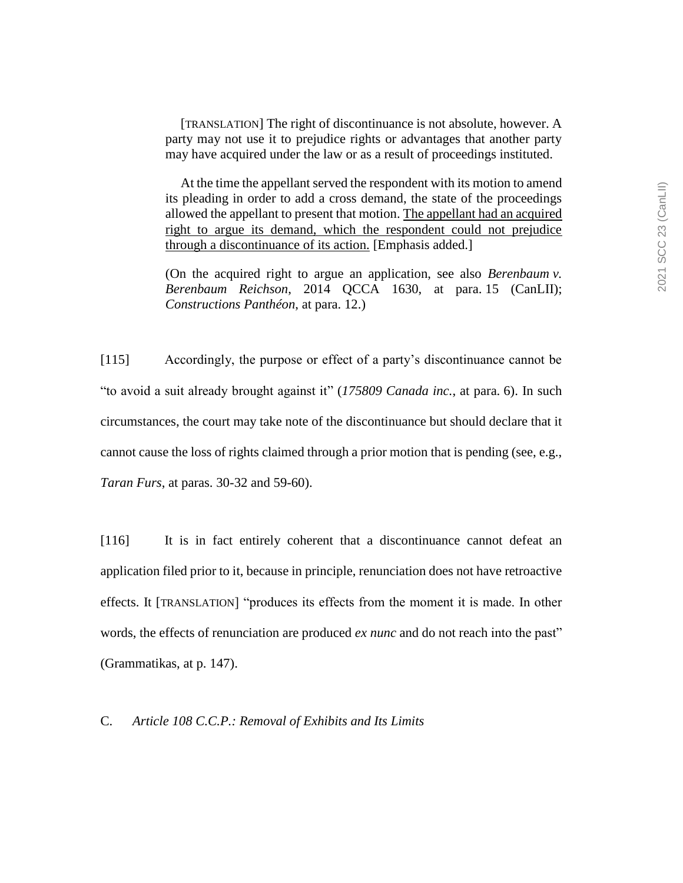> [TRANSLATION] The right of discontinuance is not absolute, however. A party may not use it to prejudice rights or advantages that another party may have acquired under the law or as a result of proceedings instituted.
>
> At the time the appellant served the respondent with its motion to amend its pleading in order to add a cross demand, the state of the proceedings allowed the appellant to present that motion. The appellant had an acquired right to argue its demand, which the respondent could not prejudice through a discontinuance of its action. [Emphasis added.]
>
> (On the acquired right to argue an application, see also *Berenbaum v. Berenbaum Reichson*, 2014 QCCA 1630, at para. 15 (CanLII); *Constructions Panthéon*, at para. 12.)

[115] Accordingly, the purpose or effect of a party's discontinuance cannot be "to avoid a suit already brought against it" (*175809 Canada inc.*, at para. 6). In such circumstances, the court may take note of the discontinuance but should declare that it cannot cause the loss of rights claimed through a prior motion that is pending (see, e.g., *Taran Furs*, at paras. 30-32 and 59-60).

[116] It is in fact entirely coherent that a discontinuance cannot defeat an application filed prior to it, because in principle, renunciation does not have retroactive effects. It [TRANSLATION] "produces its effects from the moment it is made. In other words, the effects of renunciation are produced *ex nunc* and do not reach into the past" (Grammatikas, at p. 147).

## C. *Article 108 C.C.P.: Removal of Exhibits and Its Limits*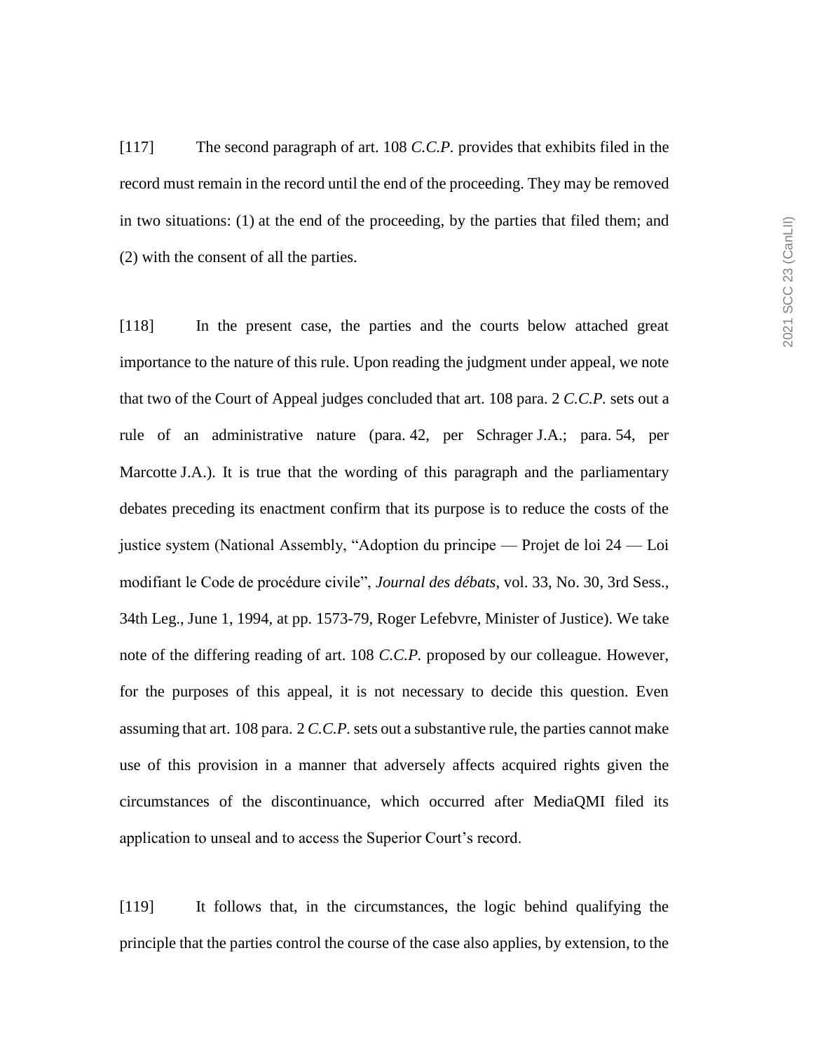[117] The second paragraph of art. 108 *C.C.P.* provides that exhibits filed in the record must remain in the record until the end of the proceeding. They may be removed in two situations: (1) at the end of the proceeding, by the parties that filed them; and (2) with the consent of all the parties.

[118] In the present case, the parties and the courts below attached great importance to the nature of this rule. Upon reading the judgment under appeal, we note that two of the Court of Appeal judges concluded that art. 108 para. 2 *C.C.P.* sets out a rule of an administrative nature (para. 42, per Schrager J.A.; para. 54, per Marcotte J.A.). It is true that the wording of this paragraph and the parliamentary debates preceding its enactment confirm that its purpose is to reduce the costs of the justice system (National Assembly, "Adoption du principe — Projet de loi 24 — Loi modifiant le Code de procédure civile", *Journal des débats*, vol. 33, No. 30, 3rd Sess., 34th Leg., June 1, 1994, at pp. 1573-79, Roger Lefebvre, Minister of Justice). We take note of the differing reading of art. 108 *C.C.P.* proposed by our colleague. However, for the purposes of this appeal, it is not necessary to decide this question. Even assuming that art. 108 para. 2 *C.C.P.* sets out a substantive rule, the parties cannot make use of this provision in a manner that adversely affects acquired rights given the circumstances of the discontinuance, which occurred after MediaQMI filed its application to unseal and to access the Superior Court's record.

[119] It follows that, in the circumstances, the logic behind qualifying the principle that the parties control the course of the case also applies, by extension, to the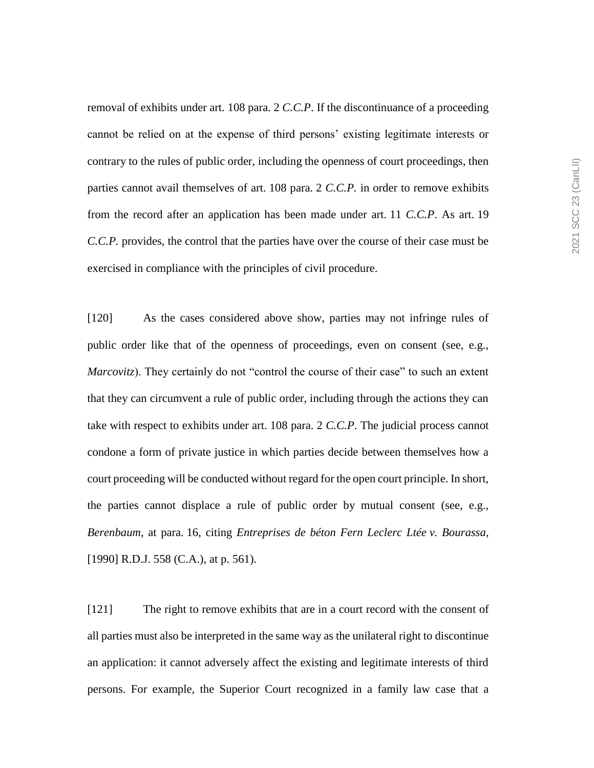removal of exhibits under art. 108 para. 2 *C.C.P*. If the discontinuance of a proceeding cannot be relied on at the expense of third persons' existing legitimate interests or contrary to the rules of public order, including the openness of court proceedings, then parties cannot avail themselves of art. 108 para. 2 *C.C.P.* in order to remove exhibits from the record after an application has been made under art. 11 *C.C.P*. As art. 19 *C.C.P.* provides, the control that the parties have over the course of their case must be exercised in compliance with the principles of civil procedure.

[120] As the cases considered above show, parties may not infringe rules of public order like that of the openness of proceedings, even on consent (see, e.g., *Marcovitz*). They certainly do not "control the course of their case" to such an extent that they can circumvent a rule of public order, including through the actions they can take with respect to exhibits under art. 108 para. 2 *C.C.P*. The judicial process cannot condone a form of private justice in which parties decide between themselves how a court proceeding will be conducted without regard for the open court principle. In short, the parties cannot displace a rule of public order by mutual consent (see, e.g., *Berenbaum*, at para. 16, citing *Entreprises de béton Fern Leclerc Ltée v. Bourassa*, [1990] R.D.J. 558 (C.A.), at p. 561).

[121] The right to remove exhibits that are in a court record with the consent of all parties must also be interpreted in the same way as the unilateral right to discontinue an application: it cannot adversely affect the existing and legitimate interests of third persons. For example, the Superior Court recognized in a family law case that a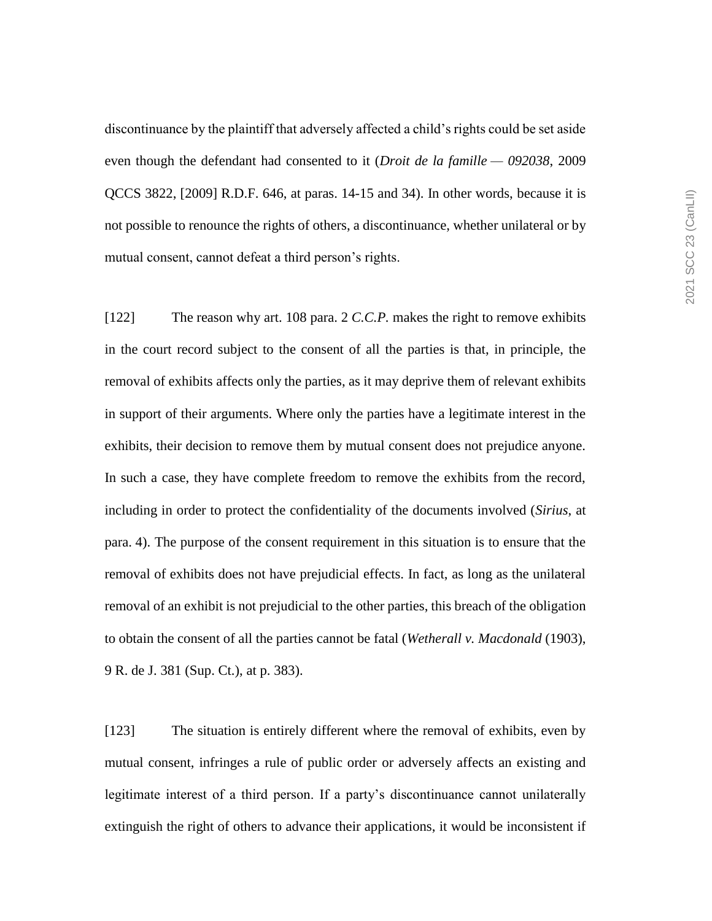discontinuance by the plaintiff that adversely affected a child's rights could be set aside even though the defendant had consented to it (*Droit de la famille — 092038*, 2009 QCCS 3822, [2009] R.D.F. 646, at paras. 14-15 and 34). In other words, because it is not possible to renounce the rights of others, a discontinuance, whether unilateral or by mutual consent, cannot defeat a third person's rights.

[122] The reason why art. 108 para. 2 *C.C.P.* makes the right to remove exhibits in the court record subject to the consent of all the parties is that, in principle, the removal of exhibits affects only the parties, as it may deprive them of relevant exhibits in support of their arguments. Where only the parties have a legitimate interest in the exhibits, their decision to remove them by mutual consent does not prejudice anyone. In such a case, they have complete freedom to remove the exhibits from the record, including in order to protect the confidentiality of the documents involved (*Sirius*, at para. 4). The purpose of the consent requirement in this situation is to ensure that the removal of exhibits does not have prejudicial effects. In fact, as long as the unilateral removal of an exhibit is not prejudicial to the other parties, this breach of the obligation to obtain the consent of all the parties cannot be fatal (*Wetherall v. Macdonald* (1903), 9 R. de J. 381 (Sup. Ct.), at p. 383).

[123] The situation is entirely different where the removal of exhibits, even by mutual consent, infringes a rule of public order or adversely affects an existing and legitimate interest of a third person. If a party's discontinuance cannot unilaterally extinguish the right of others to advance their applications, it would be inconsistent if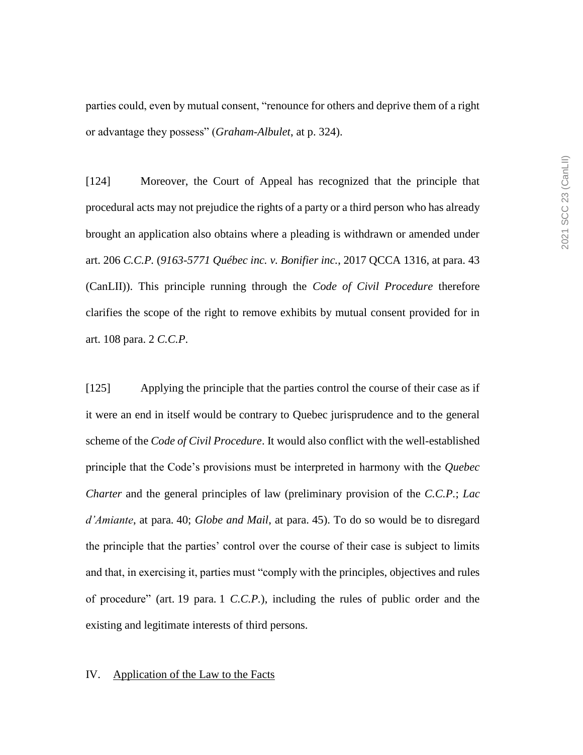parties could, even by mutual consent, "renounce for others and deprive them of a right or advantage they possess" (*Graham-Albulet*, at p. 324).

[124] Moreover, the Court of Appeal has recognized that the principle that procedural acts may not prejudice the rights of a party or a third person who has already brought an application also obtains where a pleading is withdrawn or amended under art. 206 *C.C.P.* (*9163-5771 Québec inc. v. Bonifier inc.*, 2017 QCCA 1316, at para. 43 (CanLII)). This principle running through the *Code of Civil Procedure* therefore clarifies the scope of the right to remove exhibits by mutual consent provided for in art. 108 para. 2 *C.C.P*.

[125] Applying the principle that the parties control the course of their case as if it were an end in itself would be contrary to Quebec jurisprudence and to the general scheme of the *Code of Civil Procedure*. It would also conflict with the well-established principle that the Code's provisions must be interpreted in harmony with the *Quebec Charter* and the general principles of law (preliminary provision of the *C.C.P.*; *Lac d'Amiante*, at para. 40; *Globe and Mail*, at para. 45). To do so would be to disregard the principle that the parties' control over the course of their case is subject to limits and that, in exercising it, parties must "comply with the principles, objectives and rules of procedure" (art. 19 para. 1 *C.C.P.*), including the rules of public order and the existing and legitimate interests of third persons.

## IV. Application of the Law to the Facts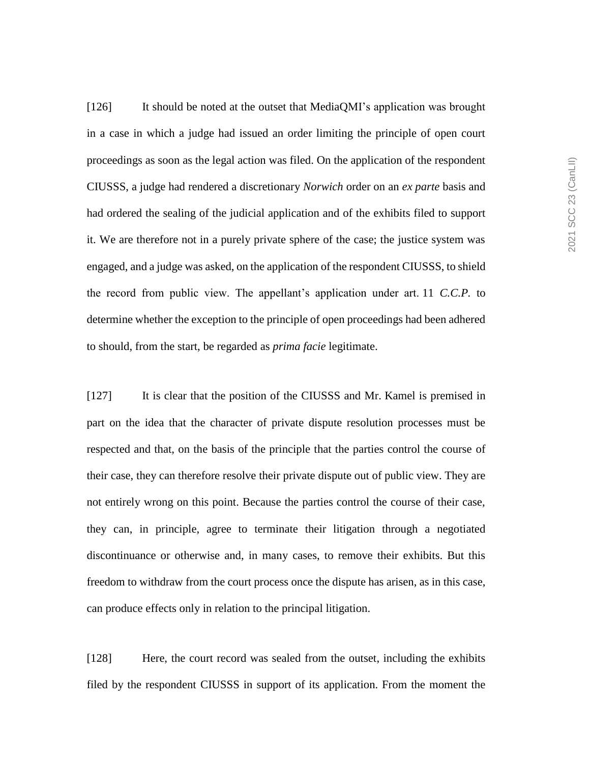[126] It should be noted at the outset that MediaQMI's application was brought in a case in which a judge had issued an order limiting the principle of open court proceedings as soon as the legal action was filed. On the application of the respondent CIUSSS, a judge had rendered a discretionary *Norwich* order on an *ex parte* basis and had ordered the sealing of the judicial application and of the exhibits filed to support it. We are therefore not in a purely private sphere of the case; the justice system was engaged, and a judge was asked, on the application of the respondent CIUSSS, to shield the record from public view. The appellant's application under art. 11 *C.C.P.* to determine whether the exception to the principle of open proceedings had been adhered to should, from the start, be regarded as *prima facie* legitimate.

[127] It is clear that the position of the CIUSSS and Mr. Kamel is premised in part on the idea that the character of private dispute resolution processes must be respected and that, on the basis of the principle that the parties control the course of their case, they can therefore resolve their private dispute out of public view. They are not entirely wrong on this point. Because the parties control the course of their case, they can, in principle, agree to terminate their litigation through a negotiated discontinuance or otherwise and, in many cases, to remove their exhibits. But this freedom to withdraw from the court process once the dispute has arisen, as in this case, can produce effects only in relation to the principal litigation.

[128] Here, the court record was sealed from the outset, including the exhibits filed by the respondent CIUSSS in support of its application. From the moment the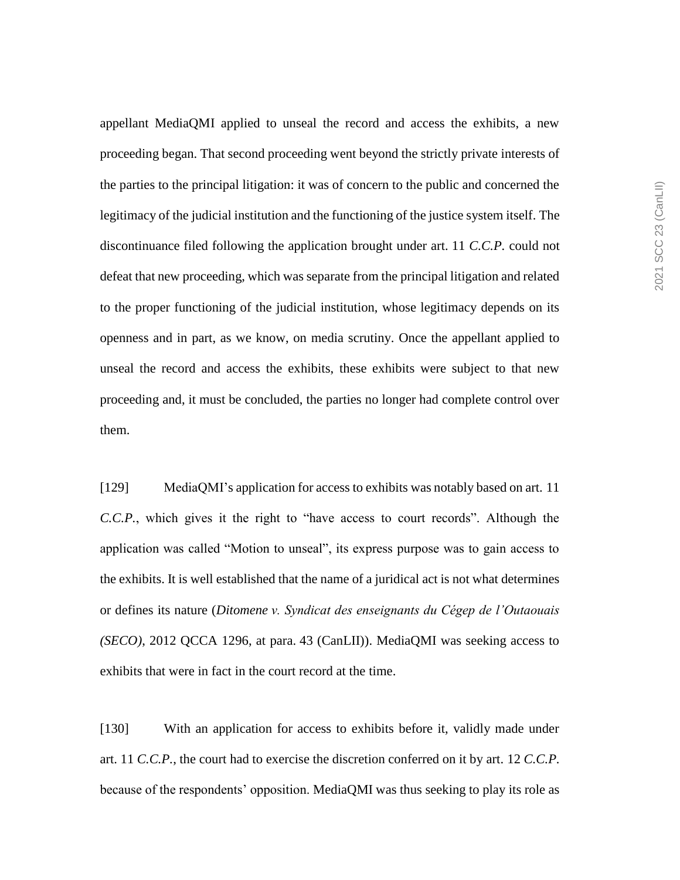appellant MediaQMI applied to unseal the record and access the exhibits, a new proceeding began. That second proceeding went beyond the strictly private interests of the parties to the principal litigation: it was of concern to the public and concerned the legitimacy of the judicial institution and the functioning of the justice system itself. The discontinuance filed following the application brought under art. 11 *C.C.P.* could not defeat that new proceeding, which was separate from the principal litigation and related to the proper functioning of the judicial institution, whose legitimacy depends on its openness and in part, as we know, on media scrutiny. Once the appellant applied to unseal the record and access the exhibits, these exhibits were subject to that new proceeding and, it must be concluded, the parties no longer had complete control over them.

[129] MediaQMI's application for access to exhibits was notably based on art. 11 *C.C.P.*, which gives it the right to "have access to court records". Although the application was called "Motion to unseal", its express purpose was to gain access to the exhibits. It is well established that the name of a juridical act is not what determines or defines its nature (*Ditomene v. Syndicat des enseignants du Cégep de l'Outaouais (SECO)*, 2012 QCCA 1296, at para. 43 (CanLII)). MediaQMI was seeking access to exhibits that were in fact in the court record at the time.

[130] With an application for access to exhibits before it, validly made under art. 11 *C.C.P.*, the court had to exercise the discretion conferred on it by art. 12 *C.C.P.* because of the respondents' opposition. MediaQMI was thus seeking to play its role as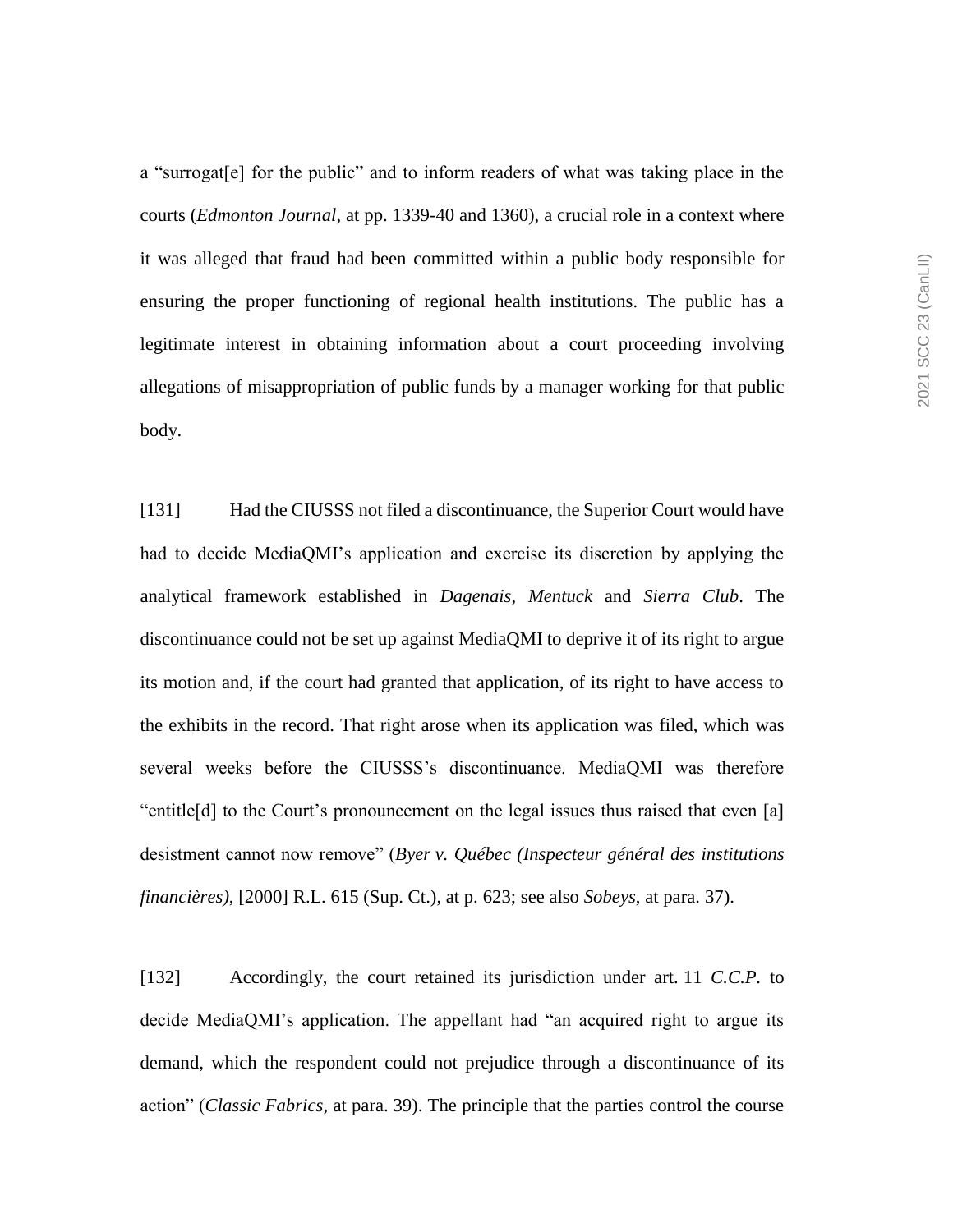a "surrogat[e] for the public" and to inform readers of what was taking place in the courts (*Edmonton Journal*, at pp. 1339-40 and 1360), a crucial role in a context where it was alleged that fraud had been committed within a public body responsible for ensuring the proper functioning of regional health institutions. The public has a legitimate interest in obtaining information about a court proceeding involving allegations of misappropriation of public funds by a manager working for that public body.

[131] Had the CIUSSS not filed a discontinuance, the Superior Court would have had to decide MediaQMI's application and exercise its discretion by applying the analytical framework established in *Dagenais*, *Mentuck* and *Sierra Club*. The discontinuance could not be set up against MediaQMI to deprive it of its right to argue its motion and, if the court had granted that application, of its right to have access to the exhibits in the record. That right arose when its application was filed, which was several weeks before the CIUSSS's discontinuance. MediaQMI was therefore "entitle[d] to the Court's pronouncement on the legal issues thus raised that even [a] desistment cannot now remove" (*Byer v. Québec (Inspecteur général des institutions financières)*, [2000] R.L. 615 (Sup. Ct.), at p. 623; see also *Sobeys*, at para. 37).

[132] Accordingly, the court retained its jurisdiction under art. 11 *C.C.P.* to decide MediaQMI's application. The appellant had "an acquired right to argue its demand, which the respondent could not prejudice through a discontinuance of its action" (*Classic Fabrics*, at para. 39). The principle that the parties control the course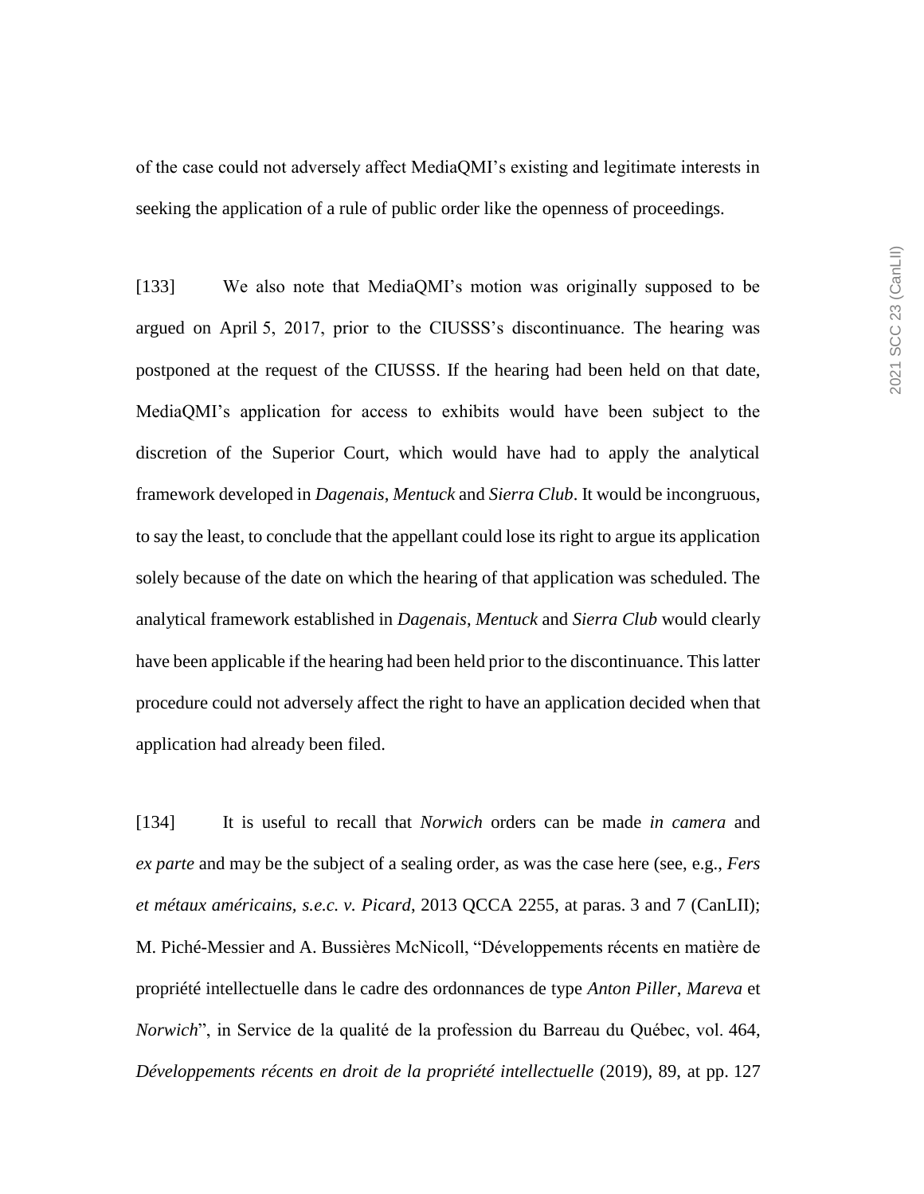of the case could not adversely affect MediaQMI's existing and legitimate interests in seeking the application of a rule of public order like the openness of proceedings.

[133] We also note that MediaQMI's motion was originally supposed to be argued on April 5, 2017, prior to the CIUSSS's discontinuance. The hearing was postponed at the request of the CIUSSS. If the hearing had been held on that date, MediaQMI's application for access to exhibits would have been subject to the discretion of the Superior Court, which would have had to apply the analytical framework developed in *Dagenais*, *Mentuck* and *Sierra Club*. It would be incongruous, to say the least, to conclude that the appellant could lose its right to argue its application solely because of the date on which the hearing of that application was scheduled. The analytical framework established in *Dagenais*, *Mentuck* and *Sierra Club* would clearly have been applicable if the hearing had been held prior to the discontinuance. This latter procedure could not adversely affect the right to have an application decided when that application had already been filed.

[134] It is useful to recall that *Norwich* orders can be made *in camera* and *ex parte* and may be the subject of a sealing order, as was the case here (see, e.g., *Fers et métaux américains, s.e.c. v. Picard*, 2013 QCCA 2255, at paras. 3 and 7 (CanLII); M. Piché-Messier and A. Bussières McNicoll, "Développements récents en matière de propriété intellectuelle dans le cadre des ordonnances de type *Anton Piller*, *Mareva* et *Norwich*", in Service de la qualité de la profession du Barreau du Québec, vol. 464, *Développements récents en droit de la propriété intellectuelle* (2019), 89, at pp. 127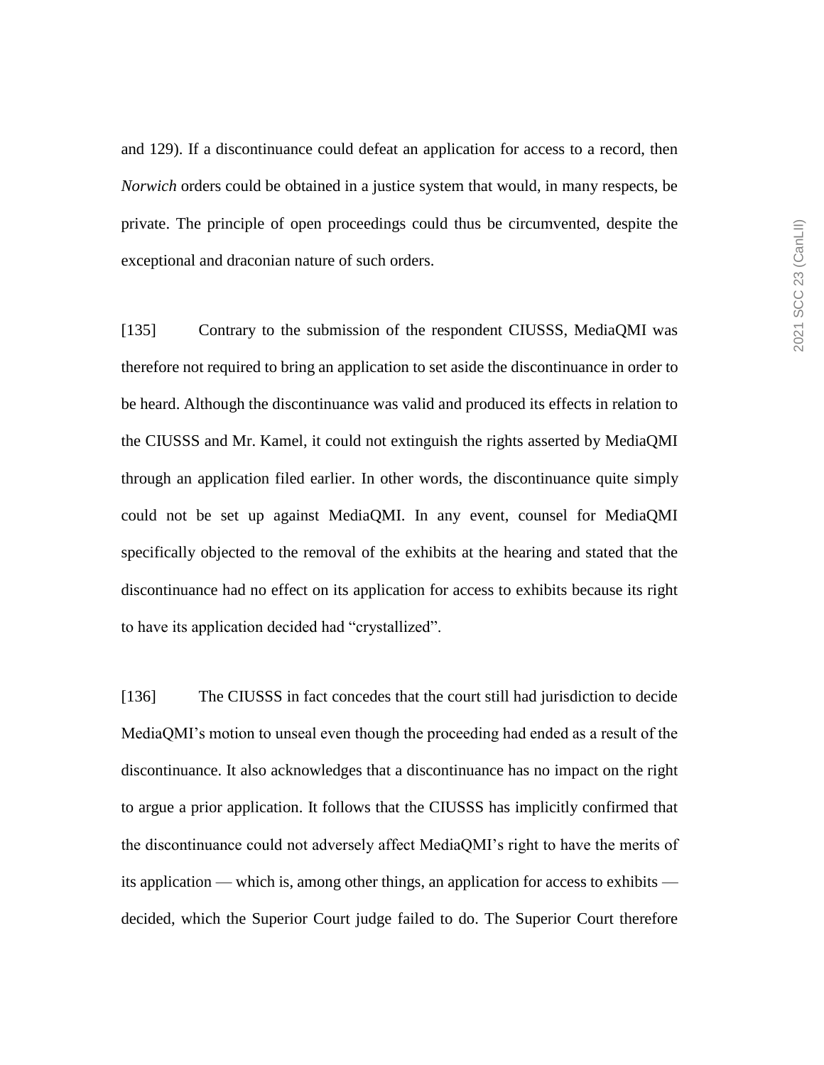and 129). If a discontinuance could defeat an application for access to a record, then *Norwich* orders could be obtained in a justice system that would, in many respects, be private. The principle of open proceedings could thus be circumvented, despite the exceptional and draconian nature of such orders.

[135] Contrary to the submission of the respondent CIUSSS, MediaQMI was therefore not required to bring an application to set aside the discontinuance in order to be heard. Although the discontinuance was valid and produced its effects in relation to the CIUSSS and Mr. Kamel, it could not extinguish the rights asserted by MediaQMI through an application filed earlier. In other words, the discontinuance quite simply could not be set up against MediaQMI. In any event, counsel for MediaQMI specifically objected to the removal of the exhibits at the hearing and stated that the discontinuance had no effect on its application for access to exhibits because its right to have its application decided had "crystallized".

[136] The CIUSSS in fact concedes that the court still had jurisdiction to decide MediaQMI's motion to unseal even though the proceeding had ended as a result of the discontinuance. It also acknowledges that a discontinuance has no impact on the right to argue a prior application. It follows that the CIUSSS has implicitly confirmed that the discontinuance could not adversely affect MediaQMI's right to have the merits of its application — which is, among other things, an application for access to exhibits — decided, which the Superior Court judge failed to do. The Superior Court therefore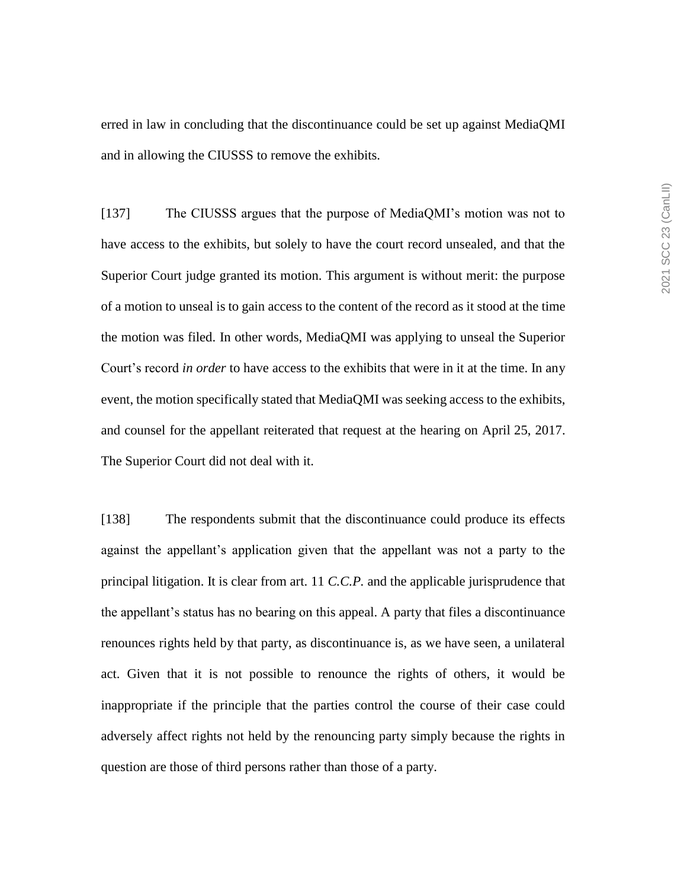erred in law in concluding that the discontinuance could be set up against MediaQMI and in allowing the CIUSSS to remove the exhibits.

[137] The CIUSSS argues that the purpose of MediaQMI's motion was not to have access to the exhibits, but solely to have the court record unsealed, and that the Superior Court judge granted its motion. This argument is without merit: the purpose of a motion to unseal is to gain access to the content of the record as it stood at the time the motion was filed. In other words, MediaQMI was applying to unseal the Superior Court's record *in order* to have access to the exhibits that were in it at the time. In any event, the motion specifically stated that MediaQMI was seeking access to the exhibits, and counsel for the appellant reiterated that request at the hearing on April 25, 2017. The Superior Court did not deal with it.

[138] The respondents submit that the discontinuance could produce its effects against the appellant's application given that the appellant was not a party to the principal litigation. It is clear from art. 11 *C.C.P.* and the applicable jurisprudence that the appellant's status has no bearing on this appeal. A party that files a discontinuance renounces rights held by that party, as discontinuance is, as we have seen, a unilateral act. Given that it is not possible to renounce the rights of others, it would be inappropriate if the principle that the parties control the course of their case could adversely affect rights not held by the renouncing party simply because the rights in question are those of third persons rather than those of a party.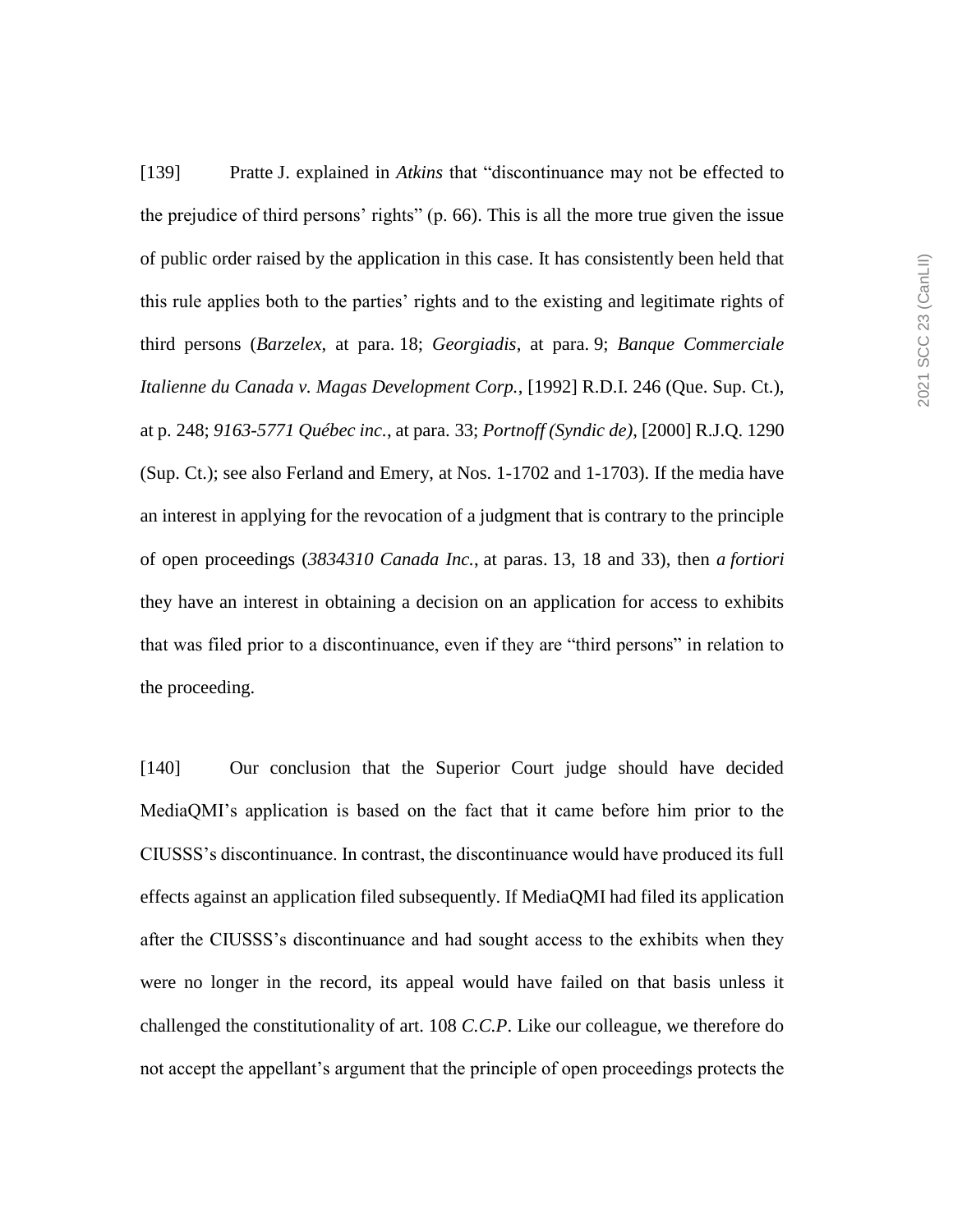[139] Pratte J. explained in *Atkins* that "discontinuance may not be effected to the prejudice of third persons' rights" (p. 66). This is all the more true given the issue of public order raised by the application in this case. It has consistently been held that this rule applies both to the parties' rights and to the existing and legitimate rights of third persons (*Barzelex*, at para. 18; *Georgiadis*, at para. 9; *Banque Commerciale Italienne du Canada v. Magas Development Corp.*, [1992] R.D.I. 246 (Que. Sup. Ct.), at p. 248; *9163-5771 Québec inc.*, at para. 33; *Portnoff (Syndic de)*, [2000] R.J.Q. 1290 (Sup. Ct.); see also Ferland and Emery, at Nos. 1-1702 and 1-1703). If the media have an interest in applying for the revocation of a judgment that is contrary to the principle of open proceedings (*3834310 Canada Inc.*, at paras. 13, 18 and 33), then *a fortiori* they have an interest in obtaining a decision on an application for access to exhibits that was filed prior to a discontinuance, even if they are "third persons" in relation to the proceeding.

[140] Our conclusion that the Superior Court judge should have decided MediaQMI's application is based on the fact that it came before him prior to the CIUSSS's discontinuance. In contrast, the discontinuance would have produced its full effects against an application filed subsequently. If MediaQMI had filed its application after the CIUSSS's discontinuance and had sought access to the exhibits when they were no longer in the record, its appeal would have failed on that basis unless it challenged the constitutionality of art. 108 *C.C.P.* Like our colleague, we therefore do not accept the appellant's argument that the principle of open proceedings protects the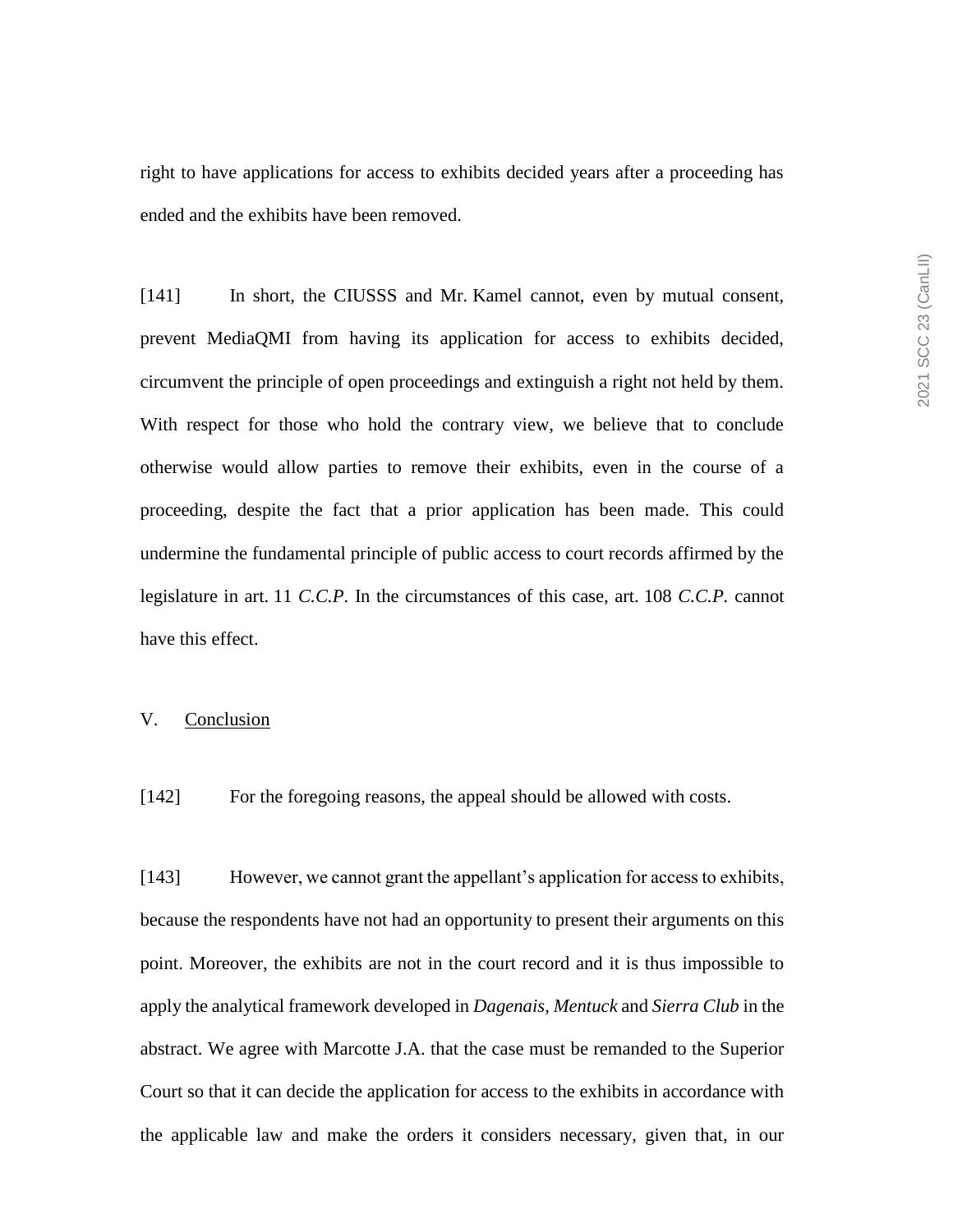right to have applications for access to exhibits decided years after a proceeding has ended and the exhibits have been removed.

[141] In short, the CIUSSS and Mr. Kamel cannot, even by mutual consent, prevent MediaQMI from having its application for access to exhibits decided, circumvent the principle of open proceedings and extinguish a right not held by them. With respect for those who hold the contrary view, we believe that to conclude otherwise would allow parties to remove their exhibits, even in the course of a proceeding, despite the fact that a prior application has been made. This could undermine the fundamental principle of public access to court records affirmed by the legislature in art. 11 *C.C.P*. In the circumstances of this case, art. 108 *C.C.P*. cannot have this effect.

## V. Conclusion

[142] For the foregoing reasons, the appeal should be allowed with costs.

[143] However, we cannot grant the appellant's application for access to exhibits, because the respondents have not had an opportunity to present their arguments on this point. Moreover, the exhibits are not in the court record and it is thus impossible to apply the analytical framework developed in *Dagenais*, *Mentuck* and *Sierra Club* in the abstract. We agree with Marcotte J.A. that the case must be remanded to the Superior Court so that it can decide the application for access to the exhibits in accordance with the applicable law and make the orders it considers necessary, given that, in our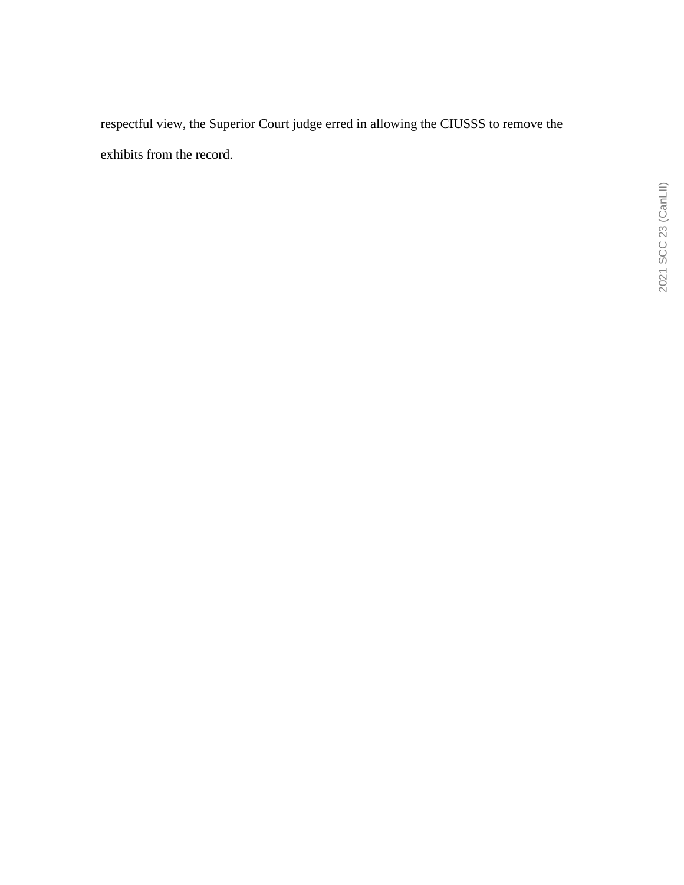respectful view, the Superior Court judge erred in allowing the CIUSSS to remove the exhibits from the record.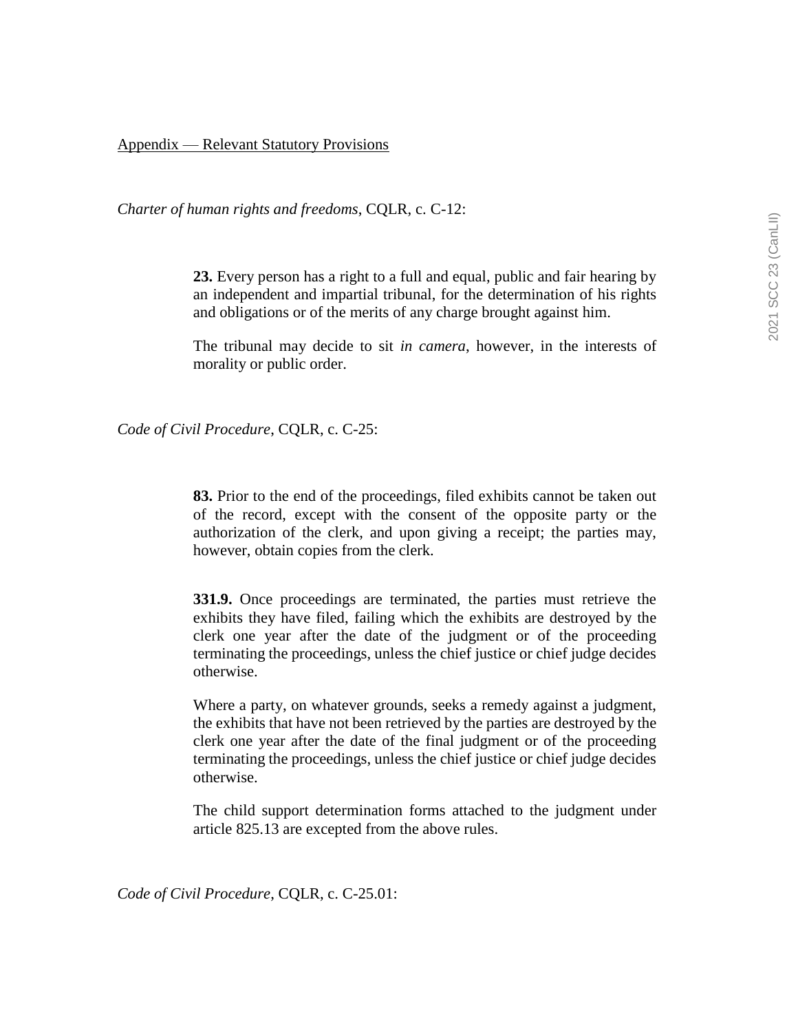Appendix — Relevant Statutory Provisions

*Charter of human rights and freedoms*, CQLR, c. C-12:

> **23.** Every person has a right to a full and equal, public and fair hearing by an independent and impartial tribunal, for the determination of his rights and obligations or of the merits of any charge brought against him.
>
> The tribunal may decide to sit *in camera*, however, in the interests of morality or public order.

*Code of Civil Procedure*, CQLR, c. C-25:

> **83.** Prior to the end of the proceedings, filed exhibits cannot be taken out of the record, except with the consent of the opposite party or the authorization of the clerk, and upon giving a receipt; the parties may, however, obtain copies from the clerk.
>
> **331.9.** Once proceedings are terminated, the parties must retrieve the exhibits they have filed, failing which the exhibits are destroyed by the clerk one year after the date of the judgment or of the proceeding terminating the proceedings, unless the chief justice or chief judge decides otherwise.
>
> Where a party, on whatever grounds, seeks a remedy against a judgment, the exhibits that have not been retrieved by the parties are destroyed by the clerk one year after the date of the final judgment or of the proceeding terminating the proceedings, unless the chief justice or chief judge decides otherwise.
>
> The child support determination forms attached to the judgment under article 825.13 are excepted from the above rules.

*Code of Civil Procedure*, CQLR, c. C-25.01: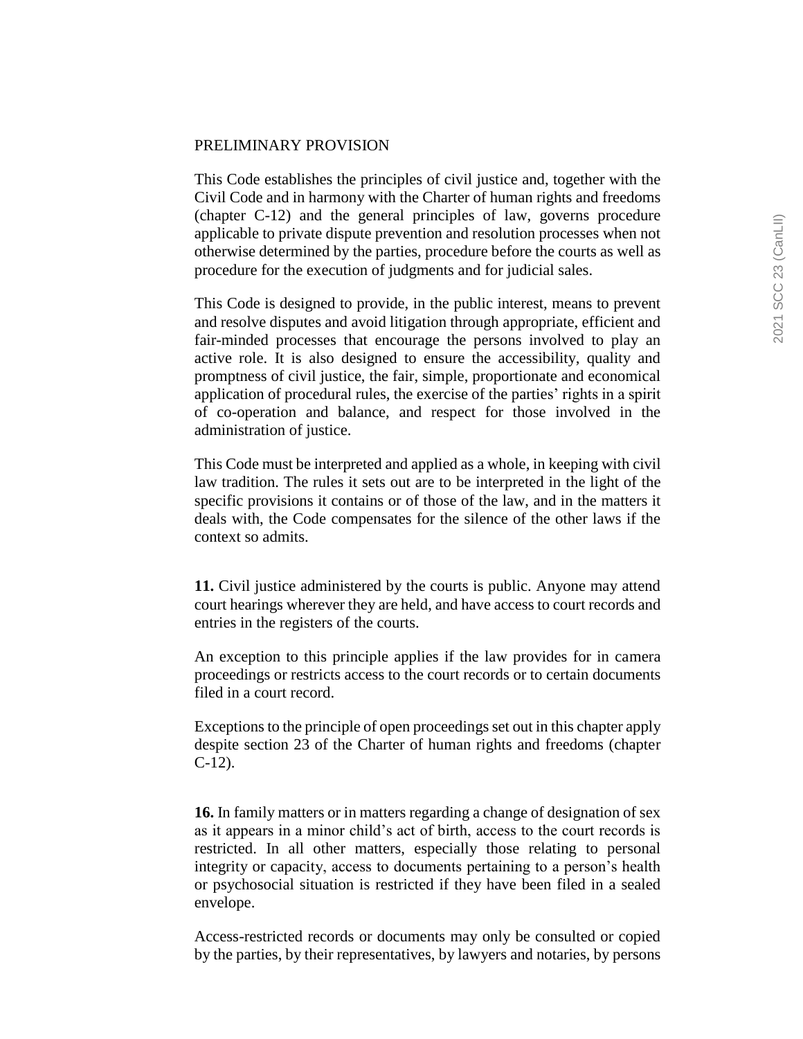PRELIMINARY PROVISION

This Code establishes the principles of civil justice and, together with the Civil Code and in harmony with the Charter of human rights and freedoms (chapter C-12) and the general principles of law, governs procedure applicable to private dispute prevention and resolution processes when not otherwise determined by the parties, procedure before the courts as well as procedure for the execution of judgments and for judicial sales.

This Code is designed to provide, in the public interest, means to prevent and resolve disputes and avoid litigation through appropriate, efficient and fair-minded processes that encourage the persons involved to play an active role. It is also designed to ensure the accessibility, quality and promptness of civil justice, the fair, simple, proportionate and economical application of procedural rules, the exercise of the parties' rights in a spirit of co-operation and balance, and respect for those involved in the administration of justice.

This Code must be interpreted and applied as a whole, in keeping with civil law tradition. The rules it sets out are to be interpreted in the light of the specific provisions it contains or of those of the law, and in the matters it deals with, the Code compensates for the silence of the other laws if the context so admits.

**11.** Civil justice administered by the courts is public. Anyone may attend court hearings wherever they are held, and have access to court records and entries in the registers of the courts.

An exception to this principle applies if the law provides for in camera proceedings or restricts access to the court records or to certain documents filed in a court record.

Exceptions to the principle of open proceedings set out in this chapter apply despite section 23 of the Charter of human rights and freedoms (chapter C-12).

**16.** In family matters or in matters regarding a change of designation of sex as it appears in a minor child's act of birth, access to the court records is restricted. In all other matters, especially those relating to personal integrity or capacity, access to documents pertaining to a person's health or psychosocial situation is restricted if they have been filed in a sealed envelope.

Access-restricted records or documents may only be consulted or copied by the parties, by their representatives, by lawyers and notaries, by persons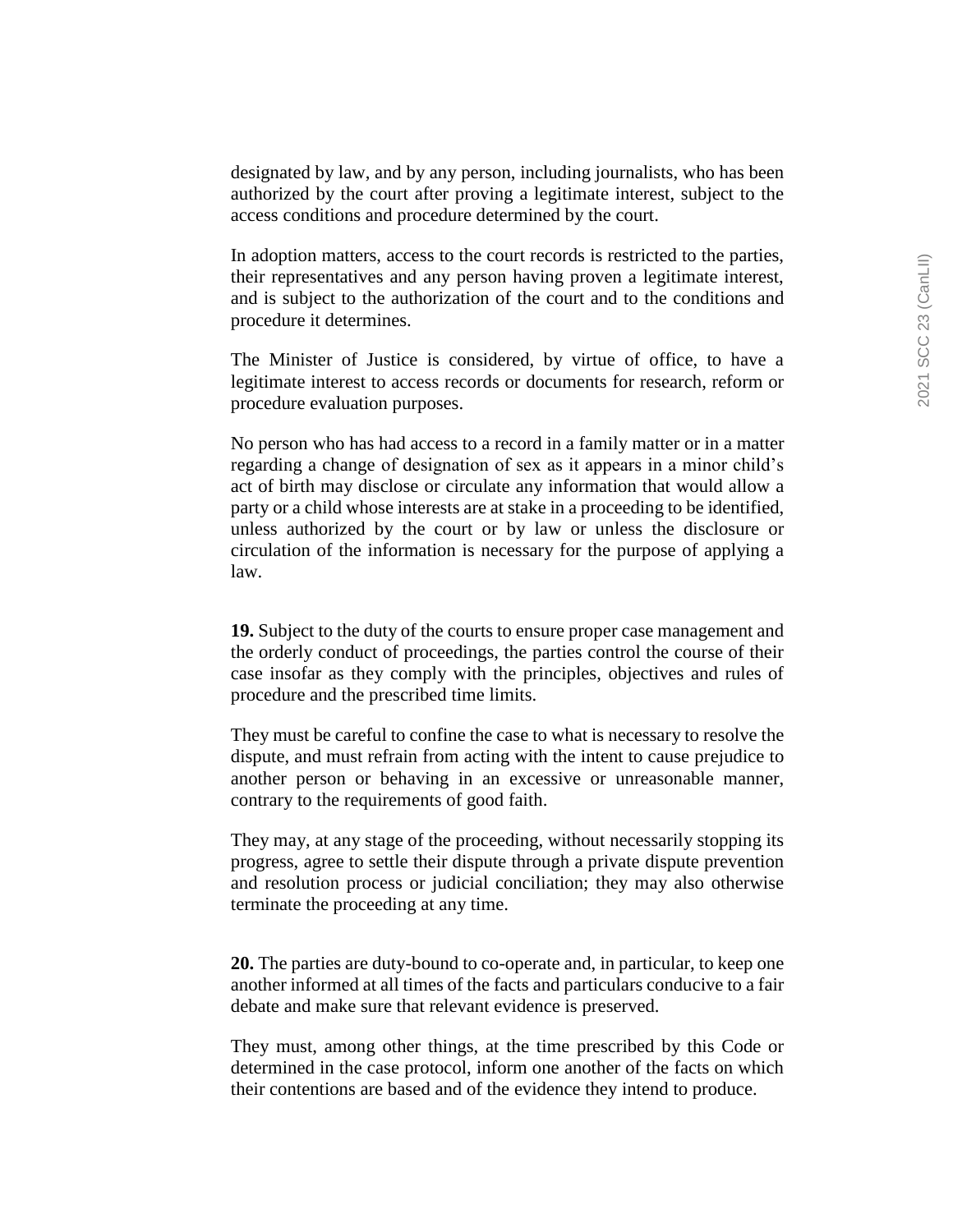designated by law, and by any person, including journalists, who has been authorized by the court after proving a legitimate interest, subject to the access conditions and procedure determined by the court.

In adoption matters, access to the court records is restricted to the parties, their representatives and any person having proven a legitimate interest, and is subject to the authorization of the court and to the conditions and procedure it determines.

The Minister of Justice is considered, by virtue of office, to have a legitimate interest to access records or documents for research, reform or procedure evaluation purposes.

No person who has had access to a record in a family matter or in a matter regarding a change of designation of sex as it appears in a minor child's act of birth may disclose or circulate any information that would allow a party or a child whose interests are at stake in a proceeding to be identified, unless authorized by the court or by law or unless the disclosure or circulation of the information is necessary for the purpose of applying a law.

**19.** Subject to the duty of the courts to ensure proper case management and the orderly conduct of proceedings, the parties control the course of their case insofar as they comply with the principles, objectives and rules of procedure and the prescribed time limits.

They must be careful to confine the case to what is necessary to resolve the dispute, and must refrain from acting with the intent to cause prejudice to another person or behaving in an excessive or unreasonable manner, contrary to the requirements of good faith.

They may, at any stage of the proceeding, without necessarily stopping its progress, agree to settle their dispute through a private dispute prevention and resolution process or judicial conciliation; they may also otherwise terminate the proceeding at any time.

**20.** The parties are duty-bound to co-operate and, in particular, to keep one another informed at all times of the facts and particulars conducive to a fair debate and make sure that relevant evidence is preserved.

They must, among other things, at the time prescribed by this Code or determined in the case protocol, inform one another of the facts on which their contentions are based and of the evidence they intend to produce.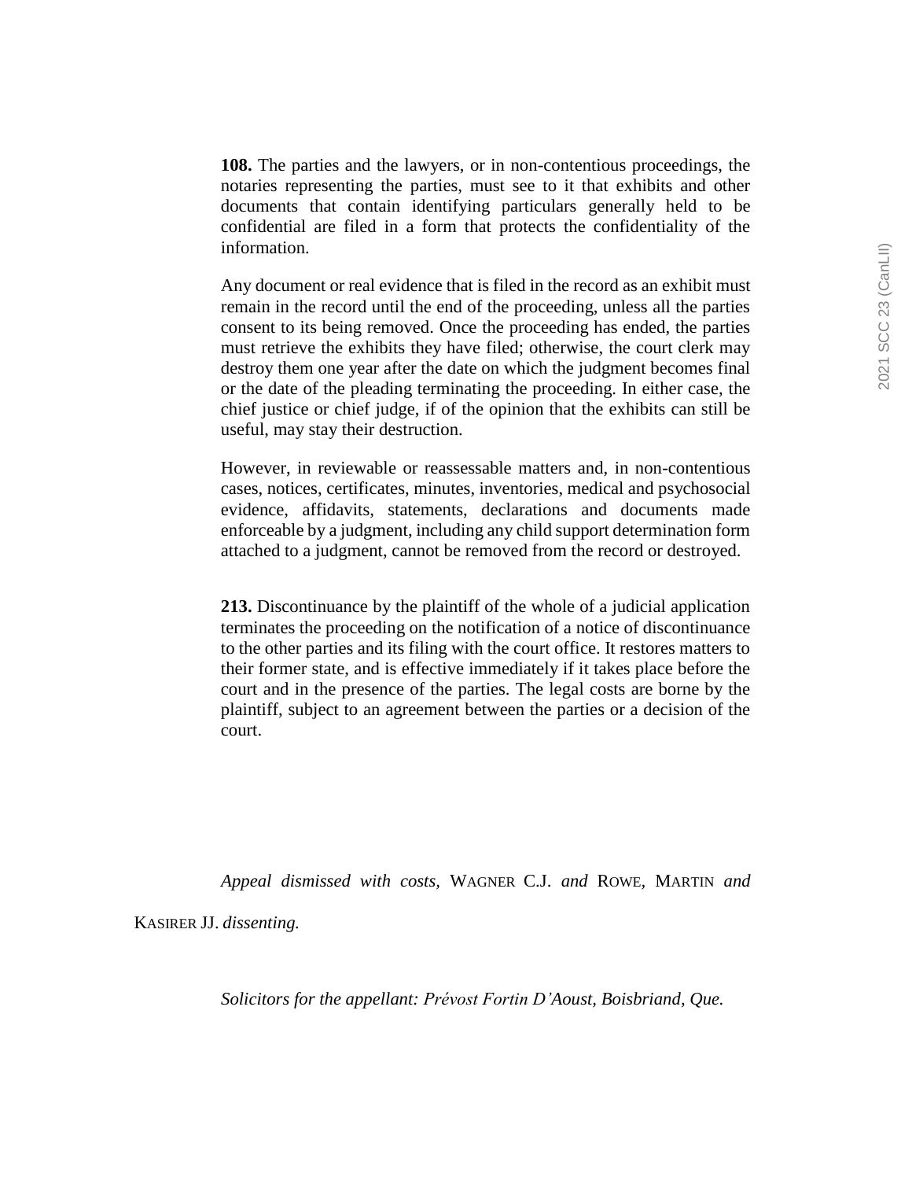**108.** The parties and the lawyers, or in non-contentious proceedings, the notaries representing the parties, must see to it that exhibits and other documents that contain identifying particulars generally held to be confidential are filed in a form that protects the confidentiality of the information.

Any document or real evidence that is filed in the record as an exhibit must remain in the record until the end of the proceeding, unless all the parties consent to its being removed. Once the proceeding has ended, the parties must retrieve the exhibits they have filed; otherwise, the court clerk may destroy them one year after the date on which the judgment becomes final or the date of the pleading terminating the proceeding. In either case, the chief justice or chief judge, if of the opinion that the exhibits can still be useful, may stay their destruction.

However, in reviewable or reassessable matters and, in non-contentious cases, notices, certificates, minutes, inventories, medical and psychosocial evidence, affidavits, statements, declarations and documents made enforceable by a judgment, including any child support determination form attached to a judgment, cannot be removed from the record or destroyed.

**213.** Discontinuance by the plaintiff of the whole of a judicial application terminates the proceeding on the notification of a notice of discontinuance to the other parties and its filing with the court office. It restores matters to their former state, and is effective immediately if it takes place before the court and in the presence of the parties. The legal costs are borne by the plaintiff, subject to an agreement between the parties or a decision of the court.

*Appeal dismissed with costs,* WAGNER C.J. *and* ROWE, MARTIN *and* KASIRER JJ. *dissenting.*

*Solicitors for the appellant: Prévost Fortin D'Aoust, Boisbriand, Que.*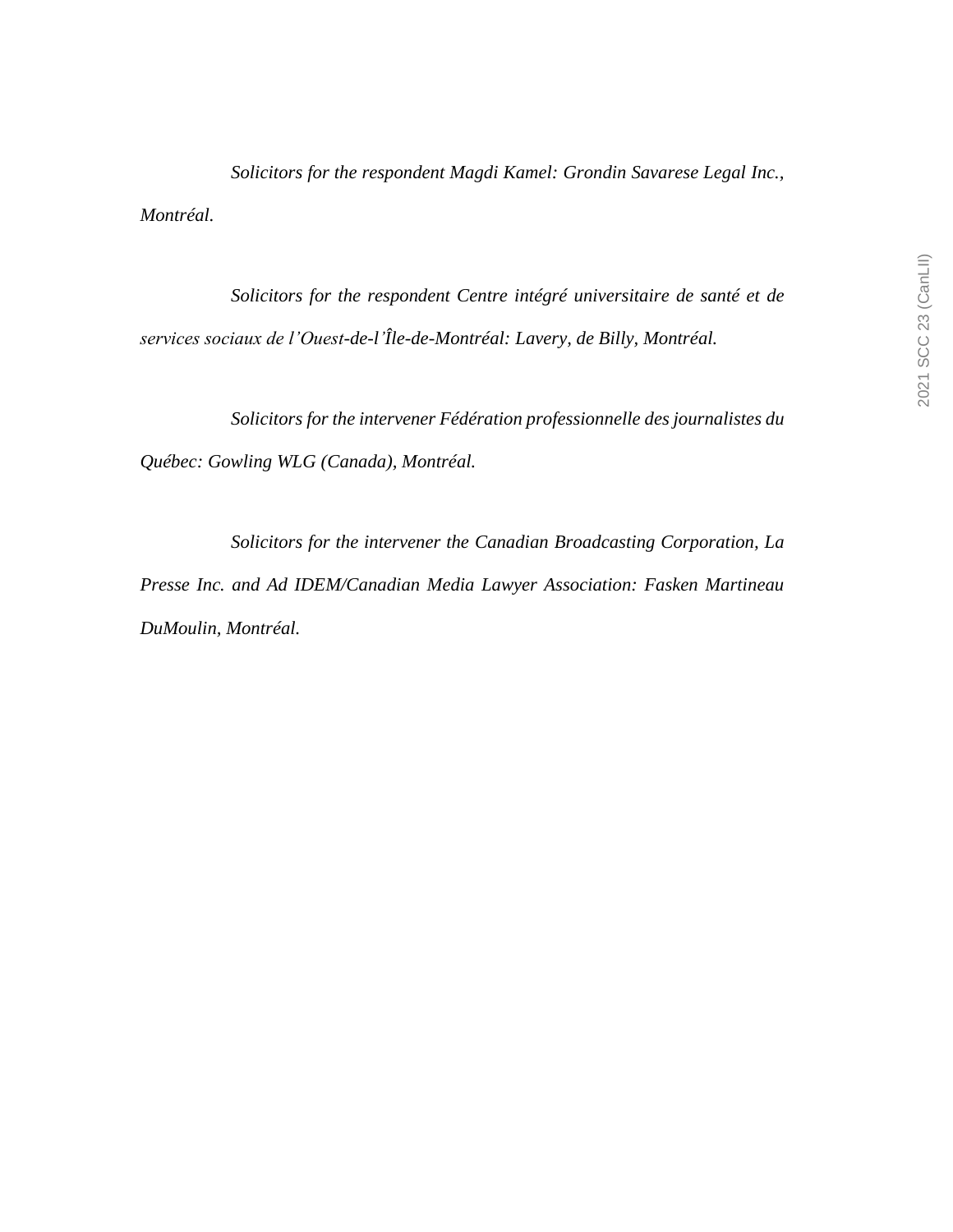*Solicitors for the respondent Magdi Kamel: Grondin Savarese Legal Inc., Montréal.*

*Solicitors for the respondent Centre intégré universitaire de santé et de services sociaux de l'Ouest-de-l'Île-de-Montréal: Lavery, de Billy, Montréal.*

*Solicitors for the intervener Fédération professionnelle des journalistes du Québec: Gowling WLG (Canada), Montréal.*

*Solicitors for the intervener the Canadian Broadcasting Corporation, La Presse Inc. and Ad IDEM/Canadian Media Lawyer Association: Fasken Martineau DuMoulin, Montréal.*